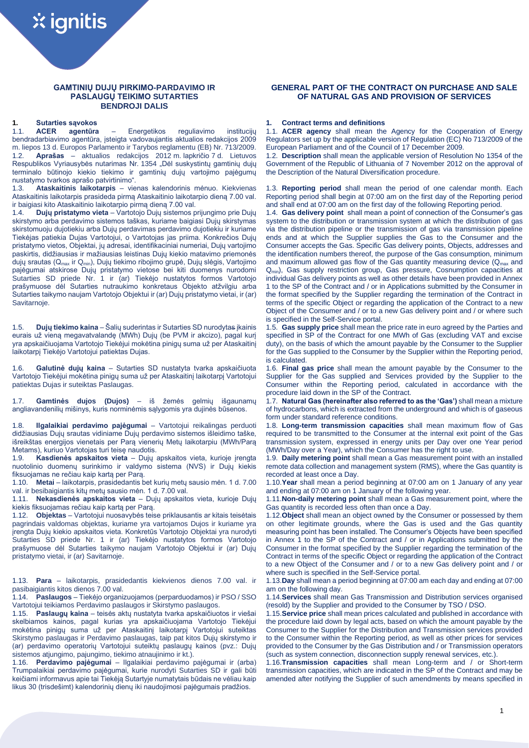## GAMTINIŲ DUJŲ PIRKIMO-PARDAVIMO IR PASLAUGŲ TEIKIMO SUTARTIES BENDROJI DALIS

### 1. Sutarties sąvokos

1.1. **ACER agentūra** – Energetikos reguliavimo institucijų bendradarbiavimo agentūra, įsteigta vadovaujantis aktualios redakcijos 2009 m. liepos 13 d. Europos Parlamento ir Tarybos reglamentu (EB) Nr. 713/2009.

1.2. **Aprašas** – aktualios redakcijos 2012 m. lapkričio 7 d. Lietuvos Respublikos Vyriausybės nutarimas Nr. 1354 „Dėl suskystintų gamtinių dujų terminalo būtinojo kiekio tiekimo ir gamtinių dujų vartojimo pajėgumų nustatymo tvarkos aprašo patvirtinimo".

1.3. **Ataskaitinis laikotarpis** – vienas kalendorinis mėnuo. Kiekvienas Ataskaitinis laikotarpis prasideda pirmą Ataskaitinio laikotarpio dieną 7.00 val. ir baigiasi kito Ataskaitinio laikotarpio pirmą dieną 7.00 val.

1.4. **Dujų pristatymo vieta** – Vartotojo Dujų sistemos prijungimo prie Dujų skirstymo arba perdavimo sistemos taškas, kuriame baigiasi Dujų skirstymas skirstomuoju dujotiekiu arba Dujų perdavimas perdavimo dujotiekiu ir kuriame Tiekėjas patiekia Dujas Vartotojui, o Vartotojas jas priima. Konkrečios Dujų pristatymo vietos, Objektai, jų adresai, identifikaciniai numeriai, Dujų vartojimo paskirtis, didžiausias ir mažiausias leistinas Dujų kiekio matavimo priemonės dujų srautas ($Q_{max}$ ir $Q_{min}$), Dujų tiekimo ribojimo grupė, Dujų slėgis, Vartojimo pajėgumai atskirose Dujų pristatymo vietose bei kiti duomenys nurodomi Sutarties SD priede Nr. 1 ir (ar) Tiekėjo nustatytos formos Vartotojo prašymuose dėl Sutarties nutraukimo konkretaus Objekto atžvilgiu arba Sutarties taikymo naujam Vartotojo Objektui ir (ar) Dujų pristatymo vietai, ir (ar) Savitarnoje.

1.5. **Dujų tiekimo kaina** – Šalių suderintas ir Sutarties SD nurodytas ~~į~~kainis eurais už vieną megavatvalandę (MWh) Dujų (be PVM ir akcizo), pagal kurį yra apskaičiuojama Vartotojo Tiekėjui mokėtina pinigų suma už per Ataskaitinį laikotarpį Tiekėjo Vartotojui patiektas Dujas.

1.6. **Galutinė dujų kaina** – Sutarties SD nustatyta tvarka apskaičiuota Vartotojo Tiekėjui mokėtina pinigų suma už per Ataskaitinį laikotarpį Vartotojui patiektas Dujas ir suteiktas Paslaugas.

1.7. **Gamtinės dujos (Dujos)** – iš žemės gelmių išgaunamų angliavandenilių mišinys, kuris norminėmis sąlygomis yra dujinės būsenos.

1.8. **Ilgalaikiai perdavimo pajėgumai** – Vartotojui reikalingas perduoti didžiausias Dujų srautas vidiniame Dujų perdavimo sistemos išleidimo taške, išreikštas energijos vienetais per Parą vienerių Metų laikotarpiu (MWh/Parą Metams), kuriuo Vartotojas turi teisę naudotis.

1.9. **Kasdienės apskaitos vieta** – Dujų apskaitos vieta, kurioje įrengta nuotolinio duomenų surinkimo ir valdymo sistema (NVS) ir Dujų kiekis fiksuojamas ne rečiau kaip kartą per Parą.

1.10. **Metai** – laikotarpis, prasidedantis bet kurių metų sausio mėn. 1 d. 7.00 val. ir besibaigiantis kitų metų sausio mėn. 1 d. 7.00 val.

1.11. **Nekasdienės apskaitos vieta** – Dujų apskaitos vieta, kurioje Dujų kiekis fiksuojamas rečiau kaip kartą per Parą.

1.12. **Objektas** – Vartotojui nuosavybės teise priklausantis ar kitais teisėtais pagrindais valdomas objektas, kuriame yra vartojamos Dujos ir kuriame yra įrengta Dujų kiekio apskaitos vieta. Konkretūs Vartotojo Objektai yra nurodyti Sutarties SD priede Nr. 1 ir (ar) Tiekėjo nustatytos formos Vartotojo prašymuose dėl Sutarties taikymo naujam Vartotojo Objektui ir (ar) Dujų pristatymo vietai, ir (ar) Savitarnoje.

1.13. **Para** – laikotarpis, prasidedantis kiekvienos dienos 7.00 val. ir pasibaigiantis kitos dienos 7.00 val.

1.14. **Paslaugos** – Tiekėjo organizuojamos (perparduodamos) ir PSO / SSO Vartotojui teikiamos Perdavimo paslaugos ir Skirstymo paslaugos.

1.15. **Paslaugų kaina** – teisės aktų nustatyta tvarka apskaičiuotos ir viešai skelbiamos kainos, pagal kurias yra apskaičiuojama Vartotojo Tiekėjui mokėtina pinigų suma už per Ataskaitinį laikotarpį Vartotojui suteiktas Skirstymo paslaugas ir Perdavimo paslaugas, taip pat kitos Dujų skirstymo ir (ar) perdavimo operatorių Vartotojui suteiktų paslaugų kainos (pvz.: Dujų sistemos atjungimo, pajungimo, tiekimo atnaujinimo ir kt.).

1.16. **Perdavimo pajėgumai** – Ilgalaikiai perdavimo pajėgumai ir (arba) Trumpalaikiai perdavimo pajėgumai, kurie nurodyti Sutarties SD ir gali būti keičiami informavus apie tai Tiekėją Sutartyje numatytais būdais ne vėliau kaip likus 30 (trisdešimt) kalendorinių dienų iki naudojimosi pajėgumais pradžios.

## GENERAL PART OF THE CONTRACT ON PURCHASE AND SALE OF NATURAL GAS AND PROVISION OF SERVICES

### 1. Contract terms and definitions

1.1. **ACER agency** shall mean the Agency for the Cooperation of Energy Regulators set up by the applicable version of Regulation (EC) No 713/2009 of the European Parliament and of the Council of 17 December 2009.

1.2. **Description** shall mean the applicable version of Resolution No 1354 of the Government of the Republic of Lithuania of 7 November 2012 on the approval of the Description of the Natural Diversification procedure.

1.3. **Reporting period** shall mean the period of one calendar month. Each Reporting period shall begin at 07:00 am on the first day of the Reporting period and shall end at 07:00 am on the first day of the following Reporting period.

1.4. **Gas delivery point** shall mean a point of connection of the Consumer's gas system to the distribution or transmission system at which the distribution of gas via the distribution pipeline or the transmission of gas via transmission pipeline ends and at which the Supplier supplies the Gas to the Consumer and the Consumer accepts the Gas. Specific Gas delivery points, Objects, addresses and the identification numbers thereof, the purpose of the Gas consumption, minimum and maximum allowed gas flow of the Gas quantity measuring device ($Q_{max}$ and $Q_{min}$), Gas supply restriction group, Gas pressure, Cosnumption capacities at individual Gas delivery points as well as other details have been provided in Annex 1 to the SP of the Contract and / or in Applications submitted by the Consumer in the format specified by the Supplier regarding the termination of the Contract in terms of the specific Object or regarding the application of the Contract to a new Object of the Consumer and / or to a new Gas delivery point and / or where such is specified in the Self-Service portal.

1.5. **Gas supply price** shall mean the price rate in euro agreed by the Parties and specified in SP of the Contract for one MWh of Gas (excluding VAT and excise duty), on the basis of which the amount payable by the Consumer to the Supplier for the Gas supplied to the Consumer by the Supplier within the Reporting period, is calculated.

1.6. **Final gas price** shall mean the amount payable by the Consumer to the Supplier for the Gas supplied and Services provided by the Supplier to the Consumer within the Reporting period, calculated in accordance with the procedure laid down in the SP of the Contract.

1.7. **Natural Gas (hereinafter also referred to as the 'Gas')** shall mean a mixture of hydrocarbons, which is extracted from the underground and which is of gaseous form under standard reference conditions.

1.8. **Long-term transmission capacities** shall mean maximum flow of Gas required to be transmitted to the Consumer at the internal exit point of the Gas transmission system, expressed in energy units per Day over one Year period (MWh/Day over a Year), which the Consumer has the right to use.

1.9. **Daily metering point** shall mean a Gas measurement point with an installed remote data collection and management system (RMS), where the Gas quantity is recorded at least once a Day.

1.10. **Year** shall mean a period beginning at 07:00 am on 1 January of any year and ending at 07:00 am on 1 January of the following year.

1.11. **Non-daily metering point** shall mean a Gas measurement point, where the Gas quantity is recorded less often than once a Day.

1.12. **Object** shall mean an object owned by the Consumer or possessed by them on other legitimate grounds, where the Gas is used and the Gas quantity measuring point has been installed. The Consumer's Objects have been specified in Annex 1 to the SP of the Contract and / or in Applications submitted by the Consumer in the format specified by the Supplier regarding the termination of the Contract in terms of the specific Object or regarding the application of the Contract to a new Object of the Consumer and / or to a new Gas delivery point and / or where such is specified in the Self-Service portal.

1.13. **Day** shall mean a period beginning at 07:00 am each day and ending at 07:00 am on the following day.

1.14. **Services** shall mean Gas Transmission and Distribution services organised (resold) by the Supplier and provided to the Consumer by TSO / DSO.

1.15. **Service price** shall mean prices calculated and published in accordance with the procedure laid down by legal acts, based on which the amount payable by the Consumer to the Supplier for the Distribution and Transmission services provided to the Consumer within the Reporting period, as well as other prices for services provided to the Consumer by the Gas Distribution and / or Transmission operators (such as system connection, disconnection supply renewal services, etc.).

1.16. **Transmission capacities** shall mean Long-term and / or Short-term transmission capacities, which are indicated in the SP of the Contract and may be amended after notifying the Supplier of such amendments by means specified in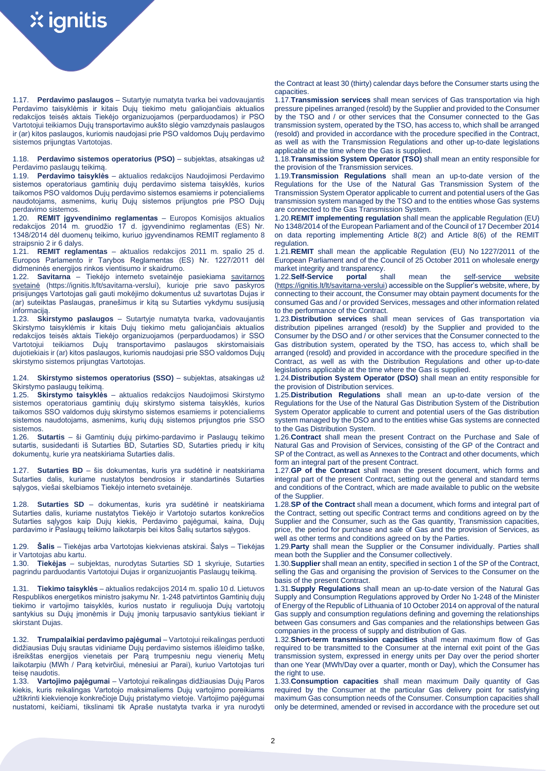1.17. **Perdavimo paslaugos** – Sutartyje numatyta tvarka bei vadovaujantis Perdavimo taisyklėmis ir kitais Dujų tiekimo metu galiojančiais aktualios redakcijos teisės aktais Tiekėjo organizuojamos (perparduodamos) ir PSO Vartotojui teikiamos Dujų transportavimo aukšto slėgio vamzdynais paslaugos ir (ar) kitos paslaugos, kuriomis naudojasi prie PSO valdomos Dujų perdavimo sistemos prijungtas Vartotojas.

1.18. **Perdavimo sistemos operatorius (PSO)** – subjektas, atsakingas už Perdavimo paslaugų teikimą.

1.19. **Perdavimo taisyklės** – aktualios redakcijos Naudojimosi Perdavimo sistemos operatoriaus gamtinių dujų perdavimo sistema taisyklės, kurios taikomos PSO valdomos Dujų perdavimo sistemos esamiems ir potencialiems naudotojams, asmenims, kurių Dujų sistemos prijungtos prie PSO Dujų perdavimo sistemos.

1.20. **REMIT įgyvendinimo reglamentas** – Europos Komisijos aktualios redakcijos 2014 m. gruodžio 17 d. įgyvendinimo reglamentas (ES) Nr. 1348/2014 dėl duomenų teikimo, kuriuo įgyvendinamos REMIT reglamento 8 straipsnio 2 ir 6 dalys.

1.21. **REMIT reglamentas** – aktualios redakcijos 2011 m. spalio 25 d. Europos Parlamento ir Tarybos Reglamentas (ES) Nr. 1227/2011 dėl didmeninės energijos rinkos vientisumo ir skaidrumo.

1.22. **Savitarna** – Tiekėjo interneto svetainėje pasiekiama savitarnos svetainė (https://ignitis.lt/lt/savitarna-verslui), kurioje prie savo paskyros prisijungęs Vartotojas gali gauti mokėjimo dokumentus už suvartotas Dujas ir (ar) suteiktas Paslaugas, pranešimus ir kitą su Sutarties vykdymu susijusią informaciją.

1.23. **Skirstymo paslaugos** – Sutartyje numatyta tvarka, vadovaujantis Skirstymo taisyklėmis ir kitais Dujų tiekimo metu galiojančiais aktualios redakcijos teisės aktais Tiekėjo organizuojamos (perparduodamos) ir SSO Vartotojui teikiamos Dujų transportavimo paslaugos skirstomaisiais dujotiekiais ir (ar) kitos paslaugos, kuriomis naudojasi prie SSO valdomos Dujų skirstymo sistemos prijungtas Vartotojas.

1.24. **Skirstymo sistemos operatorius (SSO)** – subjektas, atsakingas už Skirstymo paslaugų teikimą.

1.25. **Skirstymo taisyklės** – aktualios redakcijos Naudojimosi Skirstymo sistemos operatoriaus gamtinių dujų skirstymo sistema taisyklės, kurios taikomos SSO valdomos dujų skirstymo sistemos esamiems ir potencialiems sistemos naudotojams, asmenims, kurių dujų sistemos prijungtos prie SSO sistemos.

1.26. **Sutartis** – ši Gamtinių dujų pirkimo-pardavimo ir Paslaugų teikimo sutartis, susidedanti iš Sutarties BD, Sutarties SD, Sutarties priedų ir kitų dokumentų, kurie yra neatskiriama Sutarties dalis.

1.27. **Sutarties BD** – šis dokumentas, kuris yra sudėtinė ir neatskiriama Sutarties dalis, kuriame nustatytos bendrosios ir standartinės Sutarties sąlygos, viešai skelbiamos Tiekėjo interneto svetainėje.

1.28. **Sutarties SD** – dokumentas, kuris yra sudėtinė ir neatskiriama Sutarties dalis, kuriame nustatytos Tiekėjo ir Vartotojo sutartos konkrečios Sutarties sąlygos kaip Dujų kiekis, Perdavimo pajėgumai, kaina, Dujų pardavimo ir Paslaugų teikimo laikotarpis bei kitos Šalių sutartos sąlygos.

1.29. **Šalis** – Tiekėjas arba Vartotojas kiekvienas atskirai. Šalys – Tiekėjas ir Vartotojas abu kartu.

1.30. **Tiekėjas** – subjektas, nurodytas Sutarties SD 1 skyriuje, Sutarties pagrindu parduodantis Vartotojui Dujas ir organizuojantis Paslaugų teikimą.

1.31. **Tiekimo taisyklės** – aktualios redakcijos 2014 m. spalio 10 d. Lietuvos Respublikos energetikos ministro įsakymu Nr. 1-248 patvirtintos Gamtinių dujų tiekimo ir vartojimo taisyklės, kurios nustato ir reguliuoja Dujų vartotojų santykius su Dujų įmonėmis ir Dujų įmonių tarpusavio santykius tiekiant ir skirstant Dujas.

1.32. **Trumpalaikiai perdavimo pajėgumai** – Vartotojui reikalingas perduoti didžiausias Dujų srautas vidiniame Dujų perdavimo sistemos išleidimo taške, išreikštas energijos vienetais per Parą trumpesniu negu vienerių Metų laikotarpiu (MWh / Parą ketvirčiui, mėnesiui ar Parai), kuriuo Vartotojas turi teisę naudotis.

1.33. **Vartojimo pajėgumai** – Vartotojui reikalingas didžiausias Dujų Paros kiekis, kuris reikalingas Vartotojo maksimaliems Dujų vartojimo poreikiams užtikrinti kiekvienoje konkrečioje Dujų pristatymo vietoje. Vartojimo pajėgumai nustatomi, keičiami, tikslinami tik Apraše nustatyta tvarka ir yra nurodyti

the Contract at least 30 (thirty) calendar days before the Consumer starts using the capacities.

1.17. **Transmission services** shall mean services of Gas transportation via high pressure pipelines arranged (resold) by the Supplier and provided to the Consumer by the TSO and / or other services that the Consumer connected to the Gas transmission system, operated by the TSO, has access to, which shall be arranged (resold) and provided in accordance with the procedure specified in the Contract, as well as with the Transmission Regulations and other up-to-date legislations applicable at the time where the Gas is supplied.

1.18. **Transmission System Operator (TSO)** shall mean an entity responsible for the provision of the Transmission services.

1.19. **Transmission Regulations** shall mean an up-to-date version of the Regulations for the Use of the Natural Gas Transmission System of the Transmission System Operator applicable to current and potential users of the Gas transmission system managed by the TSO and to the entities whose Gas systems are connected to the Gas Transmission System.

1.20. **REMIT implementing regulation** shall mean the applicable Regulation (EU) No 1348/2014 of the European Parliament and of the Council of 17 December 2014 on data reporting implementing Article 8(2) and Article 8(6) of the REMIT regulation.

1.21. **REMIT** shall mean the applicable Regulation (EU) No 1227/2011 of the European Parliament and of the Council of 25 October 2011 on wholesale energy market integrity and transparency.

1.22. **Self-Service portal** shall mean the self-service website (https://ignitis.lt/lt/savitarna-verslui) accessible on the Supplier's website, where, by connecting to their account, the Consumer may obtain payment documents for the consumed Gas and / or provided Services, messages and other information related to the performance of the Contract.

1.23. **Distribution services** shall mean services of Gas transportation via distribution pipelines arranged (resold) by the Supplier and provided to the Consumer by the DSO and / or other services that the Consumer connected to the Gas distribution system, operated by the TSO, has access to, which shall be arranged (resold) and provided in accordance with the procedure specified in the Contract, as well as with the Distribution Regulations and other up-to-date legislations applicable at the time where the Gas is supplied.

1.24. **Distribution System Operator (DSO)** shall mean an entity responsible for the provision of Distribution services.

1.25. **Distribution Regulations** shall mean an up-to-date version of the Regulations for the Use of the Natural Gas Distribution System of the Distribution System Operator applicable to current and potential users of the Gas distribution system managed by the DSO and to the entities whose Gas systems are connected to the Gas Distribution System.

1.26. **Contract** shall mean the present Contract on the Purchase and Sale of Natural Gas and Provision of Services, consisting of the GP of the Contract and SP of the Contract, as well as Annexes to the Contract and other documents, which form an integral part of the present Contract.

1.27. **GP of the Contract** shall mean the present document, which forms and integral part of the present Contract, setting out the general and standard terms and conditions of the Contract, which are made available to public on the website of the Supplier.

1.28. **SP of the Contract** shall mean a document, which forms and integral part of the Contract, setting out specific Contract terms and conditions agreed on by the Supplier and the Consumer, such as the Gas quantity, Transmission capacities, price, the period for purchase and sale of Gas and the provision of Services, as well as other terms and conditions agreed on by the Parties.

1.29. **Party** shall mean the Supplier or the Consumer individually. Parties shall mean both the Supplier and the Consumer collectively.

1.30. **Supplier** shall mean an entity, specified in section 1 of the SP of the Contract, selling the Gas and organising the provision of Services to the Consumer on the basis of the present Contract.

1.31. **Supply Regulations** shall mean an up-to-date version of the Natural Gas Supply and Consumption Regulations approved by Order No 1-248 of the Minister of Energy of the Republic of Lithuania of 10 October 2014 on approval of the natural Gas supply and consumption regulations defining and governing the relationships between Gas consumers and Gas companies and the relationships between Gas companies in the process of supply and distribution of Gas.

1.32. **Short-term transmission capacities** shall mean maximum flow of Gas required to be transmitted to the Consumer at the internal exit point of the Gas transmission system, expressed in energy units per Day over the period shorter than one Year (MWh/Day over a quarter, month or Day), which the Consumer has the right to use.

1.33. **Consumption capacities** shall mean maximum Daily quantity of Gas required by the Consumer at the particular Gas delivery point for satisfying maximum Gas consumption needs of the Consumer. Consumption capacities shall only be determined, amended or revised in accordance with the procedure set out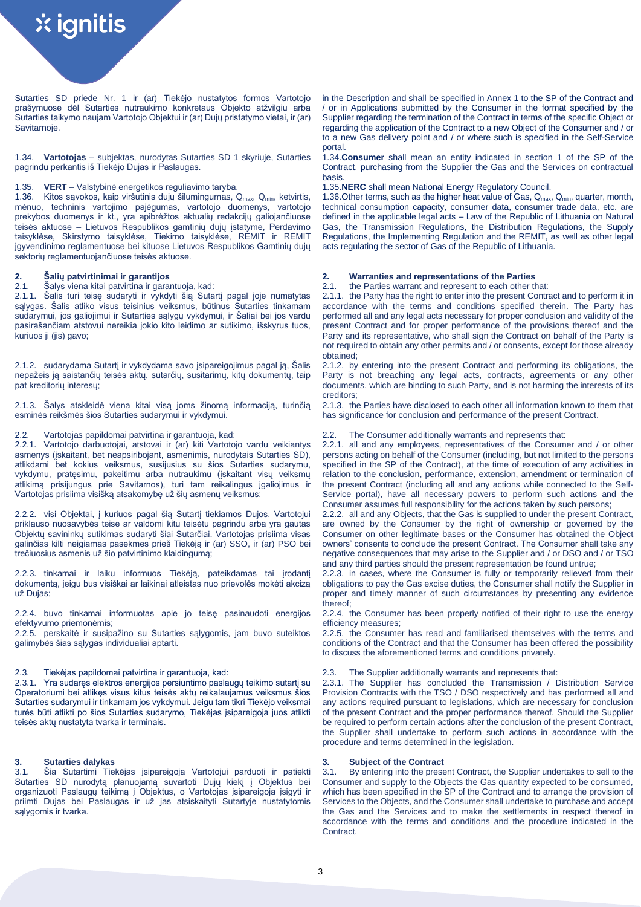Sutarties SD priede Nr. 1 ir (ar) Tiekėjo nustatytos formos Vartotojo prašymuose dėl Sutarties nutraukimo konkretaus Objekto atžvilgiu arba Sutarties taikymo naujam Vartotojo Objektui ir (ar) Dujų pristatymo vietai, ir (ar) Savitarnoje.

1.34. **Vartotojas** – subjektas, nurodytas Sutarties SD 1 skyriuje, Sutarties pagrindu perkantis iš Tiekėjo Dujas ir Paslaugas.

1.35. **VERT** – Valstybinė energetikos reguliavimo taryba.

1.36. Kitos sąvokos, kaip viršutinis dujų šilumingumas, $Q_{max}$, $Q_{min}$, ketvirtis, mėnuo, techninis vartojimo pajėgumas, vartotojo duomenys, vartotojo prekybos duomenys ir kt., yra apibrėžtos aktualių redakcijų galiojančiuose teisės aktuose – Lietuvos Respublikos gamtinių dujų įstatyme, Perdavimo taisyklėse, Skirstymo taisyklėse, Tiekimo taisyklėse, REMIT ir REMIT įgyvendinimo reglamentuose bei kituose Lietuvos Respublikos Gamtinių dujų sektorių reglamentuojančiuose teisės aktuose.

## 2. Šalių patvirtinimai ir garantijos

2.1. Šalys viena kitai patvirtina ir garantuoja, kad:

2.1.1. Šalis turi teisę sudaryti ir vykdyti šią Sutartį pagal joje numatytas sąlygas. Šalis atliko visus teisinius veiksmus, būtinus Sutarties tinkamam sudarymui, jos galiojimui ir Sutarties sąlygų vykdymui, ir Šaliai bei jos vardu pasirašančiam atstovui nereikia jokio kito leidimo ar sutikimo, išskyrus tuos, kuriuos ji (jis) gavo;

2.1.2. sudarydama Sutartį ir vykdydama savo įsipareigojimus pagal ją, Šalis nepažeis ją saistančių teisės aktų, sutarčių, susitarimų, kitų dokumentų, taip pat kreditorių interesų;

2.1.3. Šalys atskleidė viena kitai visą joms žinomą informaciją, turinčią esminės reikšmės šios Sutarties sudarymui ir vykdymui.

2.2. Vartotojas papildomai patvirtina ir garantuoja, kad:

2.2.1. Vartotojo darbuotojai, atstovai ir (ar) kiti Vartotojo vardu veikiantys asmenys (įskaitant, bet neapsiribojant, asmenimis, nurodytais Sutarties SD), atlikdami bet kokius veiksmus, susijusius su šios Sutarties sudarymu, vykdymu, pratęsimu, pakeitimu arba nutraukimu (įskaitant visų veiksmų atlikimą prisijungus prie Savitarnos), turi tam reikalingus įgaliojimus ir Vartotojas prisiima visišką atsakomybę už šių asmenų veiksmus;

2.2.2. visi Objektai, į kuriuos pagal šią Sutartį tiekiamos Dujos, Vartotojui priklauso nuosavybės teise ar valdomi kitu teisėtu pagrindu arba yra gautas Objektų savininkų sutikimas sudaryti šiai Sutarčiai. Vartotojas prisiima visas galinčias kilti neigiamas pasekmes prieš Tiekėją ir (ar) SSO, ir (ar) PSO bei trečiuosius asmenis už šio patvirtinimo klaidingumą;

2.2.3. tinkamai ir laiku informuos Tiekėją, pateikdamas tai įrodantį dokumentą, jeigu bus visiškai ar laikinai atleistas nuo prievolės mokėti akcizą už Dujas;

2.2.4. buvo tinkamai informuotas apie jo teisę pasinaudoti energijos efektyvumo priemonėmis;

2.2.5. perskaitė ir susipažino su Sutarties sąlygomis, jam buvo suteiktos galimybės šias sąlygas individualiai aptarti.

2.3. Tiekėjas papildomai patvirtina ir garantuoja, kad:

2.3.1. Yra sudaręs elektros energijos persiuntimo paslaugų teikimo sutartį su Operatoriumi bei atlikęs visus kitus teisės aktų reikalaujamus veiksmus šios Sutarties sudarymui ir tinkamam jos vykdymui. Jeigu tam tikri Tiekėjo veiksmai turės būti atlikti po šios Sutarties sudarymo, Tiekėjas įsipareigoja juos atlikti teisės aktų nustatyta tvarka ir terminais.

## 3. Sutarties dalykas

3.1. Šia Sutartimi Tiekėjas įsipareigoja Vartotojui parduoti ir patiekti Sutarties SD nurodytą planuojamą suvartoti Dujų kiekį į Objektus bei organizuoti Paslaugų teikimą į Objektus, o Vartotojas įsipareigoja įsigyti ir priimti Dujas bei Paslaugas ir už jas atsiskaityti Sutartyje nustatytomis sąlygomis ir tvarka.

---

in the Description and shall be specified in Annex 1 to the SP of the Contract and / or in Applications submitted by the Consumer in the format specified by the Supplier regarding the termination of the Contract in terms of the specific Object or regarding the application of the Contract to a new Object of the Consumer and / or to a new Gas delivery point and / or where such is specified in the Self-Service portal.

1.34. **Consumer** shall mean an entity indicated in section 1 of the SP of the Contract, purchasing from the Supplier the Gas and the Services on contractual basis.

1.35. **NERC** shall mean National Energy Regulatory Council.

1.36. Other terms, such as the higher heat value of Gas, $Q_{max}$, $Q_{min}$, quarter, month, technical consumption capacity, consumer data, consumer trade data, etc. are defined in the applicable legal acts – Law of the Republic of Lithuania on Natural Gas, the Transmission Regulations, the Distribution Regulations, the Supply Regulations, the Implementing Regulation and the REMIT, as well as other legal acts regulating the sector of Gas of the Republic of Lithuania.

## 2. Warranties and representations of the Parties

2.1. the Parties warrant and represent to each other that:

2.1.1. the Party has the right to enter into the present Contract and to perform it in accordance with the terms and conditions specified therein. The Party has performed all and any legal acts necessary for proper conclusion and validity of the present Contract and for proper performance of the provisions thereof and the Party and its representative, who shall sign the Contract on behalf of the Party is not required to obtain any other permits and / or consents, except for those already obtained;

2.1.2. by entering into the present Contract and performing its obligations, the Party is not breaching any legal acts, contracts, agreements or any other documents, which are binding to such Party, and is not harming the interests of its creditors;

2.1.3. the Parties have disclosed to each other all information known to them that has significance for conclusion and performance of the present Contract.

2.2. The Consumer additionally warrants and represents that:

2.2.1. all and any employees, representatives of the Consumer and / or other persons acting on behalf of the Consumer (including, but not limited to the persons specified in the SP of the Contract), at the time of execution of any activities in relation to the conclusion, performance, extension, amendment or termination of the present Contract (including all and any actions while connected to the Self-Service portal), have all necessary powers to perform such actions and the Consumer assumes full responsibility for the actions taken by such persons;

2.2.2. all and any Objects, that the Gas is supplied to under the present Contract, are owned by the Consumer by the right of ownership or governed by the Consumer on other legitimate bases or the Consumer has obtained the Object owners' consents to conclude the present Contract. The Consumer shall take any negative consequences that may arise to the Supplier and / or DSO and / or TSO and any third parties should the present representation be found untrue;

2.2.3. in cases, where the Consumer is fully or temporarily relieved from their obligations to pay the Gas excise duties, the Consumer shall notify the Supplier in proper and timely manner of such circumstances by presenting any evidence thereof;

2.2.4. the Consumer has been properly notified of their right to use the energy efficiency measures;

2.2.5. the Consumer has read and familiarised themselves with the terms and conditions of the Contract and that the Consumer has been offered the possibility to discuss the aforementioned terms and conditions privately.

2.3. The Supplier additionally warrants and represents that:

2.3.1. The Supplier has concluded the Transmission / Distribution Service Provision Contracts with the TSO / DSO respectively and has performed all and any actions required pursuant to legislations, which are necessary for conclusion of the present Contract and the proper performance thereof. Should the Supplier be required to perform certain actions after the conclusion of the present Contract, the Supplier shall undertake to perform such actions in accordance with the procedure and terms determined in the legislation.

## 3. Subject of the Contract

3.1. By entering into the present Contract, the Supplier undertakes to sell to the Consumer and supply to the Objects the Gas quantity expected to be consumed, which has been specified in the SP of the Contract and to arrange the provision of Services to the Objects, and the Consumer shall undertake to purchase and accept the Gas and the Services and to make the settlements in respect thereof in accordance with the terms and conditions and the procedure indicated in the Contract.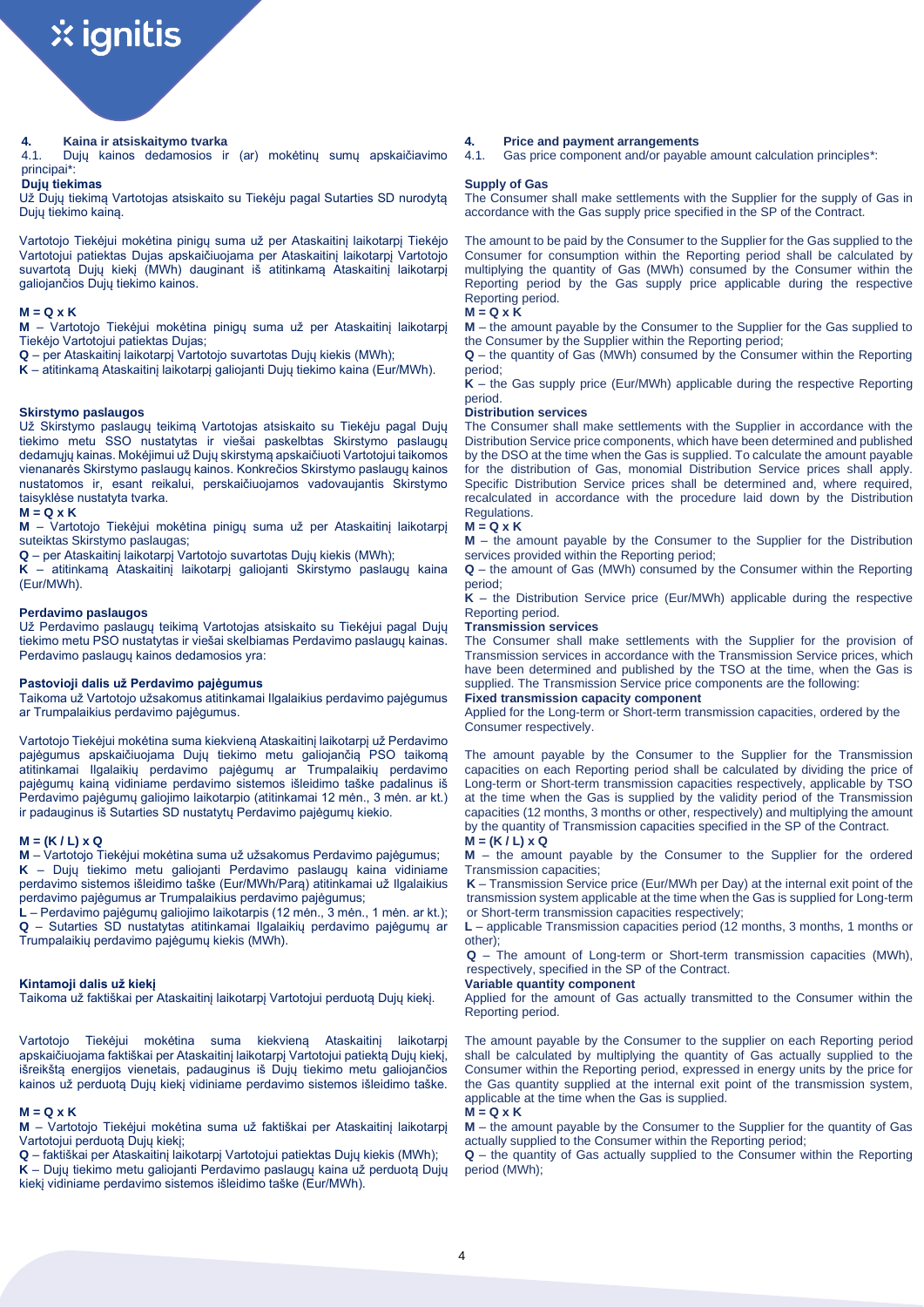## 4. Kaina ir atsiskaitymo tvarka

4.1. Dujų kainos dedamosios ir (ar) mokėtinų sumų apskaičiavimo principai*:

**Dujų tiekimas**

Už Dujų tiekimą Vartotojas atsiskaito su Tiekėju pagal Sutarties SD nurodytą Dujų tiekimo kainą.

Vartotojo Tiekėjui mokėtina pinigų suma už per Ataskaitinį laikotarpį Tiekėjo Vartotojui patiektas Dujas apskaičiuojama per Ataskaitinį laikotarpį Vartotojo suvartotą Dujų kiekį (MWh) dauginant iš atitinkamą Ataskaitinį laikotarpį galiojančios Dujų tiekimo kainos.

**M = Q x K**

**M** – Vartotojo Tiekėjui mokėtina pinigų suma už per Ataskaitinį laikotarpį Tiekėjo Vartotojui patiektas Dujas;
**Q** – per Ataskaitinį laikotarpį Vartotojo suvartotas Dujų kiekis (MWh);
**K** – atitinkamą Ataskaitinį laikotarpį galiojanti Dujų tiekimo kaina (Eur/MWh).

**Skirstymo paslaugos**

Už Skirstymo paslaugų teikimą Vartotojas atsiskaito su Tiekėju pagal Dujų tiekimo metu SSO nustatytas ir viešai paskelbtas Skirstymo paslaugų dedamųjų kainas. Mokėjimui už Dujų skirstymą apskaičiuoti Vartotojui taikomos vienanarės Skirstymo paslaugų kainos. Konkrečios Skirstymo paslaugų kainos nustatomos ir, esant reikalui, perskaičiuojamos vadovaujantis Skirstymo taisyklėse nustatyta tvarka.

**M = Q x K**

**M** – Vartotojo Tiekėjui mokėtina pinigų suma už per Ataskaitinį laikotarpį suteiktas Skirstymo paslaugas;
**Q** – per Ataskaitinį laikotarpį Vartotojo suvartotas Dujų kiekis (MWh);
**K** – atitinkamą Ataskaitinį laikotarpį galiojanti Skirstymo paslaugų kaina (Eur/MWh).

**Perdavimo paslaugos**

Už Perdavimo paslaugų teikimą Vartotojas atsiskaito su Tiekėjui pagal Dujų tiekimo metu PSO nustatytas ir viešai skelbiamas Perdavimo paslaugų kainas. Perdavimo paslaugų kainos dedamosios yra:

**Pastovioji dalis už Perdavimo pajėgumus**

Taikoma už Vartotojo užsakomus atitinkamai Ilgalaikius perdavimo pajėgumus ar Trumpalaikius perdavimo pajėgumus.

Vartotojo Tiekėjui mokėtina suma kiekvieną Ataskaitinį laikotarpį už Perdavimo pajėgumus apskaičiuojama Dujų tiekimo metu galiojančią PSO taikomą atitinkamai Ilgalaikių perdavimo pajėgumų ar Trumpalaikių perdavimo pajėgumų kainą vidiniame perdavimo sistemos išleidimo taške padalinus iš Perdavimo pajėgumų galiojimo laikotarpio (atitinkamai 12 mėn., 3 mėn. ar kt.) ir padauginus iš Sutarties SD nustatytų Perdavimo pajėgumų kiekio.

**M = (K / L) x Q**

**M** – Vartotojo Tiekėjui mokėtina suma už užsakomus Perdavimo pajėgumus;
**K** – Dujų tiekimo metu galiojanti Perdavimo paslaugų kaina vidiniame perdavimo sistemos išleidimo taške (Eur/MWh/Parą) atitinkamai už Ilgalaikius perdavimo pajėgumus ar Trumpalaikius perdavimo pajėgumus;
**L** – Perdavimo pajėgumų galiojimo laikotarpis (12 mėn., 3 mėn., 1 mėn. ar kt.);
**Q** – Sutarties SD nustatytas atitinkamai Ilgalaikių perdavimo pajėgumų ar Trumpalaikių perdavimo pajėgumų kiekis (MWh).

**Kintamoji dalis už kiekį**

Taikoma už faktiškai per Ataskaitinį laikotarpį Vartotojui perduotą Dujų kiekį.

Vartotojo Tiekėjui mokėtina suma kiekvieną Ataskaitinį laikotarpį apskaičiuojama faktiškai per Ataskaitinį laikotarpį Vartotojui patiektą Dujų kiekį, išreikštą energijos vienetais, padauginus iš Dujų tiekimo metu galiojančios kainos už perduotą Dujų kiekį vidiniame perdavimo sistemos išleidimo taške.

**M = Q x K**

**M** – Vartotojo Tiekėjui mokėtina suma už faktiškai per Ataskaitinį laikotarpį Vartotojui perduotą Dujų kiekį;
**Q** – faktiškai per Ataskaitinį laikotarpį Vartotojui patiektas Dujų kiekis (MWh);
**K** – Dujų tiekimo metu galiojanti Perdavimo paslaugų kaina už perduotą Dujų kiekį vidiniame perdavimo sistemos išleidimo taške (Eur/MWh).

## 4. Price and payment arrangements

4.1. Gas price component and/or payable amount calculation principles*:

**Supply of Gas**

The Consumer shall make settlements with the Supplier for the supply of Gas in accordance with the Gas supply price specified in the SP of the Contract.

The amount to be paid by the Consumer to the Supplier for the Gas supplied to the Consumer for consumption within the Reporting period shall be calculated by multiplying the quantity of Gas (MWh) consumed by the Consumer within the Reporting period by the Gas supply price applicable during the respective Reporting period.

**M = Q x K**

**M** – the amount payable by the Consumer to the Supplier for the Gas supplied to the Consumer by the Supplier within the Reporting period;
**Q** – the quantity of Gas (MWh) consumed by the Consumer within the Reporting period;
**K** – the Gas supply price (Eur/MWh) applicable during the respective Reporting period.

**Distribution services**

The Consumer shall make settlements with the Supplier in accordance with the Distribution Service price components, which have been determined and published by the DSO at the time when the Gas is supplied. To calculate the amount payable for the distribution of Gas, monomial Distribution Service prices shall apply. Specific Distribution Service prices shall be determined and, where required, recalculated in accordance with the procedure laid down by the Distribution Regulations.

**M = Q x K**

**M** – the amount payable by the Consumer to the Supplier for the Distribution services provided within the Reporting period;
**Q** – the amount of Gas (MWh) consumed by the Consumer within the Reporting period;
**K** – the Distribution Service price (Eur/MWh) applicable during the respective Reporting period.

**Transmission services**

The Consumer shall make settlements with the Supplier for the provision of Transmission services in accordance with the Transmission Service prices, which have been determined and published by the TSO at the time, when the Gas is supplied. The Transmission Service price components are the following:

**Fixed transmission capacity component**

Applied for the Long-term or Short-term transmission capacities, ordered by the Consumer respectively.

The amount payable by the Consumer to the Supplier for the Transmission capacities on each Reporting period shall be calculated by dividing the price of Long-term or Short-term transmission capacities respectively, applicable by TSO at the time when the Gas is supplied by the validity period of the Transmission capacities (12 months, 3 months or other, respectively) and multiplying the amount by the quantity of Transmission capacities specified in the SP of the Contract.

**M = (K / L) x Q**

**M** – the amount payable by the Consumer to the Supplier for the ordered Transmission capacities;
**K** – Transmission Service price (Eur/MWh per Day) at the internal exit point of the transmission system applicable at the time when the Gas is supplied for Long-term or Short-term transmission capacities respectively;
**L** – applicable Transmission capacities period (12 months, 3 months, 1 months or other);
**Q** – The amount of Long-term or Short-term transmission capacities (MWh), respectively, specified in the SP of the Contract.

**Variable quantity component**

Applied for the amount of Gas actually transmitted to the Consumer within the Reporting period.

The amount payable by the Consumer to the supplier on each Reporting period shall be calculated by multiplying the quantity of Gas actually supplied to the Consumer within the Reporting period, expressed in energy units by the price for the Gas quantity supplied at the internal exit point of the transmission system, applicable at the time when the Gas is supplied.

**M = Q x K**

**M** – the amount payable by the Consumer to the Supplier for the quantity of Gas actually supplied to the Consumer within the Reporting period;
**Q** – the quantity of Gas actually supplied to the Consumer within the Reporting period (MWh);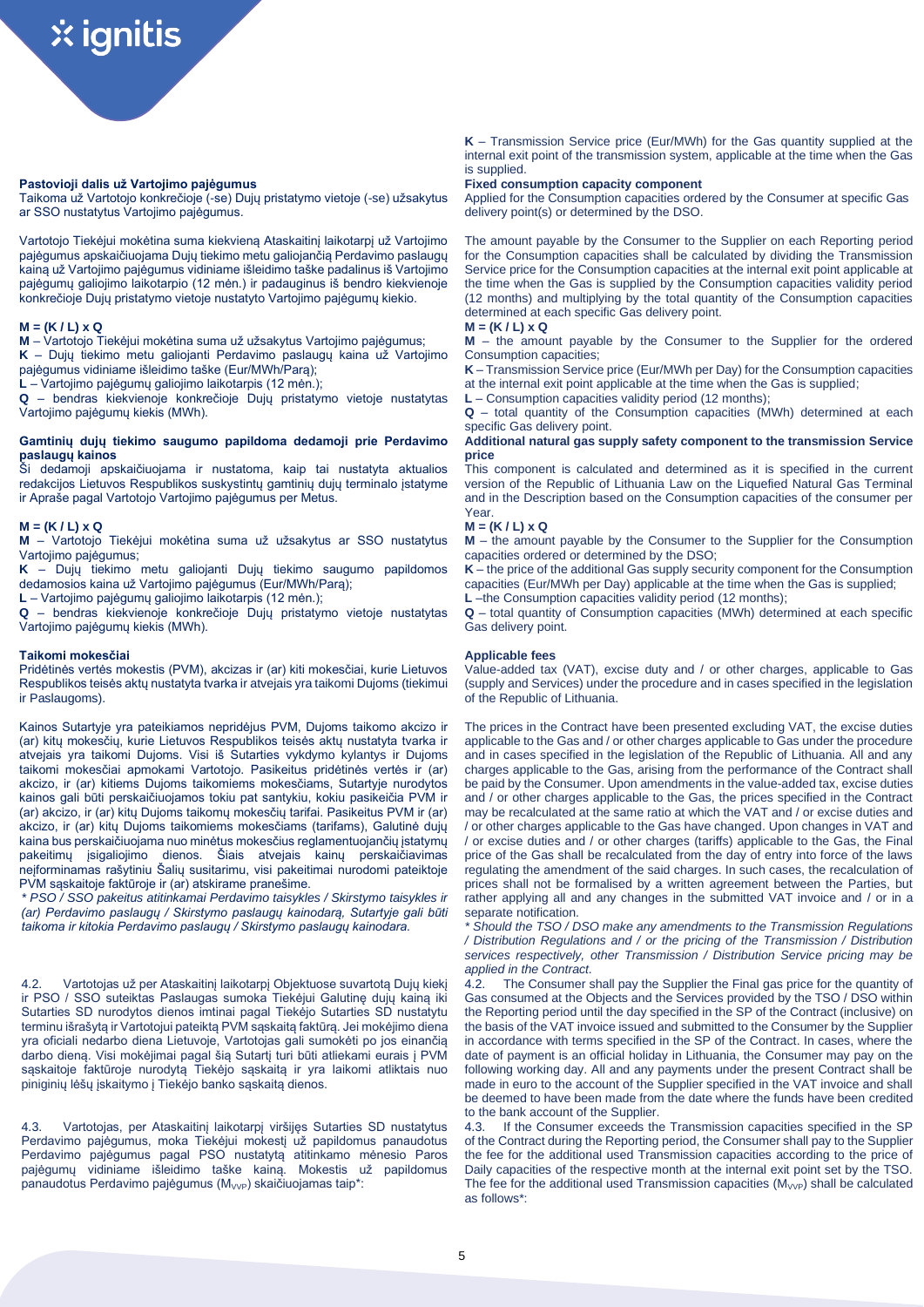**Pastovioji dalis už Vartojimo pajėgumus**
Taikoma už Vartotojo konkrečioje (-se) Dujų pristatymo vietoje (-se) užsakytus ar SSO nustatytus Vartojimo pajėgumus.

Vartotojo Tiekėjui mokėtina suma kiekvieną Ataskaitinį laikotarpį už Vartojimo pajėgumus apskaičiuojama Dujų tiekimo metu galiojančią Perdavimo paslaugų kainą už Vartojimo pajėgumus vidiniame išleidimo taške padalinus iš Vartojimo pajėgumų galiojimo laikotarpio (12 mėn.) ir padauginus iš bendro kiekvienoje konkrečioje Dujų pristatymo vietoje nustatyto Vartojimo pajėgumų kiekio.

**M = (K / L) x Q**
**M** – Vartotojo Tiekėjui mokėtina suma už užsakytus Vartojimo pajėgumus;
**K** – Dujų tiekimo metu galiojanti Perdavimo paslaugų kaina už Vartojimo pajėgumus vidiniame išleidimo taške (Eur/MWh/Parą);
**L** – Vartojimo pajėgumų galiojimo laikotarpis (12 mėn.);
**Q** – bendras kiekvienoje konkrečioje Dujų pristatymo vietoje nustatytas Vartojimo pajėgumų kiekis (MWh).

**Gamtinių dujų tiekimo saugumo papildoma dedamoji prie Perdavimo paslaugų kainos**
Ši dedamoji apskaičiuojama ir nustatoma, kaip tai nustatyta aktualios redakcijos Lietuvos Respublikos suskystintų gamtinių dujų terminalo įstatyme ir Apraše pagal Vartotojo Vartojimo pajėgumus per Metus.

**M = (K / L) x Q**
**M** – Vartotojo Tiekėjui mokėtina suma už užsakytus ar SSO nustatytus Vartojimo pajėgumus;
**K** – Dujų tiekimo metu galiojanti Dujų tiekimo saugumo papildomos dedamosios kaina už Vartojimo pajėgumus (Eur/MWh/Parą);
**L** – Vartojimo pajėgumų galiojimo laikotarpis (12 mėn.);
**Q** – bendras kiekvienoje konkrečioje Dujų pristatymo vietoje nustatytas Vartojimo pajėgumų kiekis (MWh).

**Taikomi mokesčiai**
Pridėtinės vertės mokestis (PVM), akcizas ir (ar) kiti mokesčiai, kurie Lietuvos Respublikos teisės aktų nustatyta tvarka ir atvejais yra taikomi Dujoms (tiekimui ir Paslaugoms).

Kainos Sutartyje yra pateikiamos nepridėjus PVM, Dujoms taikomo akcizo ir (ar) kitų mokesčių, kurie Lietuvos Respublikos teisės aktų nustatyta tvarka ir atvejais yra taikomi Dujoms. Visi iš Sutarties vykdymo kylantys ir Dujoms taikomi mokesčiai apmokami Vartotojo. Pasikeitus pridėtinės vertės ir (ar) akcizo, ir (ar) kitiems Dujoms taikomiems mokesčiams, Sutartyje nurodytos kainos gali būti perskaičiuojamos tokiu pat santykiu, kokiu pasikeičia PVM ir (ar) akcizo, ir (ar) kitų Dujoms taikomų mokesčių tarifai. Pasikeitus PVM ir (ar) akcizo, ir (ar) kitų Dujoms taikomų mokesčiams (tarifams), Galutinė dujų kaina bus perskaičiuojama nuo minėtus mokesčius reglamentuojančių įstatymų pakeitimų įsigaliojimo dienos. Šiais atvejais kainų perskaičiavimas neįforminamas rašytiniu Šalių susitarimu, visi pakeitimai nurodomi pateiktoje PVM sąskaitoje faktūroje ir (ar) atskirame pranešime.
*\* PSO / SSO pakeitus atitinkamai Perdavimo taisykles / Skirstymo taisykles ir (ar) Perdavimo paslaugų / Skirstymo paslaugų kainodarą, Sutartyje gali būti taikoma ir kitokia Perdavimo paslaugų / Skirstymo paslaugų kainodara.*

4.2. Vartotojas už per Ataskaitinį laikotarpį Objektuose suvartotą Dujų kiekį ir PSO / SSO suteiktas Paslaugas sumoka Tiekėjui Galutinę dujų kainą iki Sutarties SD nurodytos dienos imtinai pagal Tiekėjo Sutarties SD nustatytu terminu išrašytą ir Vartotojui pateiktą PVM sąskaitą faktūrą. Jei mokėjimo diena yra oficiali nedarbo diena Lietuvoje, Vartotojas gali sumokėti po jos einančią darbo dieną. Visi mokėjimai pagal šią Sutartį turi būti atliekami eurais į PVM sąskaitoje faktūroje nurodytą Tiekėjo sąskaitą ir yra laikomi atliktais nuo piniginių lėšų įskaitymo į Tiekėjo banko sąskaitą dienos.

4.3. Vartotojas, per Ataskaitinį laikotarpį viršijęs Sutarties SD nustatytus Perdavimo pajėgumus, moka Tiekėjui mokestį už papildomus panaudotus Perdavimo pajėgumus pagal PSO nustatytą atitinkamo mėnesio Paros pajėgumų vidiniame išleidimo taške kainą. Mokestis už papildomus panaudotus Perdavimo pajėgumus ($M_{VVP}$) skaičiuojamas taip\*:

**K** – Transmission Service price (Eur/MWh) for the Gas quantity supplied at the internal exit point of the transmission system, applicable at the time when the Gas is supplied.

**Fixed consumption capacity component**
Applied for the Consumption capacities ordered by the Consumer at specific Gas delivery point(s) or determined by the DSO.

The amount payable by the Consumer to the Supplier on each Reporting period for the Consumption capacities shall be calculated by dividing the Transmission Service price for the Consumption capacities at the internal exit point applicable at the time when the Gas is supplied by the Consumption capacities validity period (12 months) and multiplying by the total quantity of the Consumption capacities determined at each specific Gas delivery point.

**M = (K / L) x Q**
**M** – the amount payable by the Consumer to the Supplier for the ordered Consumption capacities;
**K** – Transmission Service price (Eur/MWh per Day) for the Consumption capacities at the internal exit point applicable at the time when the Gas is supplied;
**L** – Consumption capacities validity period (12 months);
**Q** – total quantity of the Consumption capacities (MWh) determined at each specific Gas delivery point.

**Additional natural gas supply safety component to the transmission Service price**
This component is calculated and determined as it is specified in the current version of the Republic of Lithuania Law on the Liquefied Natural Gas Terminal and in the Description based on the Consumption capacities of the consumer per Year.

**M = (K / L) x Q**
**M** – the amount payable by the Consumer to the Supplier for the Consumption capacities ordered or determined by the DSO;
**K** – the price of the additional Gas supply security component for the Consumption capacities (Eur/MWh per Day) applicable at the time when the Gas is supplied;
**L** –the Consumption capacities validity period (12 months);
**Q** – total quantity of Consumption capacities (MWh) determined at each specific Gas delivery point.

**Applicable fees**
Value-added tax (VAT), excise duty and / or other charges, applicable to Gas (supply and Services) under the procedure and in cases specified in the legislation of the Republic of Lithuania.

The prices in the Contract have been presented excluding VAT, the excise duties applicable to the Gas and / or other charges applicable to Gas under the procedure and in cases specified in the legislation of the Republic of Lithuania. All and any charges applicable to the Gas, arising from the performance of the Contract shall be paid by the Consumer. Upon amendments in the value-added tax, excise duties and / or other charges applicable to the Gas, the prices specified in the Contract may be recalculated at the same ratio at which the VAT and / or excise duties and / or other charges applicable to the Gas have changed. Upon changes in VAT and / or excise duties and / or other charges (tariffs) applicable to the Gas, the Final price of the Gas shall be recalculated from the day of entry into force of the laws regulating the amendment of the said charges. In such cases, the recalculation of prices shall not be formalised by a written agreement between the Parties, but rather applying all and any changes in the submitted VAT invoice and / or in a separate notification.
*\* Should the TSO / DSO make any amendments to the Transmission Regulations / Distribution Regulations and / or the pricing of the Transmission / Distribution services respectively, other Transmission / Distribution Service pricing may be applied in the Contract.*

4.2. The Consumer shall pay the Supplier the Final gas price for the quantity of Gas consumed at the Objects and the Services provided by the TSO / DSO within the Reporting period until the day specified in the SP of the Contract (inclusive) on the basis of the VAT invoice issued and submitted to the Consumer by the Supplier in accordance with terms specified in the SP of the Contract. In cases, where the date of payment is an official holiday in Lithuania, the Consumer may pay on the following working day. All and any payments under the present Contract shall be made in euro to the account of the Supplier specified in the VAT invoice and shall be deemed to have been made from the date where the funds have been credited to the bank account of the Supplier.

4.3. If the Consumer exceeds the Transmission capacities specified in the SP of the Contract during the Reporting period, the Consumer shall pay to the Supplier the fee for the additional used Transmission capacities according to the price of Daily capacities of the respective month at the internal exit point set by the TSO. The fee for the additional used Transmission capacities ($M_{VVP}$) shall be calculated as follows\*: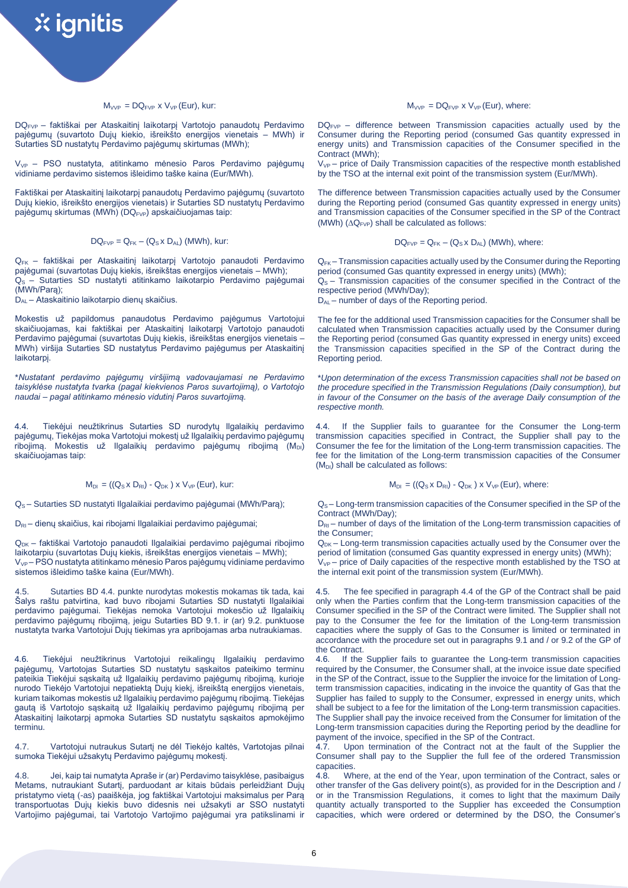$M_{VVP} = DQ_{FVP} \times V_{VP}$ (Eur), kur:

$DQ_{FVP}$ – faktiškai per Ataskaitinį laikotarpį Vartotojo panaudotų Perdavimo pajėgumų (suvartoto Dujų kiekio, išreikšto energijos vienetais – MWh) ir Sutarties SD nustatytų Perdavimo pajėgumų skirtumas (MWh);

$V_{VP}$ – PSO nustatyta, atitinkamo mėnesio Paros Perdavimo pajėgumų vidiniame perdavimo sistemos išleidimo taške kaina (Eur/MWh).

Faktiškai per Ataskaitinį laikotarpį panaudotų Perdavimo pajėgumų (suvartoto Dujų kiekio, išreikšto energijos vienetais) ir Sutarties SD nustatytų Perdavimo pajėgumų skirtumas (MWh) ($DQ_{FVP}$) apskaičiuojamas taip:

$DQ_{FVP} = Q_{FK} – (Q_S \times D_{AL})$ (MWh), kur:

$Q_{FK}$ – faktiškai per Ataskaitinį laikotarpį Vartotojo panaudoti Perdavimo pajėgumai (suvartotas Dujų kiekis, išreikštas energijos vienetais – MWh);
$Q_S$ – Sutarties SD nustatyti atitinkamo laikotarpio Perdavimo pajėgumai (MWh/Parą);
$D_{AL}$ – Ataskaitinio laikotarpio dienų skaičius.

Mokestis už papildomus panaudotus Perdavimo pajėgumus Vartotojui skaičiuojamas, kai faktiškai per Ataskaitinį laikotarpį Vartotojo panaudoti Perdavimo pajėgumai (suvartotas Dujų kiekis, išreikštas energijos vienetais – MWh) viršija Sutarties SD nustatytus Perdavimo pajėgumus per Ataskaitinį laikotarpį.

*\*Nustatant perdavimo pajėgumų viršijimą vadovaujamasi ne Perdavimo taisyklėse nustatyta tvarka (pagal kiekvienos Paros suvartojimą), o Vartotojo naudai – pagal atitinkamo mėnesio vidutinį Paros suvartojimą.*

4.4. Tiekėjui neužtikrinus Sutarties SD nurodytų Ilgalaikių perdavimo pajėgumų, Tiekėjas moka Vartotojui mokestį už Ilgalaikių perdavimo pajėgumų ribojimą. Mokestis už Ilgalaikių perdavimo pajėgumų ribojimą ($M_{DI}$) skaičiuojamas taip:

$M_{DI} = ((Q_S \times D_{RI}) - Q_{DK}) \times V_{VP}$ (Eur), kur:

$Q_S$ – Sutarties SD nustatyti Ilgalaikiai perdavimo pajėgumai (MWh/Parą);

$D_{RI}$ – dienų skaičius, kai ribojami Ilgalaikiai perdavimo pajėgumai;

$Q_{DK}$ – faktiškai Vartotojo panaudoti Ilgalaikiai perdavimo pajėgumai ribojimo laikotarpiu (suvartotas Dujų kiekis, išreikštas energijos vienetais – MWh);
$V_{VP}$ – PSO nustatyta atitinkamo mėnesio Paros pajėgumų vidiniame perdavimo sistemos išleidimo taške kaina (Eur/MWh).

4.5. Sutarties BD 4.4. punkte nurodytas mokestis mokamas tik tada, kai Šalys raštu patvirtina, kad buvo ribojami Sutarties SD nustatyti Ilgalaikiai perdavimo pajėgumai. Tiekėjas nemoka Vartotojui mokesčio už Ilgalaikių perdavimo pajėgumų ribojimą, jeigu Sutarties BD 9.1. ir (ar) 9.2. punktuose nustatyta tvarka Vartotojui Dujų tiekimas yra apribojamas arba nutraukiamas.

4.6. Tiekėjui neužtikrinus Vartotojui reikalingų Ilgalaikių perdavimo pajėgumų, Vartotojas Sutarties SD nustatytu sąskaitos pateikimo terminu pateikia Tiekėjui sąskaitą už Ilgalaikių perdavimo pajėgumų ribojimą, kurioje nurodo Tiekėjo Vartotojui nepatiektą Dujų kiekį, išreikštą energijos vienetais, kuriam taikomas mokestis už Ilgalaikių perdavimo pajėgumų ribojimą. Tiekėjas gautą iš Vartotojo sąskaitą už Ilgalaikių perdavimo pajėgumų ribojimą per Ataskaitinį laikotarpį apmoka Sutarties SD nustatytu sąskaitos apmokėjimo terminu.

4.7. Vartotojui nutraukus Sutartį ne dėl Tiekėjo kaltės, Vartotojas pilnai sumoka Tiekėjui užsakytų Perdavimo pajėgumų mokestį.

4.8. Jei, kaip tai numatyta Apraše ir (ar) Perdavimo taisyklėse, pasibaigus Metams, nutraukiant Sutartį, parduodant ar kitais būdais perleidžiant Dujų pristatymo vietą (-as) paaiškėja, jog faktiškai Vartotojui maksimalus per Parą transportuotas Dujų kiekis buvo didesnis nei užsakyti ar SSO nustatyti Vartotojo Vartojimo pajėgumai, tai Vartotojo Vartojimo pajėgumai yra patikslinami ir

$M_{VVP} = DQ_{FVP} \times V_{VP}$ (Eur), where:

$DQ_{FVP}$ – difference between Transmission capacities actually used by the Consumer during the Reporting period (consumed Gas quantity expressed in energy units) and Transmission capacities of the Consumer specified in the Contract (MWh);
$V_{VP}$ – price of Daily Transmission capacities of the respective month established by the TSO at the internal exit point of the transmission system (Eur/MWh).

The difference between Transmission capacities actually used by the Consumer during the Reporting period (consumed Gas quantity expressed in energy units) and Transmission capacities of the Consumer specified in the SP of the Contract (MWh) ($\Delta Q_{FVP}$) shall be calculated as follows:

$DQ_{FVP} = Q_{FK} – (Q_S \times D_{AL})$ (MWh), where:

$Q_{FK}$ – Transmission capacities actually used by the Consumer during the Reporting period (consumed Gas quantity expressed in energy units) (MWh);
$Q_S$ – Transmission capacities of the consumer specified in the Contract of the respective period (MWh/Day);
$D_{AL}$ – number of days of the Reporting period.

The fee for the additional used Transmission capacities for the Consumer shall be calculated when Transmission capacities actually used by the Consumer during the Reporting period (consumed Gas quantity expressed in energy units) exceed the Transmission capacities specified in the SP of the Contract during the Reporting period.

*\*Upon determination of the excess Transmission capacities shall not be based on the procedure specified in the Transmission Regulations (Daily consumption), but in favour of the Consumer on the basis of the average Daily consumption of the respective month.*

4.4. If the Supplier fails to guarantee for the Consumer the Long-term transmission capacities specified in Contract, the Supplier shall pay to the Consumer the fee for the limitation of the Long-term transmission capacities. The fee for the limitation of the Long-term transmission capacities of the Consumer ($M_{DI}$) shall be calculated as follows:

$M_{DI} = ((Q_S \times D_{RI}) - Q_{DK}) \times V_{VP}$ (Eur), where:

$Q_S$ – Long-term transmission capacities of the Consumer specified in the SP of the Contract (MWh/Day);
$D_{RI}$ – number of days of the limitation of the Long-term transmission capacities of the Consumer;
$Q_{DK}$ – Long-term transmission capacities actually used by the Consumer over the period of limitation (consumed Gas quantity expressed in energy units) (MWh);
$V_{VP}$ – price of Daily capacities of the respective month established by the TSO at the internal exit point of the transmission system (Eur/MWh).

4.5. The fee specified in paragraph 4.4 of the GP of the Contract shall be paid only when the Parties confirm that the Long-term transmission capacities of the Consumer specified in the SP of the Contract were limited. The Supplier shall not pay to the Consumer the fee for the limitation of the Long-term transmission capacities where the supply of Gas to the Consumer is limited or terminated in accordance with the procedure set out in paragraphs 9.1 and / or 9.2 of the GP of the Contract.

4.6. If the Supplier fails to guarantee the Long-term transmission capacities required by the Consumer, the Consumer shall, at the invoice issue date specified in the SP of the Contract, issue to the Supplier the invoice for the limitation of Long-term transmission capacities, indicating in the invoice the quantity of Gas that the Supplier has failed to supply to the Consumer, expressed in energy units, which shall be subject to a fee for the limitation of the Long-term transmission capacities. The Supplier shall pay the invoice received from the Consumer for limitation of the Long-term transmission capacities during the Reporting period by the deadline for payment of the invoice, specified in the SP of the Contract.

4.7. Upon termination of the Contract not at the fault of the Supplier the Consumer shall pay to the Supplier the full fee of the ordered Transmission capacities.

4.8. Where, at the end of the Year, upon termination of the Contract, sales or other transfer of the Gas delivery point(s), as provided for in the Description and / or in the Transmission Regulations, it comes to light that the maximum Daily quantity actually transported to the Supplier has exceeded the Consumption capacities, which were ordered or determined by the DSO, the Consumer's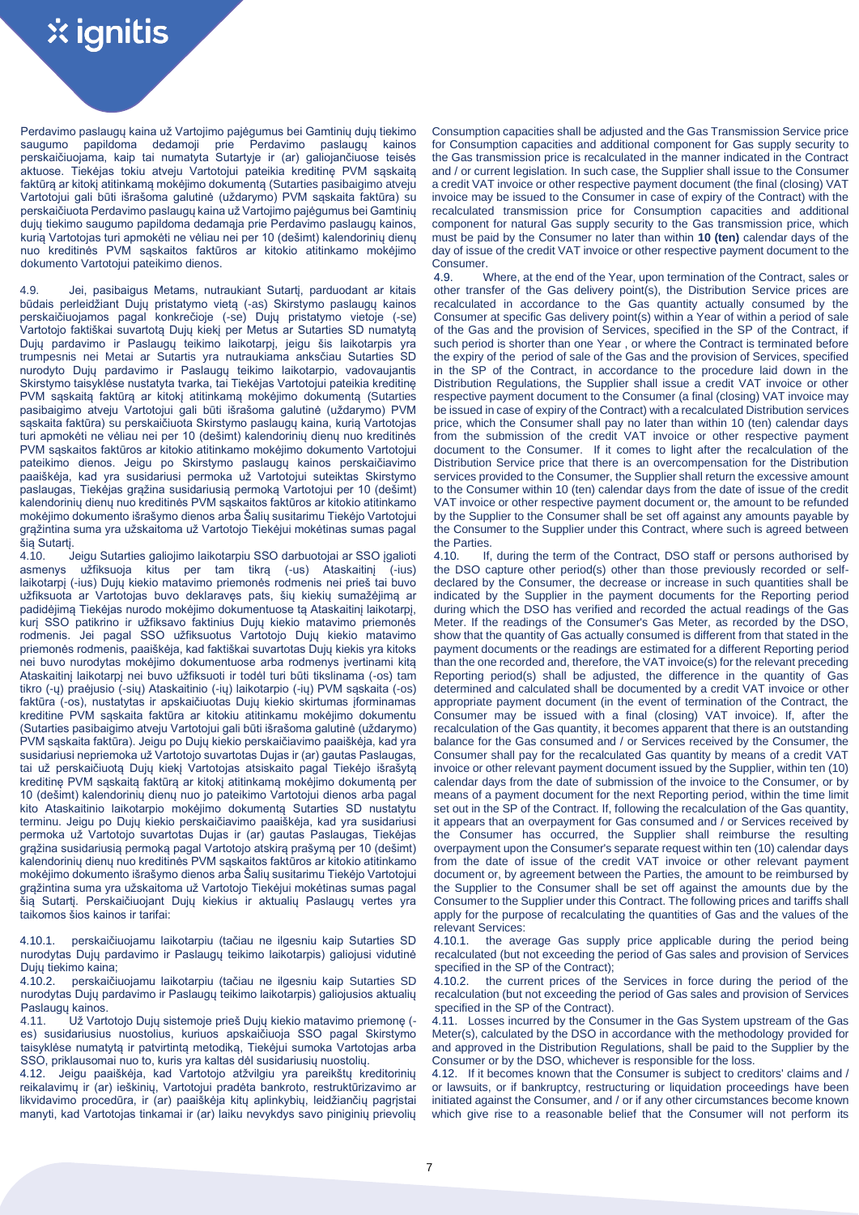Perdavimo paslaugų kaina už Vartojimo pajėgumus bei Gamtinių dujų tiekimo saugumo papildoma dedamoji prie Perdavimo paslaugų kainos perskaičiuojama, kaip tai numatyta Sutartyje ir (ar) galiojančiuose teisės aktuose. Tiekėjas tokiu atveju Vartotojui pateikia kreditinę PVM sąskaitą faktūrą ar kitokį atitinkamą mokėjimo dokumentą (Sutarties pasibaigimo atveju Vartotojui gali būti išrašoma galutinė (uždarymo) PVM sąskaita faktūra) su perskaičiuota Perdavimo paslaugų kaina už Vartojimo pajėgumus bei Gamtinių dujų tiekimo saugumo papildoma dedamąja prie Perdavimo paslaugų kainos, kurią Vartotojas turi apmokėti ne vėliau nei per 10 (dešimt) kalendorinių dienų nuo kreditinės PVM sąskaitos faktūros ar kitokio atitinkamo mokėjimo dokumento Vartotojui pateikimo dienos.

4.9. Jei, pasibaigus Metams, nutraukiant Sutartį, parduodant ar kitais būdais perleidžiant Dujų pristatymo vietą (-as) Skirstymo paslaugų kainos perskaičiuojamos pagal konkrečioje (-se) Dujų pristatymo vietoje (-se) Vartotojo faktiškai suvartotą Dujų kiekį per Metus ar Sutarties SD numatytą Dujų pardavimo ir Paslaugų teikimo laikotarpį, jeigu šis laikotarpis yra trumpesnis nei Metai ar Sutartis yra nutraukiama anksčiau Sutarties SD nurodyto Dujų pardavimo ir Paslaugų teikimo laikotarpio, vadovaujantis Skirstymo taisyklėse nustatyta tvarka, tai Tiekėjas Vartotojui pateikia kreditinę PVM sąskaitą faktūrą ar kitokį atitinkamą mokėjimo dokumentą (Sutarties pasibaigimo atveju Vartotojui gali būti išrašoma galutinė (uždarymo) PVM sąskaita faktūra) su perskaičiuota Skirstymo paslaugų kaina, kurią Vartotojas turi apmokėti ne vėliau nei per 10 (dešimt) kalendorinių dienų nuo kreditinės PVM sąskaitos faktūros ar kitokio atitinkamo mokėjimo dokumento Vartotojui pateikimo dienos. Jeigu po Skirstymo paslaugų kainos perskaičiavimo paaiškėja, kad yra susidariusi permoka už Vartotojui suteiktas Skirstymo paslaugas, Tiekėjas grąžina susidariusią permoką Vartotojui per 10 (dešimt) kalendorinių dienų nuo kreditinės PVM sąskaitos faktūros ar kitokio atitinkamo mokėjimo dokumento išrašymo dienos arba Šalių susitarimu Tiekėjo Vartotojui grąžintina suma yra užskaitoma už Vartotojo Tiekėjui mokėtinas sumas pagal šią Sutartį.

4.10. Jeigu Sutarties galiojimo laikotarpiu SSO darbuotojai ar SSO įgalioti asmenys užfiksuoja kitus per tam tikrą (-us) Ataskaitinį (-ius) laikotarpį (-ius) Dujų kiekio matavimo priemonės rodmenis nei prieš tai buvo užfiksuota ar Vartotojas buvo deklaravęs pats, šių kiekių sumažėjimą ar padidėjimą Tiekėjas nurodo mokėjimo dokumentuose tą Ataskaitinį laikotarpį, kurį SSO patikrino ir užfiksavo faktinius Dujų kiekio matavimo priemonės rodmenis. Jei pagal SSO užfiksuotus Vartotojo Dujų kiekio matavimo priemonės rodmenis, paaiškėja, kad faktiškai suvartotas Dujų kiekis yra kitoks nei buvo nurodytas mokėjimo dokumentuose arba rodmenys įvertinami kitą Ataskaitinį laikotarpį nei buvo užfiksuoti ir todėl turi būti tikslinama (-os) tam tikro (-ų) praėjusio (-sių) Ataskaitinio (-ių) laikotarpio (-ių) PVM sąskaita (-os) faktūra (-os), nustatytas ir apskaičiuotas Dujų kiekio skirtumas įforminamas kreditine PVM sąskaita faktūra ar kitokiu atitinkamu mokėjimo dokumentu (Sutarties pasibaigimo atveju Vartotojui gali būti išrašoma galutinė (uždarymo) PVM sąskaita faktūra). Jeigu po Dujų kiekio perskaičiavimo paaiškėja, kad yra susidariusi nepriemoka už Vartotojo suvartotas Dujas ir (ar) gautas Paslaugas, tai už perskaičiuotą Dujų kiekį Vartotojas atsiskaito pagal Tiekėjo išrašytą kreditinę PVM sąskaitą faktūrą ar kitokį atitinkamą mokėjimo dokumentą per 10 (dešimt) kalendorinių dienų nuo jo pateikimo Vartotojui dienos arba pagal kito Ataskaitinio laikotarpio mokėjimo dokumentą Sutarties SD nustatytu terminu. Jeigu po Dujų kiekio perskaičiavimo paaiškėja, kad yra susidariusi permoka už Vartotojo suvartotas Dujas ir (ar) gautas Paslaugas, Tiekėjas grąžina susidariusią permoką pagal Vartotojo atskirą prašymą per 10 (dešimt) kalendorinių dienų nuo kreditinės PVM sąskaitos faktūros ar kitokio atitinkamo mokėjimo dokumento išrašymo dienos arba Šalių susitarimu Tiekėjo Vartotojui grąžintina suma yra užskaitoma už Vartotojo Tiekėjui mokėtinas sumas pagal šią Sutartį. Perskaičiuojant Dujų kiekius ir aktualių Paslaugų vertes yra taikomos šios kainos ir tarifai:

4.10.1. perskaičiuojamu laikotarpiu (tačiau ne ilgesniu kaip Sutarties SD nurodytas Dujų pardavimo ir Paslaugų teikimo laikotarpis) galiojusi vidutinė Dujų tiekimo kaina;

4.10.2. perskaičiuojamu laikotarpiu (tačiau ne ilgesniu kaip Sutarties SD nurodytas Dujų pardavimo ir Paslaugų teikimo laikotarpis) galiojusios aktualių Paslaugų kainos.

4.11. Už Vartotojo Dujų sistemoje prieš Dujų kiekio matavimo priemonę (-es) susidariusius nuostolius, kuriuos apskaičiuoja SSO pagal Skirstymo taisyklėse numatytą ir patvirtintą metodiką, Tiekėjui sumoka Vartotojas arba SSO, priklausomai nuo to, kuris yra kaltas dėl susidariusių nuostolių.

4.12. Jeigu paaiškėja, kad Vartotojo atžvilgiu yra pareikštų kreditorinių reikalavimų ir (ar) ieškinių, Vartotojui pradėta bankroto, restruktūrizavimo ar likvidavimo procedūra, ir (ar) paaiškėja kitų aplinkybių, leidžiančių pagrįstai manyti, kad Vartotojas tinkamai ir (ar) laiku nevykdys savo piniginių prievolių

Consumption capacities shall be adjusted and the Gas Transmission Service price for Consumption capacities and additional component for Gas supply security to the Gas transmission price is recalculated in the manner indicated in the Contract and / or current legislation. In such case, the Supplier shall issue to the Consumer a credit VAT invoice or other respective payment document (the final (closing) VAT invoice may be issued to the Consumer in case of expiry of the Contract) with the recalculated transmission price for Consumption capacities and additional component for natural Gas supply security to the Gas transmission price, which must be paid by the Consumer no later than within **10 (ten)** calendar days of the day of issue of the credit VAT invoice or other respective payment document to the Consumer.

4.9. Where, at the end of the Year, upon termination of the Contract, sales or other transfer of the Gas delivery point(s), the Distribution Service prices are recalculated in accordance to the Gas quantity actually consumed by the Consumer at specific Gas delivery point(s) within a Year of within a period of sale of the Gas and the provision of Services, specified in the SP of the Contract, if such period is shorter than one Year , or where the Contract is terminated before the expiry of the period of sale of the Gas and the provision of Services, specified in the SP of the Contract, in accordance to the procedure laid down in the Distribution Regulations, the Supplier shall issue a credit VAT invoice or other respective payment document to the Consumer (a final (closing) VAT invoice may be issued in case of expiry of the Contract) with a recalculated Distribution services price, which the Consumer shall pay no later than within 10 (ten) calendar days from the submission of the credit VAT invoice or other respective payment document to the Consumer. If it comes to light after the recalculation of the Distribution Service price that there is an overcompensation for the Distribution services provided to the Consumer, the Supplier shall return the excessive amount to the Consumer within 10 (ten) calendar days from the date of issue of the credit VAT invoice or other respective payment document, or the amount to be refunded by the Supplier to the Consumer shall be set off against any amounts payable by the Consumer to the Supplier under this Contract, where such is agreed between the Parties.

4.10. If, during the term of the Contract, DSO staff or persons authorised by the DSO capture other period(s) other than those previously recorded or self-declared by the Consumer, the decrease or increase in such quantities shall be indicated by the Supplier in the payment documents for the Reporting period during which the DSO has verified and recorded the actual readings of the Gas Meter. If the readings of the Consumer's Gas Meter, as recorded by the DSO, show that the quantity of Gas actually consumed is different from that stated in the payment documents or the readings are estimated for a different Reporting period than the one recorded and, therefore, the VAT invoice(s) for the relevant preceding Reporting period(s) shall be adjusted, the difference in the quantity of Gas determined and calculated shall be documented by a credit VAT invoice or other appropriate payment document (in the event of termination of the Contract, the Consumer may be issued with a final (closing) VAT invoice). If, after the recalculation of the Gas quantity, it becomes apparent that there is an outstanding balance for the Gas consumed and / or Services received by the Consumer, the Consumer shall pay for the recalculated Gas quantity by means of a credit VAT invoice or other relevant payment document issued by the Supplier, within ten (10) calendar days from the date of submission of the invoice to the Consumer, or by means of a payment document for the next Reporting period, within the time limit set out in the SP of the Contract. If, following the recalculation of the Gas quantity, it appears that an overpayment for Gas consumed and / or Services received by the Consumer has occurred, the Supplier shall reimburse the resulting overpayment upon the Consumer's separate request within ten (10) calendar days from the date of issue of the credit VAT invoice or other relevant payment document or, by agreement between the Parties, the amount to be reimbursed by the Supplier to the Consumer shall be set off against the amounts due by the Consumer to the Supplier under this Contract. The following prices and tariffs shall apply for the purpose of recalculating the quantities of Gas and the values of the relevant Services:

4.10.1. the average Gas supply price applicable during the period being recalculated (but not exceeding the period of Gas sales and provision of Services specified in the SP of the Contract);

4.10.2. the current prices of the Services in force during the period of the recalculation (but not exceeding the period of Gas sales and provision of Services specified in the SP of the Contract).

4.11. Losses incurred by the Consumer in the Gas System upstream of the Gas Meter(s), calculated by the DSO in accordance with the methodology provided for and approved in the Distribution Regulations, shall be paid to the Supplier by the Consumer or by the DSO, whichever is responsible for the loss.

4.12. If it becomes known that the Consumer is subject to creditors' claims and / or lawsuits, or if bankruptcy, restructuring or liquidation proceedings have been initiated against the Consumer, and / or if any other circumstances become known which give rise to a reasonable belief that the Consumer will not perform its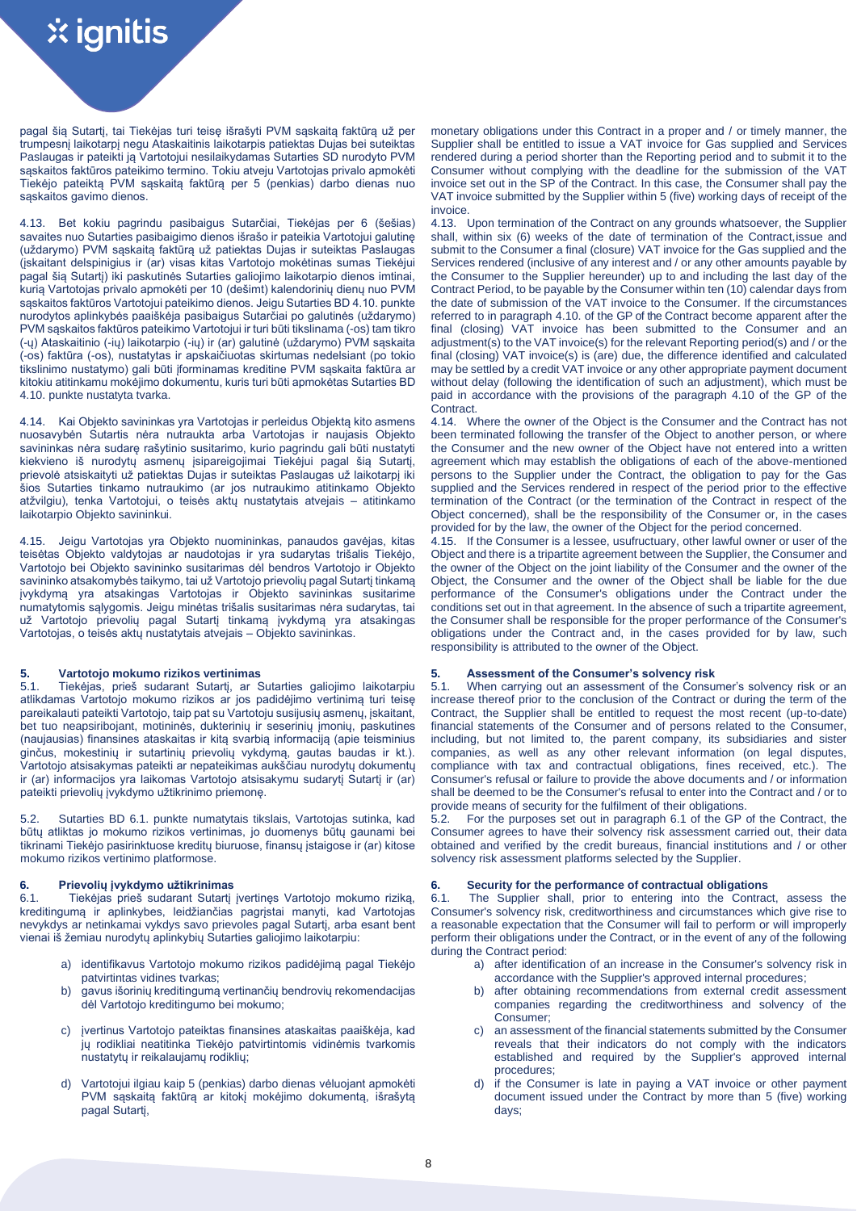pagal šią Sutartį, tai Tiekėjas turi teisę išrašyti PVM sąskaitą faktūrą už per trumpesnį laikotarpį negu Ataskaitinis laikotarpis patiektas Dujas bei suteiktas Paslaugas ir pateikti ją Vartotojui nesilaikydamas Sutarties SD nurodyto PVM sąskaitos faktūros pateikimo termino. Tokiu atveju Vartotojas privalo apmokėti Tiekėjo pateiktą PVM sąskaitą faktūrą per 5 (penkias) darbo dienas nuo sąskaitos gavimo dienos.

4.13. Bet kokiu pagrindu pasibaigus Sutarčiai, Tiekėjas per 6 (šešias) savaites nuo Sutarties pasibaigimo dienos išrašo ir pateikia Vartotojui galutinę (uždarymo) PVM sąskaitą faktūrą už patiektas Dujas ir suteiktas Paslaugas (įskaitant delspinigius ir (ar) visas kitas Vartotojo mokėtinas sumas Tiekėjui pagal šią Sutartį) iki paskutinės Sutarties galiojimo laikotarpio dienos imtinai, kurią Vartotojas privalo apmokėti per 10 (dešimt) kalendorinių dienų nuo PVM sąskaitos faktūros Vartotojui pateikimo dienos. Jeigu Sutarties BD 4.10. punkte nurodytos aplinkybės paaiškėja pasibaigus Sutarčiai po galutinės (uždarymo) PVM sąskaitos faktūros pateikimo Vartotojui ir turi būti tikslinama (-os) tam tikro (-ų) Ataskaitinio (-ių) laikotarpio (-ių) ir (ar) galutinė (uždarymo) PVM sąskaita (-os) faktūra (-os), nustatytas ir apskaičiuotas skirtumas nedelsiant (po tokio tikslinimo nustatymo) gali būti įforminamas kreditine PVM sąskaita faktūra ar kitokiu atitinkamu mokėjimo dokumentu, kuris turi būti apmokėtas Sutarties BD 4.10. punkte nustatyta tvarka.

4.14. Kai Objekto savininkas yra Vartotojas ir perleidus Objektą kito asmens nuosavybėn Sutartis nėra nutraukta arba Vartotojas ir naujasis Objekto savininkas nėra sudarę rašytinio susitarimo, kurio pagrindu gali būti nustatyti kiekvieno iš nurodytų asmenų įsipareigojimai Tiekėjui pagal šią Sutartį, prievolė atsiskaityti už patiektas Dujas ir suteiktas Paslaugas už laikotarpį iki šios Sutarties tinkamo nutraukimo (ar jos nutraukimo atitinkamo Objekto atžvilgiu), tenka Vartotojui, o teisės aktų nustatytais atvejais – atitinkamo laikotarpio Objekto savininkui.

4.15. Jeigu Vartotojas yra Objekto nuomininkas, panaudos gavėjas, kitas teisėtas Objekto valdytojas ar naudotojas ir yra sudarytas trišalis Tiekėjo, Vartotojo bei Objekto savininko susitarimas dėl bendros Vartotojo ir Objekto savininko atsakomybės taikymo, tai už Vartotojo prievolių pagal Sutartį tinkamą įvykdymą yra atsakingas Vartotojas ir Objekto savininkas susitarime numatytomis sąlygomis. Jeigu minėtas trišalis susitarimas nėra sudarytas, tai už Vartotojo prievolių pagal Sutartį tinkamą įvykdymą yra atsakingas Vartotojas, o teisės aktų nustatytais atvejais – Objekto savininkas.

## 5. Vartotojo mokumo rizikos vertinimas

5.1. Tiekėjas, prieš sudarant Sutartį, ar Sutarties galiojimo laikotarpiu atlikdamas Vartotojo mokumo rizikos ar jos padidėjimo vertinimą turi teisę pareikalauti pateikti Vartotojo, taip pat su Vartotoju susijusių asmenų, įskaitant, bet tuo neapsiribojant, motininės, dukterinių ir seserinių įmonių, paskutines (naujausias) finansines ataskaitas ir kitą svarbią informaciją (apie teisminius ginčus, mokestinių ir sutartinių prievolių vykdymą, gautas baudas ir kt.). Vartotojo atsisakymas pateikti ar nepateikimas aukščiau nurodytų dokumentų ir (ar) informacijos yra laikomas Vartotojo atsisakymu sudaryti Sutartį ir (ar) pateikti prievolių įvykdymo užtikrinimo priemonę.

5.2. Sutarties BD 6.1. punkte numatytais tikslais, Vartotojas sutinka, kad būtų atliktas jo mokumo rizikos vertinimas, jo duomenys būtų gaunami bei tikrinami Tiekėjo pasirinktuose kreditų biuruose, finansų įstaigose ir (ar) kitose mokumo rizikos vertinimo platformose.

## 6. Prievolių įvykdymo užtikrinimas

6.1. Tiekėjas prieš sudarant Sutartį įvertinęs Vartotojo mokumo riziką, kreditingumą ir aplinkybes, leidžiančias pagrįstai manyti, kad Vartotojas nevykdys ar netinkamai vykdys savo prievoles pagal Sutartį, arba esant bent vienai iš žemiau nurodytų aplinkybių Sutarties galiojimo laikotarpiu:

a) identifikavus Vartotojo mokumo rizikos padidėjimą pagal Tiekėjo patvirtintas vidines tvarkas;

b) gavus išorinių kreditingumą vertinančių bendrovių rekomendacijas dėl Vartotojo kreditingumo bei mokumo;

c) įvertinus Vartotojo pateiktas finansines ataskaitas paaiškėja, kad jų rodikliai neatitinka Tiekėjo patvirtintomis vidinėmis tvarkomis nustatytų ir reikalaujamų rodiklių;

d) Vartotojui ilgiau kaip 5 (penkias) darbo dienas vėluojant apmokėti PVM sąskaitą faktūrą ar kitokį mokėjimo dokumentą, išrašytą pagal Sutartį,

monetary obligations under this Contract in a proper and / or timely manner, the Supplier shall be entitled to issue a VAT invoice for Gas supplied and Services rendered during a period shorter than the Reporting period and to submit it to the Consumer without complying with the deadline for the submission of the VAT invoice set out in the SP of the Contract. In this case, the Consumer shall pay the VAT invoice submitted by the Supplier within 5 (five) working days of receipt of the invoice.

4.13. Upon termination of the Contract on any grounds whatsoever, the Supplier shall, within six (6) weeks of the date of termination of the Contract,issue and submit to the Consumer a final (closure) VAT invoice for the Gas supplied and the Services rendered (inclusive of any interest and / or any other amounts payable by the Consumer to the Supplier hereunder) up to and including the last day of the Contract Period, to be payable by the Consumer within ten (10) calendar days from the date of submission of the VAT invoice to the Consumer. If the circumstances referred to in paragraph 4.10. of the GP of the Contract become apparent after the final (closing) VAT invoice has been submitted to the Consumer and an adjustment(s) to the VAT invoice(s) for the relevant Reporting period(s) and / or the final (closing) VAT invoice(s) is (are) due, the difference identified and calculated may be settled by a credit VAT invoice or any other appropriate payment document without delay (following the identification of such an adjustment), which must be paid in accordance with the provisions of the paragraph 4.10 of the GP of the Contract.

4.14. Where the owner of the Object is the Consumer and the Contract has not been terminated following the transfer of the Object to another person, or where the Consumer and the new owner of the Object have not entered into a written agreement which may establish the obligations of each of the above-mentioned persons to the Supplier under the Contract, the obligation to pay for the Gas supplied and the Services rendered in respect of the period prior to the effective termination of the Contract (or the termination of the Contract in respect of the Object concerned), shall be the responsibility of the Consumer or, in the cases provided for by the law, the owner of the Object for the period concerned.

4.15. If the Consumer is a lessee, usufructuary, other lawful owner or user of the Object and there is a tripartite agreement between the Supplier, the Consumer and the owner of the Object on the joint liability of the Consumer and the owner of the Object, the Consumer and the owner of the Object shall be liable for the due performance of the Consumer's obligations under the Contract under the conditions set out in that agreement. In the absence of such a tripartite agreement, the Consumer shall be responsible for the proper performance of the Consumer's obligations under the Contract and, in the cases provided for by law, such responsibility is attributed to the owner of the Object.

## 5. Assessment of the Consumer's solvency risk

5.1. When carrying out an assessment of the Consumer's solvency risk or an increase thereof prior to the conclusion of the Contract or during the term of the Contract, the Supplier shall be entitled to request the most recent (up-to-date) financial statements of the Consumer and of persons related to the Consumer, including, but not limited to, the parent company, its subsidiaries and sister companies, as well as any other relevant information (on legal disputes, compliance with tax and contractual obligations, fines received, etc.). The Consumer's refusal or failure to provide the above documents and / or information shall be deemed to be the Consumer's refusal to enter into the Contract and / or to provide means of security for the fulfilment of their obligations.

5.2. For the purposes set out in paragraph 6.1 of the GP of the Contract, the Consumer agrees to have their solvency risk assessment carried out, their data obtained and verified by the credit bureaus, financial institutions and / or other solvency risk assessment platforms selected by the Supplier.

## 6. Security for the performance of contractual obligations

6.1. The Supplier shall, prior to entering into the Contract, assess the Consumer's solvency risk, creditworthiness and circumstances which give rise to a reasonable expectation that the Consumer will fail to perform or will improperly perform their obligations under the Contract, or in the event of any of the following during the Contract period:

a) after identification of an increase in the Consumer's solvency risk in accordance with the Supplier's approved internal procedures;

b) after obtaining recommendations from external credit assessment companies regarding the creditworthiness and solvency of the Consumer;

c) an assessment of the financial statements submitted by the Consumer reveals that their indicators do not comply with the indicators established and required by the Supplier's approved internal procedures;

d) if the Consumer is late in paying a VAT invoice or other payment document issued under the Contract by more than 5 (five) working days;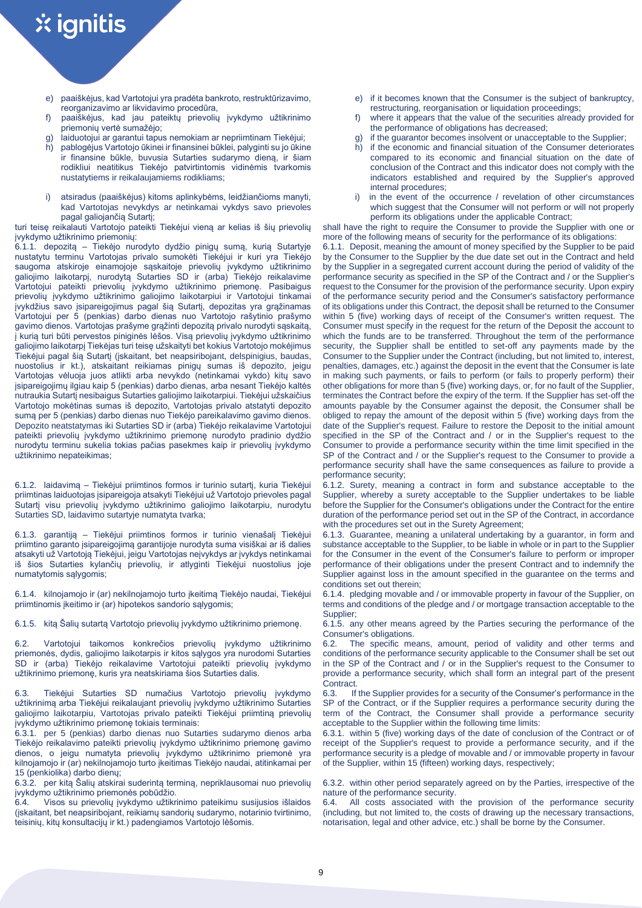e) paaiškėjus, kad Vartotojui yra pradėta bankroto, restruktūrizavimo, reorganizavimo ar likvidavimo procedūra,
f) paaiškėjus, kad jau pateiktų prievolių įvykdymo užtikrinimo priemonių vertė sumažėjo;
g) laiduotojui ar garantui tapus nemokiam ar nepriimtinam Tiekėjui;
h) pablogėjus Vartotojo ūkinei ir finansinei būklei, palyginti su jo ūkine ir finansine būkle, buvusia Sutarties sudarymo dieną, ir šiam rodikliui neatitikus Tiekėjo patvirtintomis vidinėmis tvarkomis nustatytiems ir reikalaujamiems rodikliams;
i) atsiradus (paaiškėjus) kitoms aplinkybėms, leidžiančioms manyti, kad Vartotojas nevykdys ar netinkamai vykdys savo prievoles pagal galiojančią Sutartį;

turi teisę reikalauti Vartotojo pateikti Tiekėjui vieną ar kelias iš šių prievolių įvykdymo užtikrinimo priemonių:

6.1.1. depozitą – Tiekėjo nurodyto dydžio pinigų sumą, kurią Sutartyje nustatytu terminu Vartotojas privalo sumokėti Tiekėjui ir kuri yra Tiekėjo saugoma atskiroje einamojoje sąskaitoje prievolių įvykdymo užtikrinimo galiojimo laikotarpį, nurodytą Sutarties SD ir (arba) Tiekėjo reikalavime Vartotojui pateikti prievolių įvykdymo užtikrinimo priemonę. Pasibaigus prievolių įvykdymo užtikrinimo galiojimo laikotarpiui ir Vartotojui tinkamai įvykdžius savo įsipareigojimus pagal šią Sutartį, depozitas yra grąžinamas Vartotojui per 5 (penkias) darbo dienas nuo Vartotojo rašytinio prašymo gavimo dienos. Vartotojas prašyme grąžinti depozitą privalo nurodyti sąskaitą, į kurią turi būti pervestos piniginės lėšos. Visą prievolių įvykdymo užtikrinimo galiojimo laikotarpį Tiekėjas turi teisę užskaityti bet kokius Vartotojo mokėjimus Tiekėjui pagal šią Sutartį (įskaitant, bet neapsiribojant, delspinigius, baudas, nuostolius ir kt.), atskaitant reikiamas pinigų sumas iš depozito, jeigu Vartotojas vėluoja juos atlikti arba nevykdo (netinkamai vykdo) kitų savo įsipareigojimų ilgiau kaip 5 (penkias) darbo dienas, arba nesant Tiekėjo kaltės nutraukia Sutartį nesibaigus Sutarties galiojimo laikotarpiui. Tiekėjui užskaičius Vartotojo mokėtinas sumas iš depozito, Vartotojas privalo atstatyti depozito sumą per 5 (penkias) darbo dienas nuo Tiekėjo pareikalavimo gavimo dienos. Depozito neatstatymas iki Sutarties SD ir (arba) Tiekėjo reikalavime Vartotojui pateikti prievolių įvykdymo užtikrinimo priemonę nurodyto pradinio dydžio nurodytu terminu sukelia tokias pačias pasekmes kaip ir prievolių įvykdymo užtikrinimo nepateikimas;

6.1.2. laidavimą – Tiekėjui priimtinos formos ir turinio sutartį, kuria Tiekėjui priimtinas laiduotojas įsipareigoja atsakyti Tiekėjui už Vartotojo prievoles pagal Sutartį visu prievolių įvykdymo užtikrinimo galiojimo laikotarpiu, nurodytu Sutarties SD, laidavimo sutartyje numatyta tvarka;

6.1.3. garantiją – Tiekėjui priimtinos formos ir turinio vienašalį Tiekėjui priimtino garanto įsipareigojimą garantijoje nurodyta suma visiškai ar iš dalies atsakyti už Vartotoją Tiekėjui, jeigu Vartotojas neįvykdys ar įvykdys netinkamai iš šios Sutarties kylančių prievolių, ir atlyginti Tiekėjui nuostolius joje numatytomis sąlygomis;

6.1.4. kilnojamojo ir (ar) nekilnojamojo turto įkeitimą Tiekėjo naudai, Tiekėjui priimtinomis įkeitimo ir (ar) hipotekos sandorio sąlygomis;

6.1.5. kitą Šalių sutartą Vartotojo prievolių įvykdymo užtikrinimo priemonę.

6.2. Vartotojui taikomos konkrečios prievolių įvykdymo užtikrinimo priemonės, dydis, galiojimo laikotarpis ir kitos sąlygos yra nurodomi Sutarties SD ir (arba) Tiekėjo reikalavime Vartotojui pateikti prievolių įvykdymo užtikrinimo priemonę, kuris yra neatskiriama šios Sutarties dalis.

6.3. Tiekėjui Sutarties SD numačius Vartotojo prievolių įvykdymo užtikrinimą arba Tiekėjui reikalaujant prievolių įvykdymo užtikrinimo Sutarties galiojimo laikotarpiu, Vartotojas privalo pateikti Tiekėjui priimtiną prievolių įvykdymo užtikrinimo priemonę tokiais terminais:

6.3.1. per 5 (penkias) darbo dienas nuo Sutarties sudarymo dienos arba Tiekėjo reikalavimo pateikti prievolių įvykdymo užtikrinimo priemonę gavimo dienos, o jeigu numatyta prievolių įvykdymo užtikrinimo priemonė yra kilnojamojo ir (ar) nekilnojamojo turto įkeitimas Tiekėjo naudai, atitinkamai per 15 (penkiolika) darbo dienų;

6.3.2. per kitą Šalių atskirai suderintą terminą, nepriklausomai nuo prievolių įvykdymo užtikrinimo priemonės pobūdžio.

6.4. Visos su prievolių įvykdymo užtikrinimo pateikimu susijusios išlaidos (įskaitant, bet neapsiribojant, reikiamų sandorių sudarymo, notarinio tvirtinimo, teisinių, kitų konsultacijų ir kt.) padengiamos Vartotojo lėšomis.

e) if it becomes known that the Consumer is the subject of bankruptcy, restructuring, reorganisation or liquidation proceedings;
f) where it appears that the value of the securities already provided for the performance of obligations has decreased;
g) if the guarantor becomes insolvent or unacceptable to the Supplier;
h) if the economic and financial situation of the Consumer deteriorates compared to its economic and financial situation on the date of conclusion of the Contract and this indicator does not comply with the indicators established and required by the Supplier's approved internal procedures;
i) in the event of the occurrence / revelation of other circumstances which suggest that the Consumer will not perform or will not properly perform its obligations under the applicable Contract;

shall have the right to require the Consumer to provide the Supplier with one or more of the following means of security for the performance of its obligations:

6.1.1. Deposit, meaning the amount of money specified by the Supplier to be paid by the Consumer to the Supplier by the due date set out in the Contract and held by the Supplier in a segregated current account during the period of validity of the performance security as specified in the SP of the Contract and / or the Supplier's request to the Consumer for the provision of the performance security. Upon expiry of the performance security period and the Consumer's satisfactory performance of its obligations under this Contract, the deposit shall be returned to the Consumer within 5 (five) working days of receipt of the Consumer's written request. The Consumer must specify in the request for the return of the Deposit the account to which the funds are to be transferred. Throughout the term of the performance security, the Supplier shall be entitled to set-off any payments made by the Consumer to the Supplier under the Contract (including, but not limited to, interest, penalties, damages, etc.) against the deposit in the event that the Consumer is late in making such payments, or fails to perform (or fails to properly perform) their other obligations for more than 5 (five) working days, or, for no fault of the Supplier, terminates the Contract before the expiry of the term. If the Supplier has set-off the amounts payable by the Consumer against the deposit, the Consumer shall be obliged to repay the amount of the deposit within 5 (five) working days from the date of the Supplier's request. Failure to restore the Deposit to the initial amount specified in the SP of the Contract and / or in the Supplier's request to the Consumer to provide a performance security within the time limit specified in the SP of the Contract and / or the Supplier's request to the Consumer to provide a performance security shall have the same consequences as failure to provide a performance security;

6.1.2. Surety, meaning a contract in form and substance acceptable to the Supplier, whereby a surety acceptable to the Supplier undertakes to be liable before the Supplier for the Consumer's obligations under the Contract for the entire duration of the performance period set out in the SP of the Contract, in accordance with the procedures set out in the Surety Agreement;

6.1.3. Guarantee, meaning a unilateral undertaking by a guarantor, in form and substance acceptable to the Supplier, to be liable in whole or in part to the Supplier for the Consumer in the event of the Consumer's failure to perform or improper performance of their obligations under the present Contract and to indemnify the Supplier against loss in the amount specified in the guarantee on the terms and conditions set out therein;

6.1.4. pledging movable and / or immovable property in favour of the Supplier, on terms and conditions of the pledge and / or mortgage transaction acceptable to the Supplier;

6.1.5. any other means agreed by the Parties securing the performance of the Consumer's obligations.

6.2. The specific means, amount, period of validity and other terms and conditions of the performance security applicable to the Consumer shall be set out in the SP of the Contract and / or in the Supplier's request to the Consumer to provide a performance security, which shall form an integral part of the present Contract.

6.3. If the Supplier provides for a security of the Consumer's performance in the SP of the Contract, or if the Supplier requires a performance security during the term of the Contract, the Consumer shall provide a performance security acceptable to the Supplier within the following time limits:

6.3.1. within 5 (five) working days of the date of conclusion of the Contract or of receipt of the Supplier's request to provide a performance security, and if the performance security is a pledge of movable and / or immovable property in favour of the Supplier, within 15 (fifteen) working days, respectively;

6.3.2. within other period separately agreed on by the Parties, irrespective of the nature of the performance security.

6.4. All costs associated with the provision of the performance security (including, but not limited to, the costs of drawing up the necessary transactions, notarisation, legal and other advice, etc.) shall be borne by the Consumer.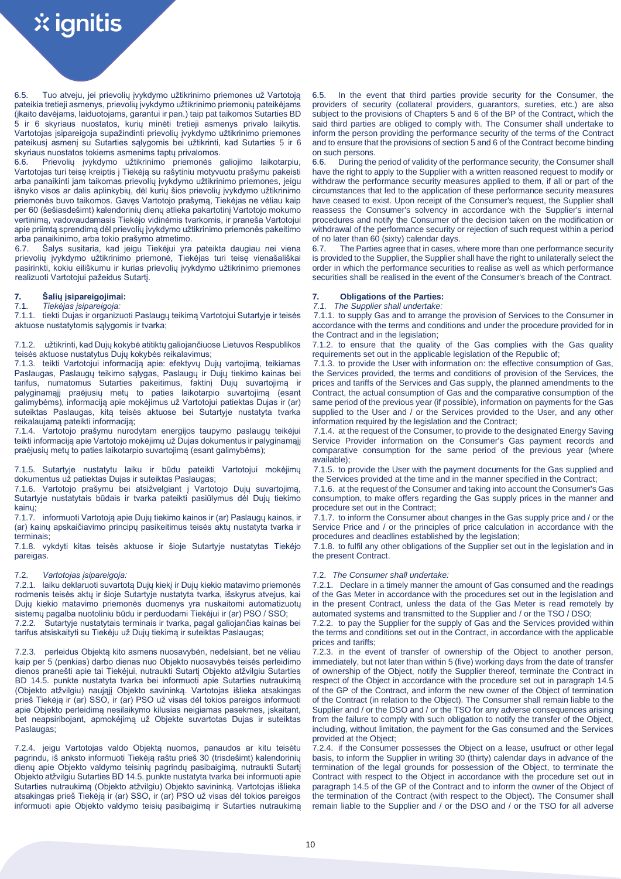6.5. Tuo atveju, jei prievolių įvykdymo užtikrinimo priemones už Vartotoją pateikia tretieji asmenys, prievolių įvykdymo užtikrinimo priemonių pateikėjams (įkaito davėjams, laiduotojams, garantui ir pan.) taip pat taikomos Sutarties BD 5 ir 6 skyriaus nuostatos, kurių minėti tretieji asmenys privalo laikytis. Vartotojas įsipareigoja supažindinti prievolių įvykdymo užtikrinimo priemones pateikusį asmenį su Sutarties sąlygomis bei užtikrinti, kad Sutarties 5 ir 6 skyriaus nuostatos tokiems asmenims taptų privalomos.

6.6. Prievolių įvykdymo užtikrinimo priemonės galiojimo laikotarpiu, Vartotojas turi teisę kreiptis į Tiekėją su rašytiniu motyvuotu prašymu pakeisti arba panaikinti jam taikomas prievolių įvykdymo užtikrinimo priemones, jeigu išnyko visos ar dalis aplinkybių, dėl kurių šios prievolių įvykdymo užtikrinimo priemonės buvo taikomos. Gavęs Vartotojo prašymą, Tiekėjas ne vėliau kaip per 60 (šešiasdešimt) kalendorinių dienų atlieka pakartotinį Vartotojo mokumo vertinimą, vadovaudamasis Tiekėjo vidinėmis tvarkomis, ir praneša Vartotojui apie priimtą sprendimą dėl prievolių įvykdymo užtikrinimo priemonės pakeitimo arba panaikinimo, arba tokio prašymo atmetimo.

6.7. Šalys susitaria, kad jeigu Tiekėjui yra pateikta daugiau nei viena prievolių įvykdymo užtikrinimo priemonė, Tiekėjas turi teisę vienašališkai pasirinkti, kokiu eiliškumu ir kurias prievolių įvykdymo užtikrinimo priemones realizuoti Vartotojui pažeidus Sutartį.

## 7. Šalių įsipareigojimai:

7.1. *Tiekėjas įsipareigoja:*

7.1.1. tiekti Dujas ir organizuoti Paslaugų teikimą Vartotojui Sutartyje ir teisės aktuose nustatytomis sąlygomis ir tvarka;

7.1.2. užtikrinti, kad Dujų kokybė atitiktų galiojančiuose Lietuvos Respublikos teisės aktuose nustatytus Dujų kokybės reikalavimus;

7.1.3. teikti Vartotojui informaciją apie: efektyvų Dujų vartojimą, teikiamas Paslaugas, Paslaugų teikimo sąlygas, Paslaugų ir Dujų tiekimo kainas bei tarifus, numatomus Sutarties pakeitimus, faktinį Dujų suvartojimą ir palyginamąjį praėjusių metų to paties laikotarpio suvartojimą (esant galimybėms), informaciją apie mokėjimus už Vartotojui patiektas Dujas ir (ar) suteiktas Paslaugas, kitą teisės aktuose bei Sutartyje nustatyta tvarka reikalaujamą pateikti informaciją;

7.1.4. Vartotojo prašymu nurodytam energijos taupymo paslaugų teikėjui teikti informaciją apie Vartotojo mokėjimų už Dujas dokumentus ir palyginamąjį praėjusių metų to paties laikotarpio suvartojimą (esant galimybėms);

7.1.5. Sutartyje nustatytu laiku ir būdu pateikti Vartotojui mokėjimų dokumentus už patiektas Dujas ir suteiktas Paslaugas;

7.1.6. Vartotojo prašymu bei atsižvelgiant į Vartotojo Dujų suvartojimą, Sutartyje nustatytais būdais ir tvarka pateikti pasiūlymus dėl Dujų tiekimo kainų;

7.1.7. informuoti Vartotoją apie Dujų tiekimo kainos ir (ar) Paslaugų kainos, ir (ar) kainų apskaičiavimo principų pasikeitimus teisės aktų nustatyta tvarka ir terminais;

7.1.8. vykdyti kitas teisės aktuose ir šioje Sutartyje nustatytas Tiekėjo pareigas.

7.2. *Vartotojas įsipareigoja:*

7.2.1. laiku deklaruoti suvartotą Dujų kiekį ir Dujų kiekio matavimo priemonės rodmenis teisės aktų ir šioje Sutartyje nustatyta tvarka, išskyrus atvejus, kai Dujų kiekio matavimo priemonės duomenys yra nuskaitomi automatizuotų sistemų pagalba nuotoliniu būdu ir perduodami Tiekėjui ir (ar) PSO / SSO;

7.2.2. Sutartyje nustatytais terminais ir tvarka, pagal galiojančias kainas bei tarifus atsiskaityti su Tiekėju už Dujų tiekimą ir suteiktas Paslaugas;

7.2.3. perleidus Objektą kito asmens nuosavybėn, nedelsiant, bet ne vėliau kaip per 5 (penkias) darbo dienas nuo Objekto nuosavybės teisės perleidimo dienos pranešti apie tai Tiekėjui, nutraukti Sutartį Objekto atžvilgiu Sutarties BD 14.5. punkte nustatyta tvarka bei informuoti apie Sutarties nutraukimą (Objekto atžvilgiu) naująjį Objekto savininką. Vartotojas išlieka atsakingas prieš Tiekėją ir (ar) SSO, ir (ar) PSO už visas dėl tokios pareigos informuoti apie Objekto perleidimą nesilaikymo kilusias neigiamas pasekmes, įskaitant, bet neapsiribojant, apmokėjimą už Objekte suvartotas Dujas ir suteiktas Paslaugas;

7.2.4. jeigu Vartotojas valdo Objektą nuomos, panaudos ar kitu teisėtu pagrindu, iš anksto informuoti Tiekėją raštu prieš 30 (trisdešimt) kalendorinių dienų apie Objekto valdymo teisinių pagrindų pasibaigimą, nutraukti Sutartį Objekto atžvilgiu Sutarties BD 14.5. punkte nustatyta tvarka bei informuoti apie Sutarties nutraukimą (Objekto atžvilgiu) Objekto savininką. Vartotojas išlieka atsakingas prieš Tiekėją ir (ar) SSO, ir (ar) PSO už visas dėl tokios pareigos informuoti apie Objekto valdymo teisių pasibaigimą ir Sutarties nutraukimą

6.5. In the event that third parties provide security for the Consumer, the providers of security (collateral providers, guarantors, sureties, etc.) are also subject to the provisions of Chapters 5 and 6 of the BP of the Contract, which the said third parties are obliged to comply with. The Consumer shall undertake to inform the person providing the performance security of the terms of the Contract and to ensure that the provisions of section 5 and 6 of the Contract become binding on such persons.

6.6. During the period of validity of the performance security, the Consumer shall have the right to apply to the Supplier with a written reasoned request to modify or withdraw the performance security measures applied to them, if all or part of the circumstances that led to the application of these performance security measures have ceased to exist. Upon receipt of the Consumer's request, the Supplier shall reassess the Consumer's solvency in accordance with the Supplier's internal procedures and notify the Consumer of the decision taken on the modification or withdrawal of the performance security or rejection of such request within a period of no later than 60 (sixty) calendar days.

6.7. The Parties agree that in cases, where more than one performance security is provided to the Supplier, the Supplier shall have the right to unilaterally select the order in which the performance securities to realise as well as which performance securities shall be realised in the event of the Consumer's breach of the Contract.

## 7. Obligations of the Parties:

*7.1. The Supplier shall undertake:*

7.1.1. to supply Gas and to arrange the provision of Services to the Consumer in accordance with the terms and conditions and under the procedure provided for in the Contract and in the legislation;

7.1.2. to ensure that the quality of the Gas complies with the Gas quality requirements set out in the applicable legislation of the Republic of;

7.1.3. to provide the User with information on: the effective consumption of Gas, the Services provided, the terms and conditions of provision of the Services, the prices and tariffs of the Services and Gas supply, the planned amendments to the Contract, the actual consumption of Gas and the comparative consumption of the same period of the previous year (if possible), information on payments for the Gas supplied to the User and / or the Services provided to the User, and any other information required by the legislation and the Contract;

7.1.4. at the request of the Consumer, to provide to the designated Energy Saving Service Provider information on the Consumer's Gas payment records and comparative consumption for the same period of the previous year (where available);

7.1.5. to provide the User with the payment documents for the Gas supplied and the Services provided at the time and in the manner specified in the Contract;

7.1.6. at the request of the Consumer and taking into account the Consumer's Gas consumption, to make offers regarding the Gas supply prices in the manner and procedure set out in the Contract;

7.1.7. to inform the Consumer about changes in the Gas supply price and / or the Service Price and / or the principles of price calculation in accordance with the procedures and deadlines established by the legislation;

7.1.8. to fulfil any other obligations of the Supplier set out in the legislation and in the present Contract.

*7.2. The Consumer shall undertake:*

7.2.1. Declare in a timely manner the amount of Gas consumed and the readings of the Gas Meter in accordance with the procedures set out in the legislation and in the present Contract, unless the data of the Gas Meter is read remotely by automated systems and transmitted to the Supplier and / or the TSO / DSO;

7.2.2. to pay the Supplier for the supply of Gas and the Services provided within the terms and conditions set out in the Contract, in accordance with the applicable prices and tariffs;

7.2.3. in the event of transfer of ownership of the Object to another person, immediately, but not later than within 5 (five) working days from the date of transfer of ownership of the Object, notify the Supplier thereof, terminate the Contract in respect of the Object in accordance with the procedure set out in paragraph 14.5 of the GP of the Contract, and inform the new owner of the Object of termination of the Contract (in relation to the Object). The Consumer shall remain liable to the Supplier and / or the DSO and / or the TSO for any adverse consequences arising from the failure to comply with such obligation to notify the transfer of the Object, including, without limitation, the payment for the Gas consumed and the Services provided at the Object;

7.2.4. if the Consumer possesses the Object on a lease, usufruct or other legal basis, to inform the Supplier in writing 30 (thirty) calendar days in advance of the termination of the legal grounds for possession of the Object, to terminate the Contract with respect to the Object in accordance with the procedure set out in paragraph 14.5 of the GP of the Contract and to inform the owner of the Object of the termination of the Contract (with respect to the Object). The Consumer shall remain liable to the Supplier and / or the DSO and / or the TSO for all adverse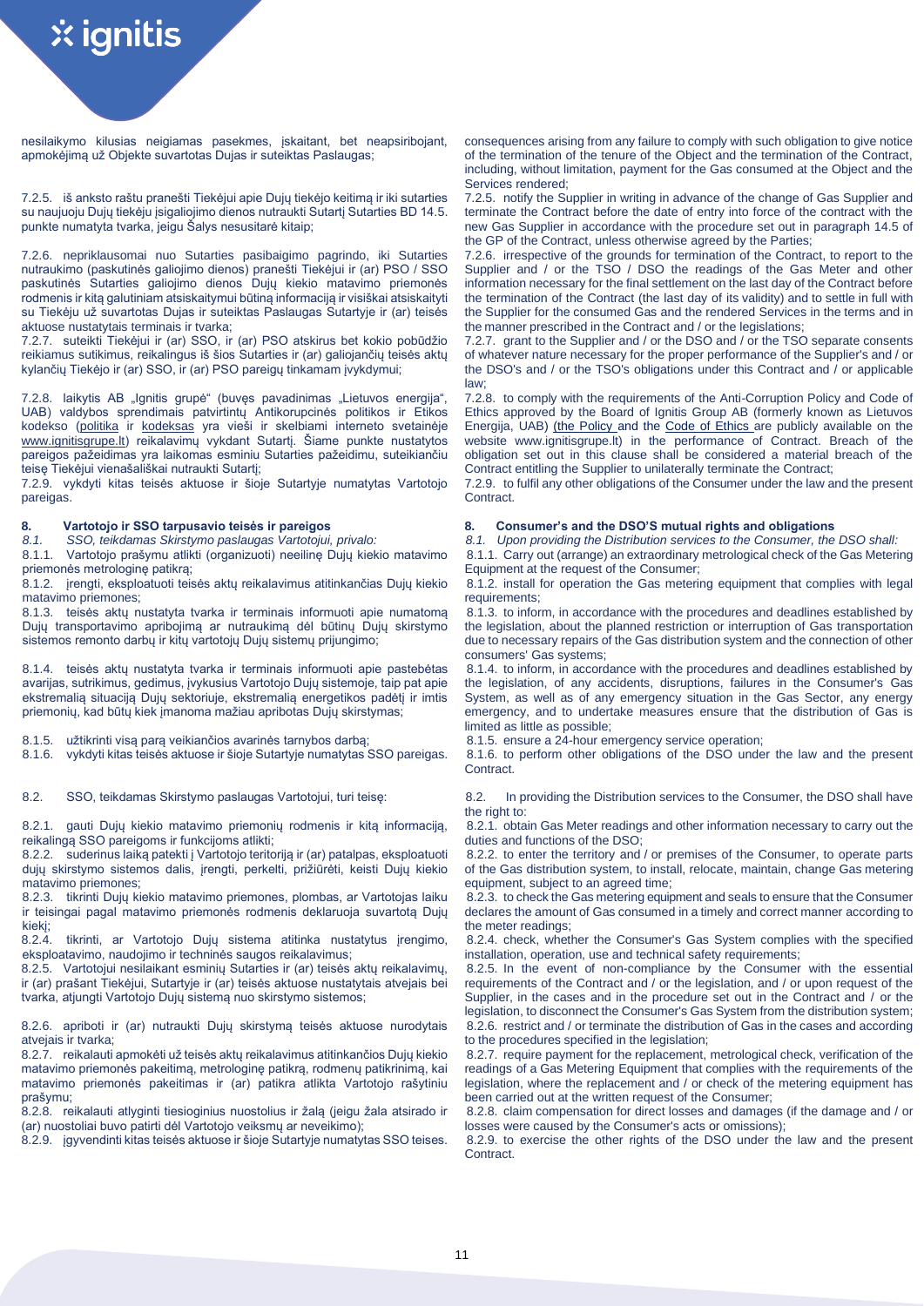nesilaikymo kilusias neigiamas pasekmes, įskaitant, bet neapsiribojant, apmokėjimą už Objekte suvartotas Dujas ir suteiktas Paslaugas;

7.2.5. iš anksto raštu pranešti Tiekėjui apie Dujų tiekėjo keitimą ir iki sutarties su naujuoju Dujų tiekėju įsigaliojimo dienos nutraukti Sutartį Sutarties BD 14.5. punkte numatyta tvarka, jeigu Šalys nesusitarė kitaip;

7.2.6. nepriklausomai nuo Sutarties pasibaigimo pagrindo, iki Sutarties nutraukimo (paskutinės galiojimo dienos) pranešti Tiekėjui ir (arba) PSO / SSO paskutinės Sutarties galiojimo dienos Dujų kiekio matavimo priemonės rodmenis ir kitą galutiniam atsiskaitymui būtiną informaciją ir visiškai atsiskaityti su Tiekėju už suvartotas Dujas ir suteiktas Paslaugas Sutartyje ir (ar) teisės aktuose nustatytais terminais ir tvarka;

7.2.7. suteikti Tiekėjui ir SSO, ir (ar) PSO atskirus bet kokio pobūdžio reikiamus sutikimus, reikalingus iš šios Sutarties ir (ar) galiojančių teisės aktų kylančių Tiekėjo ir (ar) SSO, ir (ar) PSO pareigų tinkamam įvykdymui;

7.2.8. laikytis AB „Ignitis grupė" (buvęs pavadinimas „Lietuvos energija", UAB) valdybos sprendimais patvirtintų Antikorupcinės politikos ir Etikos kodekso (politika ir kodeksas yra vieši ir skelbiami interneto svetainėje www.ignitisgrupe.lt) reikalavimų vykdant Sutartį. Šiame punkte nustatytos pareigos pažeidimas yra laikomas esminiu Sutarties pažeidimu, suteikiančiu teisę Tiekėjui vienašališkai nutraukti Sutartį;

7.2.9. vykdyti kitas teisės aktuose ir šioje Sutartyje numatytas Vartotojo pareigas.

## 8. Vartotojo ir SSO tarpusavio teisės ir pareigos

*8.1. SSO, teikdamas Skirstymo paslaugas Vartotojui, privalo:*

8.1.1. Vartotojo prašymu atlikti (organizuoti) neeilinę Dujų kiekio matavimo priemonių metrologinę patikrą;

8.1.2. įrengti, eksploatuoti teisės aktų reikalavimus atitinkančias Dujų kiekio matavimo priemones;

8.1.3. teisės aktų nustatyta tvarka ir terminais informuoti apie numatomą Dujų transportavimo apribojimą ar nutraukimą dėl būtinų Dujų skirstymo sistemos remonto darbų ir kitų vartotojų Dujų sistemų prijungimo;

8.1.4. teisės aktų nustatyta tvarka ir terminais informuoti apie pastebėtas avarijas, sutrikimus, gedimus, įvykusius Vartotojo Dujų sistemoje, taip pat apie ekstremalią situaciją Dujų sektoriuje, ekstremalią energetikos padėtį ir imtis priemonių, kad būtų kiek įmanoma mažiau apribotas Dujų skirstymas;

8.1.5. užtikrinti visą parą veikiančios avarinės tarnybos darbą;

8.1.6. vykdyti kitas teisės aktuose ir šioje Sutartyje numatytas SSO pareigas.

8.2. SSO, teikdamas Skirstymo paslaugas Vartotojui, turi teisę:

8.2.1. gauti Dujų kiekio matavimo priemonių rodmenis ir kitą informaciją, reikalingą SSO pareigoms ir funkcijoms atlikti;

8.2.2. suderinus laiką patekti į Vartotojo teritoriją ir (ar) patalpas, eksploatuoti dujų skirstymo sistemos dalis, įrengti, perkelti, prižiūrėti, keisti Dujų kiekio matavimo priemones;

8.2.3. tikrinti Dujų kiekio matavimo priemones, plombas, ar Vartotojas laiku ir teisingai pagal matavimo priemonės rodmenis deklaruoja suvartotą Dujų kiekį;

8.2.4. tikrinti, ar Vartotojo Dujų sistema atitinka nustatytus įrengimo, eksploatavimo, naudojimo ir techninės saugos reikalavimus;

8.2.5. Vartotojui nesilaikant esminių Sutarties ir (ar) teisės aktų reikalavimų, ir (ar) prašant Tiekėjui, Sutartyje ir (ar) teisės aktuose nustatytais atvejais bei tvarka, atjungti Vartotojo Dujų sistemą nuo skirstymo sistemos;

8.2.6. apriboti ir (ar) nutraukti Dujų skirstymą teisės aktuose nurodytais atvejais ir tvarka;

8.2.7. reikalauti apmokėti už teisės aktų reikalavimus atitinkančios Dujų kiekio matavimo priemonės pakeitimą, metrologinę patikrą, rodmenų patikrinimą, kai matavimo priemonės pakeitimas ir (ar) patikra atlikta Vartotojo rašytiniu prašymu;

8.2.8. reikalauti atlyginti tiesioginius nuostolius ir žalą (jeigu žala atsirado ir (ar) nuostoliai buvo patirti dėl Vartotojo veiksmų ar neveikimo);

8.2.9. įgyvendinti kitas teisės aktuose ir šioje Sutartyje numatytas SSO teises.

---

consequences arising from any failure to comply with such obligation to give notice of the termination of the tenure of the Object and the termination of the Contract, including, without limitation, payment for the Gas consumed at the Object and the Services rendered;

7.2.5. notify the Supplier in writing in advance of the change of Gas Supplier and terminate the Contract before the date of entry into force of the contract with the new Gas Supplier in accordance with the procedure set out in paragraph 14.5 of the GP of the Contract, unless otherwise agreed by the Parties;

7.2.6. irrespective of the grounds for termination of the Contract, to report to the Supplier and / or the TSO / DSO the readings of the Gas Meter and other information necessary for the final settlement on the last day of the Contract before the termination of the Contract (the last day of its validity) and to settle in full with the Supplier for the consumed Gas and the rendered Services in the terms and in the manner prescribed in the Contract and / or the legislations;

7.2.7. grant to the Supplier and / or the DSO and / or the TSO separate consents of whatever nature necessary for the proper performance of the Supplier's and / or the DSO's and / or the TSO's obligations under this Contract and / or applicable law;

7.2.8. to comply with the requirements of the Anti-Corruption Policy and Code of Ethics approved by the Board of Ignitis Group AB (formerly known as Lietuvos Energija, UAB) (the Policy and the Code of Ethics are publicly available on the website www.ignitisgrupe.lt) in the performance of Contract. Breach of the obligation set out in this clause shall be considered a material breach of the Contract entitling the Supplier to unilaterally terminate the Contract;

7.2.9. to fulfil any other obligations of the Consumer under the law and the present Contract.

## 8. Consumer's and the DSO'S mutual rights and obligations

*8.1. Upon providing the Distribution services to the Consumer, the DSO shall:*

8.1.1. Carry out (arrange) an extraordinary metrological check of the Gas Metering Equipment at the request of the Consumer;

8.1.2. install for operation the Gas metering equipment that complies with legal requirements;

8.1.3. to inform, in accordance with the procedures and deadlines established by the legislation, about the planned restriction or interruption of Gas transportation due to necessary repairs of the Gas distribution system and the connection of other consumers' Gas systems;

8.1.4. to inform, in accordance with the procedures and deadlines established by the legislation, of any accidents, disruptions, failures in the Consumer's Gas System, as well as of any emergency situation in the Gas Sector, any energy emergency, and to undertake measures ensure that the distribution of Gas is limited as little as possible;

8.1.5. ensure a 24-hour emergency service operation;

8.1.6. to perform other obligations of the DSO under the law and the present Contract.

8.2. In providing the Distribution services to the Consumer, the DSO shall have the right to:

8.2.1. obtain Gas Meter readings and other information necessary to carry out the duties and functions of the DSO;

8.2.2. to enter the territory and / or premises of the Consumer, to operate parts of the Gas distribution system, to install, relocate, maintain, change Gas metering equipment, subject to an agreed time;

8.2.3. to check the Gas metering equipment and seals to ensure that the Consumer declares the amount of Gas consumed in a timely and correct manner according to the meter readings;

8.2.4. check, whether the Consumer's Gas System complies with the specified installation, operation, use and technical safety requirements;

8.2.5. In the event of non-compliance by the Consumer with the essential requirements of the Contract and / or the legislation, and / or upon request of the Supplier, in the cases and in the procedure set out in the Contract and / or the legislation, to disconnect the Consumer's Gas System from the distribution system;

8.2.6. restrict and / or terminate the distribution of Gas in the cases and according to the procedures specified in the legislation;

8.2.7. require payment for the replacement, metrological check, verification of the readings of a Gas Metering Equipment that complies with the requirements of the legislation, where the replacement and / or check of the metering equipment has been carried out at the written request of the Consumer;

8.2.8. claim compensation for direct losses and damages (if the damage and / or losses were caused by the Consumer's acts or omissions);

8.2.9. to exercise the other rights of the DSO under the law and the present Contract.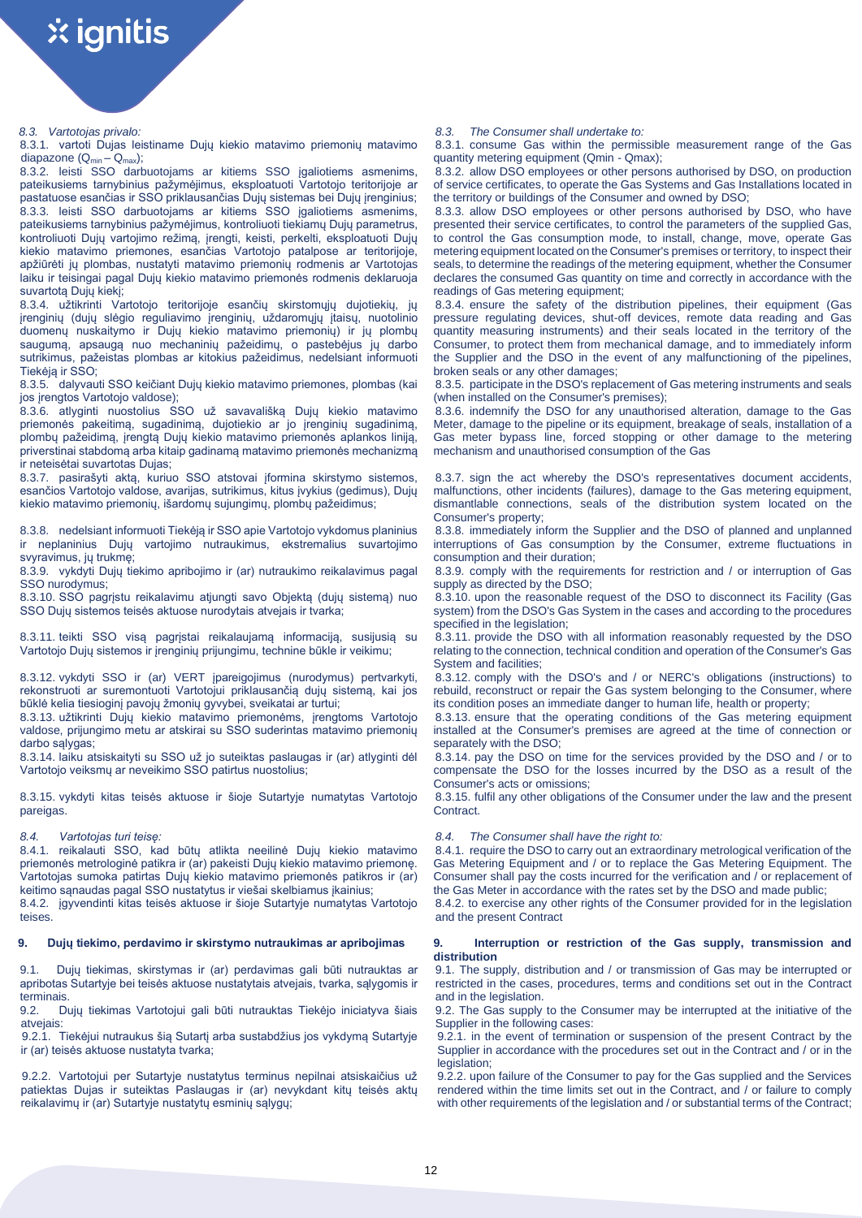*8.3. Vartotojas privalo:*

8.3.1. vartoti Dujas leistiname Dujų kiekio matavimo priemonių matavimo diapazone ($Q_{min} – Q_{max}$);

8.3.2. leisti SSO darbuotojams ar kitiems SSO įgaliotiems asmenims, pateikusiems tarnybinius pažymėjimus, eksploatuoti Vartotojo teritorijoje ar pastatuose esančias ir SSO priklausančias Dujų sistemas bei Dujų įrenginius;

8.3.3. leisti SSO darbuotojams ar kitiems SSO įgaliotiems asmenims, pateikusiems tarnybinius pažymėjimus, kontroliuoti tiekiamų Dujų parametrus, kontroliuoti Dujų vartojimo režimą, įrengti, keisti, perkelti, eksploatuoti Dujų kiekio matavimo priemones, esančias Vartotojo patalpose ar teritorijoje, apžiūrėti jų plombas, nustatyti matavimo priemonių rodmenis ar Vartotojas laiku ir teisingai pagal Dujų kiekio matavimo priemonės rodmenis deklaruoja suvartotą Dujų kiekį;

8.3.4. užtikrinti Vartotojo teritorijoje esančių skirstomųjų dujotiekių, jų įrenginių (dujų slėgio reguliavimo įrenginių, uždaromųjų įtaisų, nuotolinio duomenų nuskaitymo ir Dujų kiekio matavimo priemonių) ir jų plombų saugumą, apsaugą nuo mechaninių pažeidimų, o pastebėjus jų darbo sutrikimus, pažeistas plombas ar kitokius pažeidimus, nedelsiant informuoti Tiekėją ir SSO;

8.3.5. dalyvauti SSO keičiant Dujų kiekio matavimo priemones, plombas (kai jos įrengtos Vartotojo valdose);

8.3.6. atlyginti nuostolius SSO už savavališką Dujų kiekio matavimo priemonės pakeitimą, sugadinimą, dujotiekio ar jo įrenginių sugadinimą, plombų pažeidimą, įrengtą Dujų kiekio matavimo priemonės aplankos liniją, priverstinai stabdomą arba kitaip gadinamą matavimo priemonės mechanizmą ir neteisėtai suvartotas Dujas;

8.3.7. pasirašyti aktą, kuriuo SSO atstovai įformina skirstymo sistemos, esančios Vartotojo valdose, avarijas, sutrikimus, kitus įvykius (gedimus), Dujų kiekio matavimo priemonių, išardomų sujungimų, plombų pažeidimus;

8.3.8. nedelsiant informuoti Tiekėją ir SSO apie Vartotojo vykdomus planinius ir neplaninius Dujų vartojimo nutraukimus, ekstremalius suvartojimo svyravimus, jų trukmę;

8.3.9. vykdyti Dujų tiekimo apribojimo ir (ar) nutraukimo reikalavimus pagal SSO nurodymus;

8.3.10. SSO pagrįstu reikalavimu atjungti savo Objektą (dujų sistemą) nuo SSO Dujų sistemos teisės aktuose nurodytais atvejais ir tvarka;

8.3.11. teikti SSO visą pagrįstai reikalaujamą informaciją, susijusią su Vartotojo Dujų sistemos ir įrenginių prijungimu, technine būkle ir veikimu;

8.3.12. vykdyti SSO ir (ar) VERT įpareigojimus (nurodymus) pertvarkyti, rekonstruoti ar suremontuoti Vartotojui priklausančią dujų sistemą, kai jos būklė kelia tiesioginį pavojų žmonių gyvybei, sveikatai ar turtui;

8.3.13. užtikrinti Dujų kiekio matavimo priemonėms, įrengtoms Vartotojo valdose, prijungimo metu ar atskirai su SSO suderintas matavimo priemonių darbo sąlygas;

8.3.14. laiku atsiskaityti su SSO už jo suteiktas paslaugas ir (ar) atlyginti dėl Vartotojo veiksmų ar neveikimo SSO patirtus nuostolius;

8.3.15. vykdyti kitas teisės aktuose ir šioje Sutartyje numatytas Vartotojo pareigas.

*8.4. Vartotojas turi teisę:*

8.4.1. reikalauti SSO, kad būtų atlikta neeilinė Dujų kiekio matavimo priemonės metrologinė patikra ir (ar) pakeisti Dujų kiekio matavimo priemonę. Vartotojas sumoka patirtas Dujų kiekio matavimo priemonės patikros ir (ar) keitimo sąnaudas pagal SSO nustatytus ir viešai skelbiamus įkainius;

8.4.2. įgyvendinti kitas teisės aktuose ir šioje Sutartyje numatytas Vartotojo teises.

## 9. Dujų tiekimo, perdavimo ir skirstymo nutraukimas ar apribojimas

9.1. Dujų tiekimas, skirstymas ir (ar) perdavimas gali būti nutrauktas ar apribotas Sutartyje bei teisės aktuose nustatytais atvejais, tvarka, sąlygomis ir terminais.

9.2. Dujų tiekimas Vartotojui gali būti nutrauktas Tiekėjo iniciatyva šiais atvejais:

9.2.1. Tiekėjui nutraukus šią Sutartį arba sustabdžius jos vykdymą Sutartyje ir (ar) teisės aktuose nustatyta tvarka;

9.2.2. Vartotojui per Sutartyje nustatytus terminus nepilnai atsiskaičius už patiektas Dujas ir suteiktas Paslaugas ir (ar) nevykdant kitų teisės aktų reikalavimų ir (ar) Sutartyje nustatytų esminių sąlygų;

---

*8.3. The Consumer shall undertake to:*

8.3.1. consume Gas within the permissible measurement range of the Gas quantity metering equipment (Qmin - Qmax);

8.3.2. allow DSO employees or other persons authorised by DSO, on production of service certificates, to operate the Gas Systems and Gas Installations located in the territory or buildings of the Consumer and owned by DSO;

8.3.3. allow DSO employees or other persons authorised by DSO, who have presented their service certificates, to control the parameters of the supplied Gas, to control the Gas consumption mode, to install, change, move, operate Gas metering equipment located on the Consumer's premises or territory, to inspect their seals, to determine the readings of the metering equipment, whether the Consumer declares the consumed Gas quantity on time and correctly in accordance with the readings of Gas metering equipment;

8.3.4. ensure the safety of the distribution pipelines, their equipment (Gas pressure regulating devices, shut-off devices, remote data reading and Gas quantity measuring instruments) and their seals located in the territory of the Consumer, to protect them from mechanical damage, and to immediately inform the Supplier and the DSO in the event of any malfunctioning of the pipelines, broken seals or any other damages;

8.3.5. participate in the DSO's replacement of Gas metering instruments and seals (when installed on the Consumer's premises);

8.3.6. indemnify the DSO for any unauthorised alteration, damage to the Gas Meter, damage to the pipeline or its equipment, breakage of seals, installation of a Gas meter bypass line, forced stopping or other damage to the metering mechanism and unauthorised consumption of the Gas

8.3.7. sign the act whereby the DSO's representatives document accidents, malfunctions, other incidents (failures), damage to the Gas metering equipment, dismantlable connections, seals of the distribution system located on the Consumer's property;

8.3.8. immediately inform the Supplier and the DSO of planned and unplanned interruptions of Gas consumption by the Consumer, extreme fluctuations in consumption and their duration;

8.3.9. comply with the requirements for restriction and / or interruption of Gas supply as directed by the DSO;

8.3.10. upon the reasonable request of the DSO to disconnect its Facility (Gas system) from the DSO's Gas System in the cases and according to the procedures specified in the legislation;

8.3.11. provide the DSO with all information reasonably requested by the DSO relating to the connection, technical condition and operation of the Consumer's Gas System and facilities;

8.3.12. comply with the DSO's and / or NERC's obligations (instructions) to rebuild, reconstruct or repair the Gas system belonging to the Consumer, where its condition poses an immediate danger to human life, health or property;

8.3.13. ensure that the operating conditions of the Gas metering equipment installed at the Consumer's premises are agreed at the time of connection or separately with the DSO;

8.3.14. pay the DSO on time for the services provided by the DSO and / or to compensate the DSO for the losses incurred by the DSO as a result of the Consumer's acts or omissions;

8.3.15. fulfil any other obligations of the Consumer under the law and the present Contract.

*8.4. The Consumer shall have the right to:*

8.4.1. require the DSO to carry out an extraordinary metrological verification of the Gas Metering Equipment and / or to replace the Gas Metering Equipment. The Consumer shall pay the costs incurred for the verification and / or replacement of the Gas Meter in accordance with the rates set by the DSO and made public;

8.4.2. to exercise any other rights of the Consumer provided for in the legislation and the present Contract

## 9. Interruption or restriction of the Gas supply, transmission and distribution

9.1. The supply, distribution and / or transmission of Gas may be interrupted or restricted in the cases, procedures, terms and conditions set out in the Contract and in the legislation.

9.2. The Gas supply to the Consumer may be interrupted at the initiative of the Supplier in the following cases:

9.2.1. in the event of termination or suspension of the present Contract by the Supplier in accordance with the procedures set out in the Contract and / or in the legislation;

9.2.2. upon failure of the Consumer to pay for the Gas supplied and the Services rendered within the time limits set out in the Contract, and / or failure to comply with other requirements of the legislation and / or substantial terms of the Contract;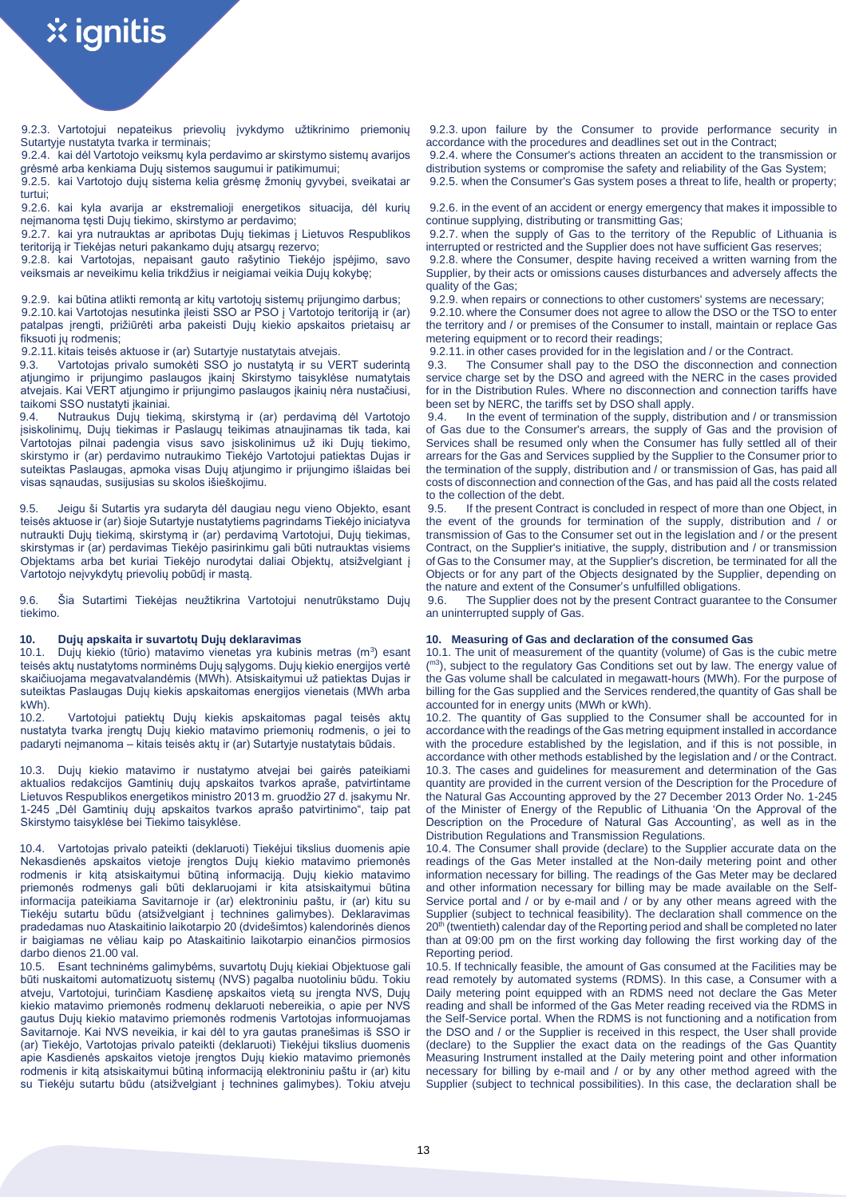9.2.3. Vartotojui nepateikus prievolių įvykdymo užtikrinimo priemonių Sutartyje nustatyta tvarka ir terminais;

9.2.4. kai dėl Vartotojo veiksmų kyla perdavimo ar skirstymo sistemų avarijos grėsmė arba kenkiama Dujų sistemos saugumui ir patikimumui;

9.2.5. kai Vartotojo dujų sistema kelia grėsmę žmonių gyvybei, sveikatai ar turtui;

9.2.6. kai kyla avarija ar ekstremalioji energetikos situacija, dėl kurių neįmanoma tęsti Dujų tiekimo, skirstymo ar perdavimo;

9.2.7. kai yra nutrauktas ar apribotas Dujų tiekimas į Lietuvos Respublikos teritoriją ir Tiekėjas neturi pakankamo dujų atsargų rezervo;

9.2.8. kai Vartotojas, nepaisant gauto rašytinio Tiekėjo įspėjimo, savo veiksmais ar neveikimu kelia trikdžius ir neigiamai veikia Dujų kokybę;

9.2.9. kai būtina atlikti remontą ar kitų vartotojų sistemų prijungimo darbus;

9.2.10. kai Vartotojas nesutinka įleisti SSO ar PSO į Vartotojo teritoriją ir (ar) patalpas įrengti, prižiūrėti arba pakeisti Dujų kiekio apskaitos prietaisų ar fiksuoti jų rodmenis;

9.2.11. kitais teisės aktuose ir (ar) Sutartyje nustatytais atvejais.

9.3. Vartotojas privalo sumokėti SSO jo nustatytą ir su VERT suderintą atjungimo ir prijungimo paslaugos įkainį Skirstymo taisyklėse numatytais atvejais. Kai VERT atjungimo ir prijungimo paslaugos įkainių nėra nustačiusi, taikomi SSO nustatyti įkainiai.

9.4. Nutraukus Dujų tiekimą, skirstymą ir (ar) perdavimą dėl Vartotojo įsiskolinimų, Dujų tiekimas ir Paslaugų teikimas atnaujinamas tik tada, kai Vartotojas pilnai padengia visus savo įsiskolinimus už iki Dujų tiekimo, skirstymo ir (ar) perdavimo nutraukimo Tiekėjo Vartotojui patiektas Dujas ir suteiktas Paslaugas, apmoka visas Dujų atjungimo ir prijungimo išlaidas bei visas sąnaudas, susijusias su skolos išieškojimu.

9.5. Jeigu ši Sutartis yra sudaryta dėl daugiau negu vieno Objekto, esant teisės aktuose ir (ar) šioje Sutartyje nustatytiems pagrindams Tiekėjo iniciatyva nutraukti Dujų tiekimą, skirstymą ir (ar) perdavimą Vartotojui, Dujų tiekimas, skirstymas ir (ar) perdavimas Tiekėjo pasirinkimu gali būti nutrauktas visiems Objektams arba bet kuriai Tiekėjo nurodytai daliai Objektų, atsižvelgiant į Vartotojo neįvykdytų prievolių pobūdį ir mastą.

9.6. Šia Sutartimi Tiekėjas neužtikrina Vartotojui nenutrūkstamo Dujų tiekimo.

## 10. Dujų apskaita ir suvartotų Dujų deklaravimas

10.1. Dujų kiekio (tūrio) matavimo vienetas yra kubinis metras (m$^3$) esant teisės aktų nustatytoms norminėms Dujų sąlygoms. Dujų kiekio energijos vertė skaičiuojama megavatvalandėmis (MWh). Atsiskaitymui už patiektas Dujas ir suteiktas Paslaugas Dujų kiekis apskaitomas energijos vienetais (MWh arba kWh).

10.2. Vartotojui patiektų Dujų kiekis apskaitomas pagal teisės aktų nustatyta tvarka įrengtų Dujų kiekio matavimo priemonių rodmenis, o jei to padaryti neįmanoma – kitais teisės aktų ir (ar) Sutartyje nustatytais būdais.

10.3. Dujų kiekio matavimo ir nustatymo atvejai bei gairės pateikiami aktualios redakcijos Gamtinių dujų apskaitos tvarkos apraše, patvirtintame Lietuvos Respublikos energetikos ministro 2013 m. gruodžio 27 d. įsakymu Nr. 1-245 „Dėl Gamtinių dujų apskaitos tvarkos aprašo patvirtinimo", taip pat Skirstymo taisyklėse bei Tiekimo taisyklėse.

10.4. Vartotojas privalo pateikti (deklaruoti) Tiekėjui tikslius duomenis apie Nekasdienės apskaitos vietoje įrengtos Dujų kiekio matavimo priemonės rodmenis ir kitą atsiskaitymui būtiną informaciją. Dujų kiekio matavimo priemonės rodmenys gali būti deklaruojami ir kita atsiskaitymui būtina informacija pateikiama Savitarnoje ir (ar) elektroniniu paštu, ir (ar) kitu su Tiekėju sutartu būdu (atsižvelgiant į technines galimybes). Deklaravimas pradedamas nuo Ataskaitinio laikotarpio 20 (dvidešimtos) kalendorinės dienos ir baigiamas ne vėliau kaip po Ataskaitinio laikotarpio einančios pirmosios darbo dienos 21.00 val.

10.5. Esant techninėms galimybėms, suvartotų Dujų kiekiai Objektuose gali būti nuskaitomi automatizuotų sistemų (NVS) pagalba nuotoliniu būdu. Tokiu atveju, Vartotojui, turinčiam Kasdienę apskaitos vietą su įrengta NVS, Dujų kiekio matavimo priemonės rodmenų deklaruoti nebereikia, o apie per NVS gautus Dujų kiekio matavimo priemonės rodmenis Vartotojas informuojamas Savitarnoje. Kai NVS neveikia, ir kai dėl to yra gautas pranešimas iš SSO ir (ar) Tiekėjo, Vartotojas privalo pateikti (deklaruoti) Tiekėjui tikslius duomenis apie Kasdienės apskaitos vietoje įrengtos Dujų kiekio matavimo priemonės rodmenis ir kitą atsiskaitymui būtiną informaciją elektroniniu paštu ir (ar) kitu su Tiekėju sutartu būdu (atsižvelgiant į technines galimybes). Tokiu atveju

9.2.3. upon failure by the Consumer to provide performance security in accordance with the procedures and deadlines set out in the Contract;

9.2.4. where the Consumer's actions threaten an accident to the transmission or distribution systems or compromise the safety and reliability of the Gas System;

9.2.5. when the Consumer's Gas system poses a threat to life, health or property;

9.2.6. in the event of an accident or energy emergency that makes it impossible to continue supplying, distributing or transmitting Gas;

9.2.7. when the supply of Gas to the territory of the Republic of Lithuania is interrupted or restricted and the Supplier does not have sufficient Gas reserves;

9.2.8. where the Consumer, despite having received a written warning from the Supplier, by their acts or omissions causes disturbances and adversely affects the quality of the Gas;

9.2.9. when repairs or connections to other customers' systems are necessary;

9.2.10. where the Consumer does not agree to allow the DSO or the TSO to enter the territory and / or premises of the Consumer to install, maintain or replace Gas metering equipment or to record their readings;

9.2.11. in other cases provided for in the legislation and / or the Contract.

9.3. The Consumer shall pay to the DSO the disconnection and connection service charge set by the DSO and agreed with the NERC in the cases provided for in the Distribution Rules. Where no disconnection and connection tariffs have been set by NERC, the tariffs set by DSO shall apply.

9.4. In the event of termination of the supply, distribution and / or transmission of Gas due to the Consumer's arrears, the supply of Gas and the provision of Services shall be resumed only when the Consumer has fully settled all of their arrears for the Gas and Services supplied by the Supplier to the Consumer prior to the termination of the supply, distribution and / or transmission of Gas, has paid all costs of disconnection and connection of the Gas, and has paid all the costs related to the collection of the debt.

9.5. If the present Contract is concluded in respect of more than one Object, in the event of the grounds for termination of the supply, distribution and / or transmission of Gas to the Consumer set out in the legislation and / or the present Contract, on the Supplier's initiative, the supply, distribution and / or transmission of Gas to the Consumer may, at the Supplier's discretion, be terminated for all the Objects or for any part of the Objects designated by the Supplier, depending on the nature and extent of the Consumer's unfulfilled obligations.

9.6. The Supplier does not by the present Contract guarantee to the Consumer an uninterrupted supply of Gas.

## 10. Measuring of Gas and declaration of the consumed Gas

10.1. The unit of measurement of the quantity (volume) of Gas is the cubic metre (m$^3$), subject to the regulatory Gas Conditions set out by law. The energy value of the Gas volume shall be calculated in megawatt-hours (MWh). For the purpose of billing for the Gas supplied and the Services rendered,the quantity of Gas shall be accounted for in energy units (MWh or kWh).

10.2. The quantity of Gas supplied to the Consumer shall be accounted for in accordance with the readings of the Gas metring equipment installed in accordance with the procedure established by the legislation, and if this is not possible, in accordance with other methods established by the legislation and / or the Contract.

10.3. The cases and guidelines for measurement and determination of the Gas quantity are provided in the current version of the Description for the Procedure of the Natural Gas Accounting approved by the 27 December 2013 Order No. 1-245 of the Minister of Energy of the Republic of Lithuania 'On the Approval of the Description on the Procedure of Natural Gas Accounting', as well as in the Distribution Regulations and Transmission Regulations.

10.4. The Consumer shall provide (declare) to the Supplier accurate data on the readings of the Gas Meter installed at the Non-daily metering point and other information necessary for billing. The readings of the Gas Meter may be declared and other information necessary for billing may be made available on the Self-Service portal and / or by e-mail and / or by any other means agreed with the Supplier (subject to technical feasibility). The declaration shall commence on the 20[th] (twentieth) calendar day of the Reporting period and shall be completed no later than at 09:00 pm on the first working day following the first working day of the Reporting period.

10.5. If technically feasible, the amount of Gas consumed at the Facilities may be read remotely by automated systems (RDMS). In this case, a Consumer with a Daily metering point equipped with an RDMS need not declare the Gas Meter reading and shall be informed of the Gas Meter reading received via the RDMS in the Self-Service portal. When the RDMS is not functioning and a notification from the DSO and / or the Supplier is received in this respect, the User shall provide (declare) to the Supplier the exact data on the readings of the Gas Quantity Measuring Instrument installed at the Daily metering point and other information necessary for billing by e-mail and / or by any other method agreed with the Supplier (subject to technical possibilities). In this case, the declaration shall be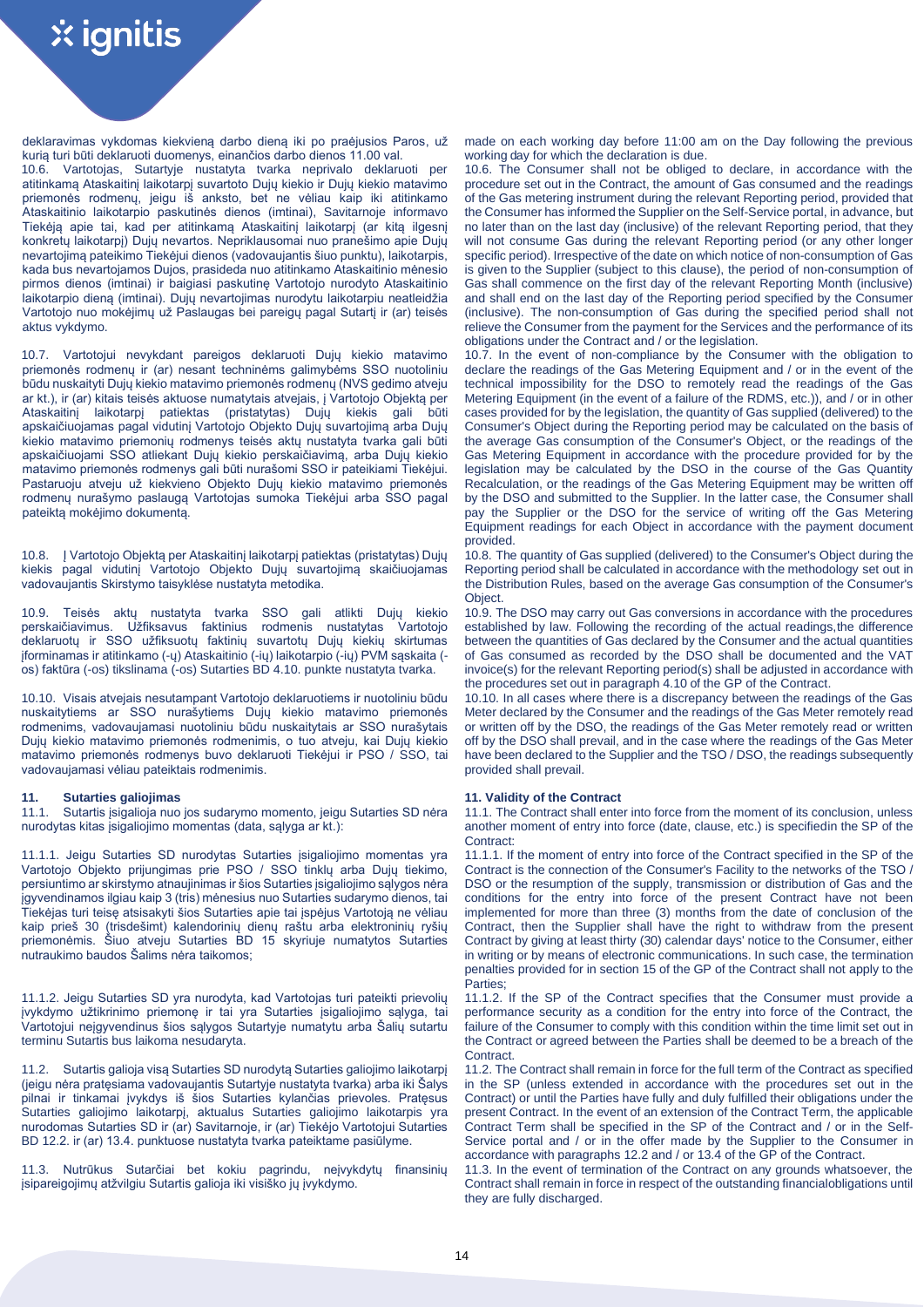deklaravimas vykdomas kiekvieną darbo dieną iki po praėjusios Paros, už kurią turi būti deklaruoti duomenys, einančios darbo dienos 11.00 val.

10.6. Vartotojas, Sutartyje nustatyta tvarka neprivalo deklaruoti per atitinkamą Ataskaitinį laikotarpį suvartoto Dujų kiekio ir Dujų kiekio matavimo priemonės rodmenų, jeigu iš anksto, bet ne vėliau kaip iki atitinkamo Ataskaitinio laikotarpio paskutinės dienos (imtinai), Savitarnoje informavo Tiekėją apie tai, kad per atitinkamą Ataskaitinį laikotarpį (ar kitą ilgesnį konkretų laikotarpį) Dujų nevartos. Nepriklausomai nuo pranešimo apie Dujų nevartojimą pateikimo Tiekėjui dienos (vadovaujantis šiuo punktu), laikotarpis, kada bus nevartojamos Dujos, prasideda nuo atitinkamo Ataskaitinio mėnesio pirmos dienos (imtinai) ir baigiasi paskutinę Vartotojo nurodyto Ataskaitinio laikotarpio dieną (imtinai). Dujų nevartojimas nurodytu laikotarpiu neatleidžia Vartotojo nuo mokėjimų už Paslaugas bei pareigų pagal Sutartį ir (ar) teisės aktus vykdymo.

10.7. Vartotojui nevykdant pareigos deklaruoti Dujų kiekio matavimo priemonės rodmenų ir (ar) nesant techninėms galimybėms SSO nuotoliniu būdu nuskaityti Dujų kiekio matavimo priemonės rodmenų (NVS gedimo atveju ar kt.), ir (ar) kitais teisės aktuose numatytais atvejais, į Vartotojo Objektą per Ataskaitinį laikotarpį patiektas (pristatytas) Dujų kiekis gali būti apskaičiuojamas pagal vidutinį Vartotojo Objekto Dujų suvartojimą arba Dujų kiekio matavimo priemonių rodmenys teisės aktų nustatyta tvarka gali būti apskaičiuojami SSO atliekant Dujų kiekio perskaičiavimą, arba Dujų kiekio matavimo priemonės rodmenys gali būti nurašomi SSO ir pateikiami Tiekėjui. Pastaruoju atveju už kiekvieno Objekto Dujų kiekio matavimo priemonės rodmenų nurašymo paslaugą Vartotojas sumoka Tiekėjui arba SSO pagal pateiktą mokėjimo dokumentą.

10.8. Į Vartotojo Objektą per Ataskaitinį laikotarpį patiektas (pristatytas) Dujų kiekis pagal vidutinį Vartotojo Objekto Dujų suvartojimą skaičiuojamas vadovaujantis Skirstymo taisyklėse nustatyta metodika.

10.9. Teisės aktų nustatyta tvarka SSO gali atlikti Dujų kiekio perskaičiavimus. Užfiksavus faktinius rodmenis nustatytas Vartotojo deklaruotų ir SSO užfiksuotų faktinių suvartotų Dujų kiekių skirtumas įforminamas ir atitinkamo (-ų) Ataskaitinio (-ių) laikotarpio (-ių) PVM sąskaita (-os) faktūra (-os) tikslinama (-os) Sutarties BD 4.10. punkte nustatyta tvarka.

10.10. Visais atvejais nesutampant Vartotojo deklaruotiems ir nuotoliniu būdu nuskaitytiems ar SSO nurašytiems Dujų kiekio matavimo priemonės rodmenims, vadovaujamasi nuotoliniu būdu nuskaitytais ar SSO nurašytais Dujų kiekio matavimo priemonės rodmenimis, o tuo atveju, kai Dujų kiekio matavimo priemonės rodmenys buvo deklaruoti Tiekėjui ir PSO / SSO, tai vadovaujamasi vėliau pateiktais rodmenimis.

## 11. Sutarties galiojimas

11.1. Sutartis įsigalioja nuo jos sudarymo momento, jeigu Sutarties SD nėra nurodytas kitas įsigaliojimo momentas (data, sąlyga ar kt.):

11.1.1. Jeigu Sutarties SD nurodytas Sutarties įsigaliojimo momentas yra Vartotojo Objekto prijungimas prie PSO / SSO tinklų arba Dujų tiekimo, persiuntimo ar skirstymo atnaujinimas ir šios Sutarties įsigaliojimo sąlygos nėra įgyvendinamos ilgiau kaip 3 (tris) mėnesius nuo Sutarties sudarymo dienos, tai Tiekėjas turi teisę atsisakyti šios Sutarties apie tai įspėjus Vartotoją ne vėliau kaip prieš 30 (trisdešimt) kalendorinių dienų raštu arba elektroninių ryšių priemonėmis. Šiuo atveju Sutarties BD 15 skyriuje numatytos Sutarties nutraukimo baudos Šalims nėra taikomos;

11.1.2. Jeigu Sutarties SD yra nurodyta, kad Vartotojas turi pateikti prievolių įvykdymo užtikrinimo priemonę ir tai yra Sutarties įsigaliojimo sąlyga, tai Vartotojui neįgyvendinus šios sąlygos Sutartyje numatytu arba Šalių sutartu terminu Sutartis bus laikoma nesudaryta.

11.2. Sutartis galioja visą Sutarties SD nurodytą Sutarties galiojimo laikotarpį (jeigu nėra pratęsiama vadovaujantis Sutartyje nustatyta tvarka) arba iki Šalys pilnai ir tinkamai įvykdys iš šios Sutarties kylančias prievoles. Pratęsus Sutarties galiojimo laikotarpį, aktualus Sutarties galiojimo laikotarpis yra nurodomas Sutarties SD ir (ar) Savitarnoje, ir (ar) Tiekėjo Vartotojui Sutarties BD 12.2. ir (ar) 13.4. punktuose nustatyta tvarka pateiktame pasiūlyme.

11.3. Nutrūkus Sutarčiai bet kokiu pagrindu, neįvykdytų finansinių įsipareigojimų atžvilgiu Sutartis galioja iki visiško jų įvykdymo.

made on each working day before 11:00 am on the Day following the previous working day for which the declaration is due.

10.6. The Consumer shall not be obliged to declare, in accordance with the procedure set out in the Contract, the amount of Gas consumed and the readings of the Gas metering instrument during the relevant Reporting period, provided that the Consumer has informed the Supplier on the Self-Service portal, in advance, but no later than on the last day (inclusive) of the relevant Reporting period, that they will not consume Gas during the relevant Reporting period (or any other longer specific period). Irrespective of the date on which notice of non-consumption of Gas is given to the Supplier (subject to this clause), the period of non-consumption of Gas shall commence on the first day of the relevant Reporting Month (inclusive) and shall end on the last day of the Reporting period specified by the Consumer (inclusive). The non-consumption of Gas during the specified period shall not relieve the Consumer from the payment for the Services and the performance of its obligations under the Contract and / or the legislation.

10.7. In the event of non-compliance by the Consumer with the obligation to declare the readings of the Gas Metering Equipment and / or in the event of the technical impossibility for the DSO to remotely read the readings of the Gas Metering Equipment (in the event of a failure of the RDMS, etc.)), and / or in other cases provided for by the legislation, the quantity of Gas supplied (delivered) to the Consumer's Object during the Reporting period may be calculated on the basis of the average Gas consumption of the Consumer's Object, or the readings of the Gas Metering Equipment in accordance with the procedure provided for by the legislation may be calculated by the DSO in the course of the Gas Quantity Recalculation, or the readings of the Gas Metering Equipment may be written off by the DSO and submitted to the Supplier. In the latter case, the Consumer shall pay the Supplier or the DSO for the service of writing off the Gas Metering Equipment readings for each Object in accordance with the payment document provided.

10.8. The quantity of Gas supplied (delivered) to the Consumer's Object during the Reporting period shall be calculated in accordance with the methodology set out in the Distribution Rules, based on the average Gas consumption of the Consumer's Object.

10.9. The DSO may carry out Gas conversions in accordance with the procedures established by law. Following the recording of the actual readings,the difference between the quantities of Gas declared by the Consumer and the actual quantities of Gas consumed as recorded by the DSO shall be documented and the VAT invoice(s) for the relevant Reporting period(s) shall be adjusted in accordance with the procedures set out in paragraph 4.10 of the GP of the Contract.

10.10. In all cases where there is a discrepancy between the readings of the Gas Meter declared by the Consumer and the readings of the Gas Meter remotely read or written off by the DSO, the readings of the Gas Meter remotely read or written off by the DSO shall prevail, and in the case where the readings of the Gas Meter have been declared to the Supplier and the TSO / DSO, the readings subsequently provided shall prevail.

## 11. Validity of the Contract

11.1. The Contract shall enter into force from the moment of its conclusion, unless another moment of entry into force (date, clause, etc.) is specifiedin the SP of the Contract:

11.1.1. If the moment of entry into force of the Contract specified in the SP of the Contract is the connection of the Consumer's Facility to the networks of the TSO / DSO or the resumption of the supply, transmission or distribution of Gas and the conditions for the entry into force of the present Contract have not been implemented for more than three (3) months from the date of conclusion of the Contract, then the Supplier shall have the right to withdraw from the present Contract by giving at least thirty (30) calendar days' notice to the Consumer, either in writing or by means of electronic communications. In such case, the termination penalties provided for in section 15 of the GP of the Contract shall not apply to the Parties;

11.1.2. If the SP of the Contract specifies that the Consumer must provide a performance security as a condition for the entry into force of the Contract, the failure of the Consumer to comply with this condition within the time limit set out in the Contract or agreed between the Parties shall be deemed to be a breach of the Contract.

11.2. The Contract shall remain in force for the full term of the Contract as specified in the SP (unless extended in accordance with the procedures set out in the Contract) or until the Parties have fully and duly fulfilled their obligations under the present Contract. In the event of an extension of the Contract Term, the applicable Contract Term shall be specified in the SP of the Contract and / or in the Self-Service portal and / or in the offer made by the Supplier to the Consumer in accordance with paragraphs 12.2 and / or 13.4 of the GP of the Contract.

11.3. In the event of termination of the Contract on any grounds whatsoever, the Contract shall remain in force in respect of the outstanding financialobligations until they are fully discharged.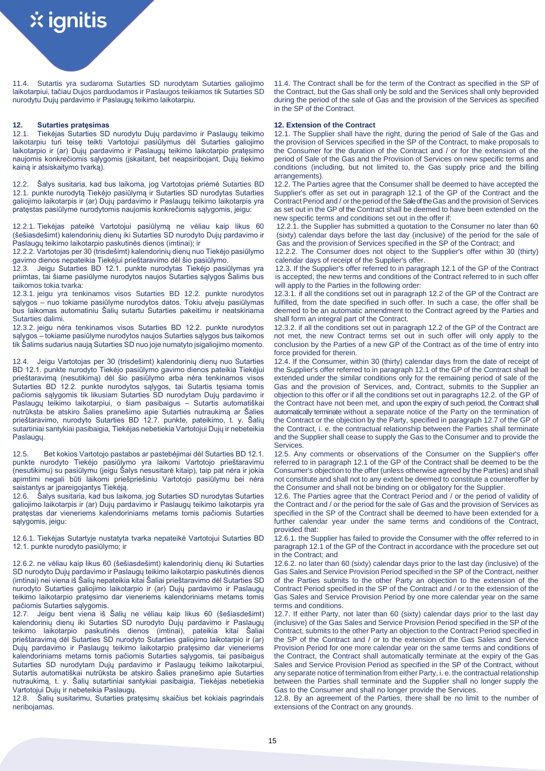11.4. Sutartis yra sudaroma Sutarties SD nurodytam Sutarties galiojimo laikotarpiui, tačiau Dujos parduodamos ir Paslaugos teikiamos tik Sutarties SD nurodytu Dujų pardavimo ir Paslaugų teikimo laikotarpiu.

## 12. Sutarties pratęsimas

12.1. Tiekėjas Sutarties SD nurodytu Dujų pardavimo ir Paslaugų teikimo laikotarpiu turi teisę teikti Vartotojui pasiūlymus dėl Sutarties galiojimo laikotarpio ir (ar) Dujų pardavimo ir Paslaugų teikimo laikotarpio pratęsimo naujomis konkrečiomis sąlygomis (įskaitant, bet neapsiribojant, Dujų tiekimo kainą ir atsiskaitymo tvarką).

12.2. Šalys susitaria, kad bus laikoma, jog Vartotojas priėmė Sutarties BD 12.1. punkte nurodytą Tiekėjo pasiūlymą ir Sutarties SD nurodytas Sutarties galiojimo laikotarpis ir (ar) Dujų pardavimo ir Paslaugų teikimo laikotarpis yra pratęstas pasiūlyme nurodytomis naujomis konkrečiomis sąlygomis, jeigu:

12.2.1. Tiekėjas pateikė Vartotojui pasiūlymą ne vėliau kaip likus 60 (šešiasdešimt) kalendorinių dienų iki Sutarties SD nurodyto Dujų pardavimo ir Paslaugų teikimo laikotarpio paskutinės dienos (imtinai); ir

12.2.2. Vartotojas per 30 (trisdešimt) kalendorinių dienų nuo Tiekėjo pasiūlymo gavimo dienos nepateikia Tiekėjui prieštaravimo dėl šio pasiūlymo.

12.3. Jeigu Sutarties BD 12.1. punkte nurodytas Tiekėjo pasiūlymas yra priimtas, tai šiame pasiūlyme nurodytos naujos Sutarties sąlygos Šalims bus taikomos tokia tvarka:

12.3.1. jeigu yra tenkinamos visos Sutarties BD 12.2. punkte nurodytos sąlygos – nuo tokiame pasiūlyme nurodytos datos. Tokiu atveju pasiūlymas bus laikomas automatiniu Šalių sutartu Sutarties pakeitimu ir neatskiriama Sutarties dalimi.

12.3.2. jeigu nėra tenkinamos visos Sutarties BD 12.2. punkte nurodytos sąlygos – tokiame pasiūlyme nurodytos naujos Sutarties sąlygos bus taikomos tik Šalims sudarius naują Sutarties SD nuo joje numatyto įsigaliojimo momento.

12.4. Jeigu Vartotojas per 30 (trisdešimt) kalendorinių dienų nuo Sutarties BD 12.1. punkte nurodyto Tiekėjo pasiūlymo gavimo dienos pateikia Tiekėjui prieštaravimą (nesutikimą) dėl šio pasiūlymo arba nėra tenkinamos visos Sutarties BD 12.2. punkte nurodytos sąlygos, tai Sutartis tęsiama tomis pačiomis sąlygomis tik likusiam Sutarties SD nurodytam Dujų pardavimo ir Paslaugų teikimo laikotarpiui, o šiam pasibaigus – Sutartis automatiškai nutrūksta be atskiro Šalies pranešimo apie Sutarties nutraukimą ar Šalies prieštaravimo, nurodyto Sutarties BD 12.7. punkte, pateikimo, t. y. Šalių sutartiniai santykiai pasibaigia, Tiekėjas nebetiekia Vartotojui Dujų ir nebeteikia Paslaugų.

12.5. Bet kokios Vartotojo pastabos ar pastebėjimai dėl Sutarties BD 12.1. punkte nurodyto Tiekėjo pasiūlymo yra laikomi Vartotojo prieštaravimu (nesutikimu) su pasiūlymu (jeigu Šalys nesusitarė kitaip), taip pat nėra ir jokia apimtimi negali būti laikomi priešpriešiniu Vartotojo pasiūlymu bei nėra saistantys ar įpareigojantys Tiekėją.

12.6. Šalys susitaria, kad bus laikoma, jog Sutarties SD nurodytas Sutarties galiojimo laikotarpis ir (ar) Dujų pardavimo ir Paslaugų teikimo laikotarpis yra pratęstas dar vieneriems kalendoriniams metams tomis pačiomis Sutarties sąlygomis, jeigu:

12.6.1. Tiekėjas Sutartyje nustatyta tvarka nepateikė Vartotojui Sutarties BD 12.1. punkte nurodyto pasiūlymo; ir

12.6.2. ne vėliau kaip likus 60 (šešiasdešimt) kalendorinių dienų iki Sutarties SD nurodyto Dujų pardavimo ir Paslaugų teikimo laikotarpio paskutinės dienos (imtinai) nei viena iš Šalių nepateikia kitai Šaliai prieštaravimo dėl Sutarties SD nurodyto Sutarties galiojimo laikotarpio ir (ar) Dujų pardavimo ir Paslaugų teikimo laikotarpio pratęsimo dar vieneriems kalendoriniams metams tomis pačiomis Sutarties sąlygomis.

12.7. Jeigu bent viena iš Šalių ne vėliau kaip likus 60 (šešiasdešimt) kalendorinių dienų iki Sutarties SD nurodyto Dujų pardavimo ir Paslaugų teikimo laikotarpio paskutinės dienos (imtinai), pateikia kitai Šaliai prieštaravimą dėl Sutarties SD nurodyto Sutarties galiojimo laikotarpio ir (ar) Dujų pardavimo ir Paslaugų teikimo laikotarpio pratęsimo dar vieneriems kalendoriniams metams tomis pačiomis Sutarties sąlygomis, tai pasibaigus Sutarties SD nurodytam Dujų pardavimo ir Paslaugų teikimo laikotarpiui, Sutartis automatiškai nutrūksta be atskiro Šalies pranešimo apie Sutarties nutraukimą, t. y. Šalių sutartiniai santykiai pasibaigia, Tiekėjas nebetiekia Vartotojui Dujų ir nebeteikia Paslaugų.

12.8. Šalių susitarimu, Sutarties pratęsimų skaičius bet kokiais pagrindais neribojamas.

11.4. The Contract shall be for the term of the Contract as specified in the SP of the Contract, but the Gas shall only be sold and the Services shall only beprovided during the period of the sale of Gas and the provision of the Services as specified in the SP of the Contract.

## 12. Extension of the Contract

12.1. The Supplier shall have the right, during the period of Sale of the Gas and the provision of Services specified in the SP of the Contract, to make proposals to the Consumer for the duration of the Contract and / or for the extension of the period of Sale of the Gas and the Provision of Services on new specific terms and conditions (including, but not limited to, the Gas supply price and the billing arrangements).

12.2. The Parties agree that the Consumer shall be deemed to have accepted the Supplier's offer as set out in paragraph 12.1 of the GP of the Contract and the Contract Period and / or the period of the Sale of the Gas and the provision of Services as set out in the GP of the Contract shall be deemed to have been extended on the new specific terms and conditions set out in the offer if:

12.2.1. the Supplier has submitted a quotation to the Consumer no later than 60 (sixty) calendar days before the last day (inclusive) of the period for the sale of Gas and the provision of Services specified in the SP of the Contract; and

12.2.2. The Consumer does not object to the Supplier's offer within 30 (thirty) calendar days of receipt of the Supplier's offer.

12.3. If the Supplier's offer referred to in paragraph 12.1 of the GP of the Contract is accepted, the new terms and conditions of the Contract referred to in such offer will apply to the Parties in the following order:

12.3.1. if all the conditions set out in paragraph 12.2 of the GP of the Contract are fulfilled, from the date specified in such offer. In such a case, the offer shall be deemed to be an automatic amendment to the Contract agreed by the Parties and shall form an integral part of the Contract.

12.3.2. if all the conditions set out in paragraph 12.2 of the GP of the Contract are not met, the new Contract terms set out in such offer will only apply to the conclusion by the Parties of a new GP of the Contract as of the time of entry into force provided for therein.

12.4. If the Consumer, within 30 (thirty) calendar days from the date of receipt of the Supplier's offer referred to in paragraph 12.1 of the GP of the Contract shall be extended under the similar conditions only for the remaining period of sale of the Gas and the provision of Services, and, Contract, submits to the Supplier an objection to this offer or if all the conditions set out in paragraphs 12.2. of the GP of the Contract have not been met, and upon the expiry of such period, the Contract shall automatically terminate without a separate notice of the Party on the termination of the Contract or the objection by the Party, specified in paragraph 12.7 of the GP of the Contract, i. e. the contractual relationship between the Parties shall terminate and the Supplier shall cease to supply the Gas to the Consumer and to provide the Services.

12.5. Any comments or observations of the Consumer on the Supplier's offer referred to in paragraph 12.1 of the GP of the Contract shall be deemed to be the Consumer's objection to the offer (unless otherwise agreed by the Parties) and shall not constitute and shall not to any extent be deemed to constitute a counteroffer by the Consumer and shall not be binding on or obligatory for the Supplier.

12.6. The Parties agree that the Contract Period and / or the period of validity of the Contract and / or the period for the sale of Gas and the provision of Services as specified in the SP of the Contract shall be deemed to have been extended for a further calendar year under the same terms and conditions of the Contract, provided that:

12.6.1. the Supplier has failed to provide the Consumer with the offer referred to in paragraph 12.1 of the GP of the Contract in accordance with the procedure set out in the Contract; and

12.6.2. no later than 60 (sixty) calendar days prior to the last day (inclusive) of the Gas Sales and Service Provision Period specified in the SP of the Contract, neither of the Parties submits to the other Party an objection to the extension of the Contract Period specified in the SP of the Contract and / or to the extension of the Gas Sales and Service Provision Period by one more calendar year on the same terms and conditions.

12.7. If either Party, not later than 60 (sixty) calendar days prior to the last day (inclusive) of the Gas Sales and Service Provision Period specified in the SP of the Contract, submits to the other Party an objection to the Contract Period specified in the SP of the Contract and / or to the extension of the Gas Sales and Service Provision Period for one more calendar year on the same terms and conditions of the Contract, the Contract shall automatically terminate at the expiry of the Gas Sales and Service Provision Period as specified in the SP of the Contract, without any separate notice of termination from either Party, i. e. the contractual relationship between the Parties shall terminate and the Supplier shall no longer supply the Gas to the Consumer and shall no longer provide the Services.

12.8. By an agreement of the Parties, there shall be no limit to the number of extensions of the Contract on any grounds.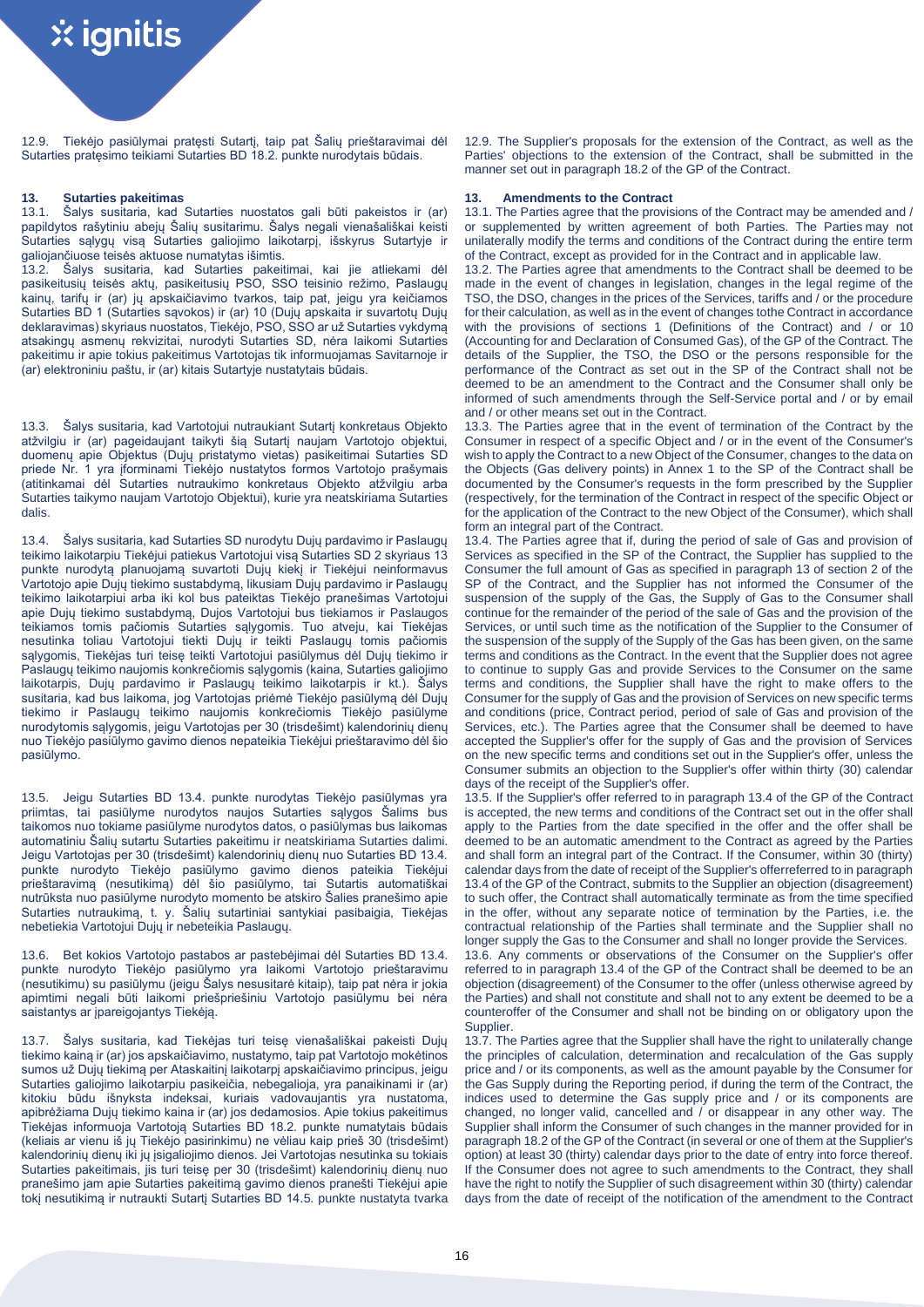12.9. Tiekėjo pasiūlymai pratęsti Sutartį, taip pat Šalių prieštaravimai dėl Sutarties pratęsimo teikiami Sutarties BD 18.2. punkte nurodytais būdais.

## 13. Sutarties pakeitimas

13.1. Šalys susitaria, kad Sutarties nuostatos gali būti pakeistos ir (ar) papildytos rašytiniu abejų Šalių susitarimu. Šalys negali vienašališkai keisti Sutarties sąlygų visą Sutarties galiojimo laikotarpį, išskyrus Sutartyje ir galiojančiuose teisės aktuose numatytas išimtis.

13.2. Šalys susitaria, kad Sutarties pakeitimai, kai jie atliekami dėl pasikeitusių teisės aktų, pasikeitusių PSO, SSO teisinio režimo, Paslaugų kainų, tarifų ir (ar) jų apskaičiavimo tvarkos, taip pat, jeigu yra keičiamos Sutarties BD 1 (Sutarties sąvokos) ir (ar) 10 (Dujų apskaita ir suvartotų Dujų deklaravimas) skyriaus nuostatos, Tiekėjo, PSO, SSO ar už Sutarties vykdymą atsakingų asmenų rekvizitai, nurodyti Sutarties SD, nėra laikomi Sutarties pakeitimu ir apie tokius pakeitimus Vartotojas tik informuojamas Savitarnoje ir (ar) elektroniniu paštu, ir (ar) kitais Sutartyje nustatytais būdais.

13.3. Šalys susitaria, kad Vartotojui nutraukiant Sutartį konkretaus Objekto atžvilgiu ir (ar) pageidaujant taikyti šią Sutartį naujam Vartotojo objektui, duomenų apie Objektus (Dujų pristatymo vietas) pasikeitimai Sutarties SD priede Nr. 1 yra įforminami Tiekėjo nustatytos formos Vartotojo prašymais (atitinkamai dėl Sutarties nutraukimo konkretaus Objekto atžvilgiu arba Sutarties taikymo naujam Vartotojo Objektui), kurie yra neatskiriama Sutarties dalis.

13.4. Šalys susitaria, kad Sutarties SD nurodytu Dujų pardavimo ir Paslaugų teikimo laikotarpiu Tiekėjui patiekus Vartotojui visą Sutarties SD 2 skyriaus 13 punkte nurodytą planuojamą suvartoti Dujų kiekį ir Tiekėjui neinformavus Vartotojo apie Dujų tiekimo sustabdymą, likusiam Dujų pardavimo ir Paslaugų teikimo laikotarpiui arba iki kol bus pateiktas Tiekėjo pranešimas Vartotojui apie Dujų tiekimo sustabdymą, Dujos Vartotojui bus tiekiamos ir Paslaugos teikiamos tomis pačiomis Sutarties sąlygomis. Tuo atveju, kai Tiekėjas nesutinka toliau Vartotojui tiekti Dujų ir teikti Paslaugų tomis pačiomis sąlygomis, Tiekėjas turi teisę teikti Vartotojui pasiūlymus dėl Dujų tiekimo ir Paslaugų teikimo naujomis konkrečiomis sąlygomis (kaina, Sutarties galiojimo laikotarpis, Dujų pardavimo ir Paslaugų teikimo laikotarpis ir kt.). Šalys susitaria, kad bus laikoma, jog Vartotojas priėmė Tiekėjo pasiūlymą dėl Dujų tiekimo ir Paslaugų teikimo naujomis konkrečiomis Tiekėjo pasiūlyme nurodytomis sąlygomis, jeigu Vartotojas per 30 (trisdešimt) kalendorinių dienų nuo Tiekėjo pasiūlymo gavimo dienos nepateikia Tiekėjui prieštaravimo dėl šio pasiūlymo.

13.5. Jeigu Sutarties BD 13.4. punkte nurodytas Tiekėjo pasiūlymas yra priimtas, tai pasiūlyme nurodytos naujos Sutarties sąlygos Šalims bus taikomos nuo tokiame pasiūlyme nurodytos datos, o pasiūlymas bus laikomas automatiniu Šalių sutartu Sutarties pakeitimu ir neatskiriama Sutarties dalimi. Jeigu Vartotojas per 30 (trisdešimt) kalendorinių dienų nuo Sutarties BD 13.4. punkte nurodyto Tiekėjo pasiūlymo gavimo dienos pateikia Tiekėjui prieštaravimą (nesutikimą) dėl šio pasiūlymo, tai Sutartis automatiškai nutrūksta nuo pasiūlyme nurodyto momento be atskiro Šalies pranešimo apie Sutarties nutraukimą, t. y. Šalių sutartiniai santykiai pasibaigia, Tiekėjas nebetiekia Vartotojui Dujų ir nebeteikia Paslaugų.

13.6. Bet kokios Vartotojo pastabos ar pastebėjimai dėl Sutarties BD 13.4. punkte nurodyto Tiekėjo pasiūlymo yra laikomi Vartotojo prieštaravimu (nesutikimu) su pasiūlymu (jeigu Šalys nesusitarė kitaip), taip pat nėra ir jokia apimtimi negali būti laikomi priešpriešiniu Vartotojo pasiūlymu bei nėra saistantys ar įpareigojantys Tiekėją.

13.7. Šalys susitaria, kad Tiekėjas turi teisę vienašališkai pakeisti Dujų tiekimo kainą ir (ar) jos apskaičiavimo, nustatymo, taip pat Vartotojo mokėtinos sumos už Dujų tiekimą per Ataskaitinį laikotarpį apskaičiavimo principus, jeigu Sutarties galiojimo laikotarpiu pasikeičia, nebegalioja, yra panaikinami ir (ar) kitokiu būdu išnyksta indeksai, kuriais vadovaujantis yra nustatoma, apibrėžiama Dujų tiekimo kaina ir (ar) jos dedamosios. Apie tokius pakeitimus Tiekėjas informuoja Vartotoją Sutarties BD 18.2. punkte numatytais būdais (keliais ar vienu iš jų Tiekėjo pasirinkimu) ne vėliau kaip prieš 30 (trisdešimt) kalendorinių dienų iki jų įsigaliojimo dienos. Jei Vartotojas nesutinka su tokiais Sutarties pakeitimais, jis turi teisę per 30 (trisdešimt) kalendorinių dienų nuo pranešimo jam apie Sutarties pakeitimą gavimo dienos pranešti Tiekėjui apie tokį nesutikimą ir nutraukti Sutartį Sutarties BD 14.5. punkte nustatyta tvarka

12.9. The Supplier's proposals for the extension of the Contract, as well as the Parties' objections to the extension of the Contract, shall be submitted in the manner set out in paragraph 18.2 of the GP of the Contract.

## 13. Amendments to the Contract

13.1. The Parties agree that the provisions of the Contract may be amended and / or supplemented by written agreement of both Parties. The Parties may not unilaterally modify the terms and conditions of the Contract during the entire term of the Contract, except as provided for in the Contract and in applicable law.

13.2. The Parties agree that amendments to the Contract shall be deemed to be made in the event of changes in legislation, changes in the legal regime of the TSO, the DSO, changes in the prices of the Services, tariffs and / or the procedure for their calculation, as well as in the event of changes tothe Contract in accordance with the provisions of sections 1 (Definitions of the Contract) and / or 10 (Accounting for and Declaration of Consumed Gas), of the GP of the Contract. The details of the Supplier, the TSO, the DSO or the persons responsible for the performance of the Contract as set out in the SP of the Contract shall not be deemed to be an amendment to the Contract and the Consumer shall only be informed of such amendments through the Self-Service portal and / or by email and / or other means set out in the Contract.

13.3. The Parties agree that in the event of termination of the Contract by the Consumer in respect of a specific Object and / or in the event of the Consumer's wish to apply the Contract to a new Object of the Consumer, changes to the data on the Objects (Gas delivery points) in Annex 1 to the SP of the Contract shall be documented by the Consumer's requests in the form prescribed by the Supplier (respectively, for the termination of the Contract in respect of the specific Object or for the application of the Contract to the new Object of the Consumer), which shall form an integral part of the Contract.

13.4. The Parties agree that if, during the period of sale of Gas and provision of Services as specified in the SP of the Contract, the Supplier has supplied to the Consumer the full amount of Gas as specified in paragraph 13 of section 2 of the SP of the Contract, and the Supplier has not informed the Consumer of the suspension of the supply of the Gas, the Supply of Gas to the Consumer shall continue for the remainder of the period of the sale of Gas and the provision of the Services, or until such time as the notification of the Supplier to the Consumer of the suspension of the supply of the Supply of the Gas has been given, on the same terms and conditions as the Contract. In the event that the Supplier does not agree to continue to supply Gas and provide Services to the Consumer on the same terms and conditions, the Supplier shall have the right to make offers to the Consumer for the supply of Gas and the provision of Services on new specific terms and conditions (price, Contract period, period of sale of Gas and provision of the Services, etc.). The Parties agree that the Consumer shall be deemed to have accepted the Supplier's offer for the supply of Gas and the provision of Services on the new specific terms and conditions set out in the Supplier's offer, unless the Consumer submits an objection to the Supplier's offer within thirty (30) calendar days of the receipt of the Supplier's offer.

13.5. If the Supplier's offer referred to in paragraph 13.4 of the GP of the Contract is accepted, the new terms and conditions of the Contract set out in the offer shall apply to the Parties from the date specified in the offer and the offer shall be deemed to be an automatic amendment to the Contract as agreed by the Parties and shall form an integral part of the Contract. If the Consumer, within 30 (thirty) calendar days from the date of receipt of the Supplier's offerreferred to in paragraph 13.4 of the GP of the Contract, submits to the Supplier an objection (disagreement) to such offer, the Contract shall automatically terminate as from the time specified in the offer, without any separate notice of termination by the Parties, i.e. the contractual relationship of the Parties shall terminate and the Supplier shall no longer supply the Gas to the Consumer and shall no longer provide the Services.

13.6. Any comments or observations of the Consumer on the Supplier's offer referred to in paragraph 13.4 of the GP of the Contract shall be deemed to be an objection (disagreement) of the Consumer to the offer (unless otherwise agreed by the Parties) and shall not constitute and shall not to any extent be deemed to be a counteroffer of the Consumer and shall not be binding on or obligatory upon the Supplier.

13.7. The Parties agree that the Supplier shall have the right to unilaterally change the principles of calculation, determination and recalculation of the Gas supply price and / or its components, as well as the amount payable by the Consumer for the Gas Supply during the Reporting period, if during the term of the Contract, the indices used to determine the Gas supply price and / or its components are changed, no longer valid, cancelled and / or disappear in any other way. The Supplier shall inform the Consumer of such changes in the manner provided for in paragraph 18.2 of the GP of the Contract (in several or one of them at the Supplier's option) at least 30 (thirty) calendar days prior to the date of entry into force thereof. If the Consumer does not agree to such amendments to the Contract, they shall have the right to notify the Supplier of such disagreement within 30 (thirty) calendar days from the date of receipt of the notification of the amendment to the Contract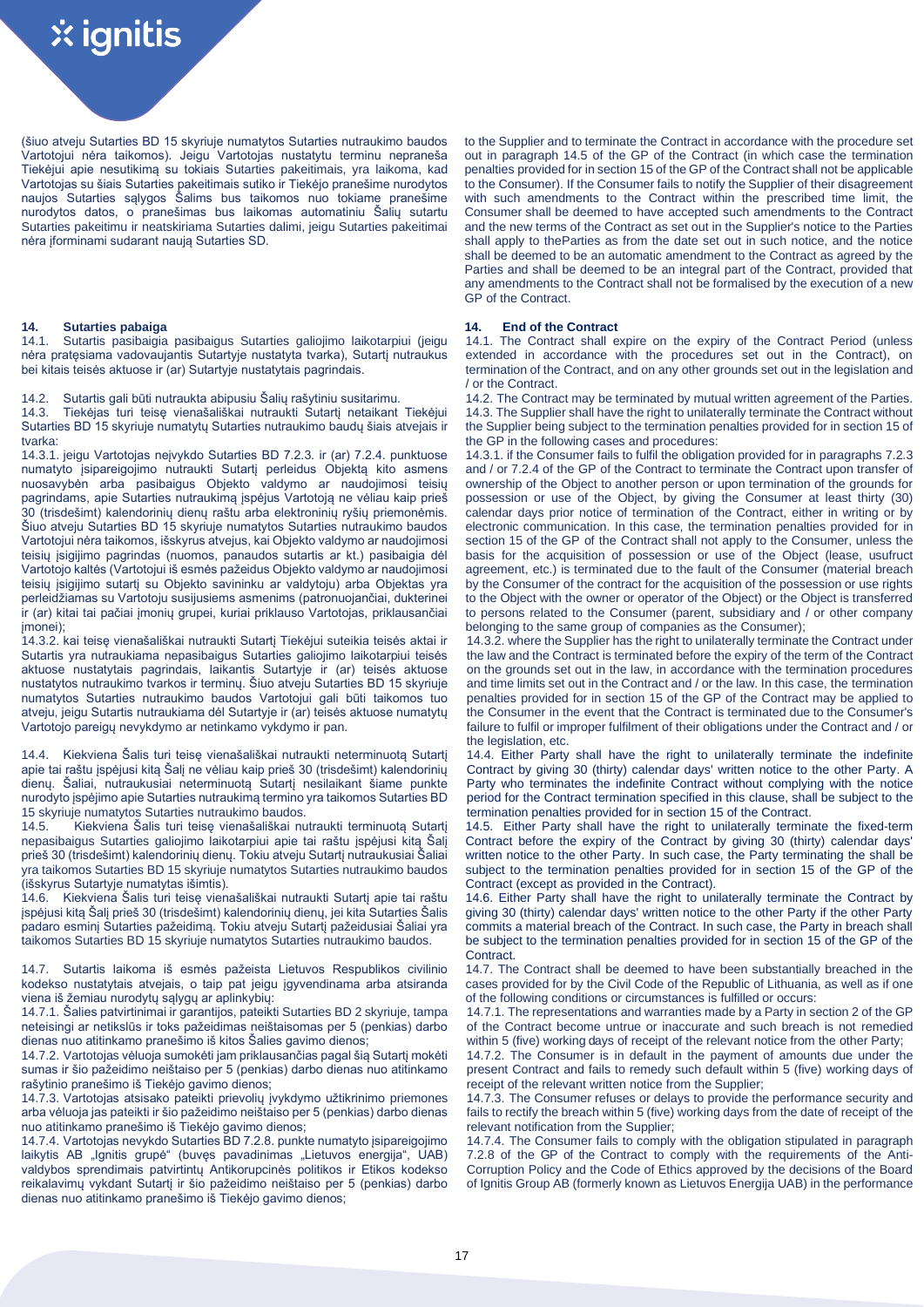(šiuo atveju Sutarties BD 15 skyriuje numatytos Sutarties nutraukimo baudos Vartotojui nėra taikomos). Jeigu Vartotojas nustatytu terminu nepraneša Tiekėjui apie nesutikimą su tokiais Sutarties pakeitimais, yra laikoma, kad Vartotojas su šiais Sutarties pakeitimais sutiko ir Tiekėjo pranešime nurodytos naujos Sutarties sąlygos Šalims bus taikomos nuo tokiame pranešime nurodytos datos, o pranešimas bus laikomas automatiniu Šalių sutartu Sutarties pakeitimu ir neatskiriama Sutarties dalimi, jeigu Sutarties pakeitimai nėra įforminami sudarant naują Sutarties SD.

## 14. Sutarties pabaiga

14.1. Sutartis pasibaigia pasibaigus Sutarties galiojimo laikotarpiui (jeigu nėra pratęsiama vadovaujantis Sutartyje nustatyta tvarka), Sutartį nutraukus bei kitais teisės aktuose ir (ar) Sutartyje nustatytais pagrindais.

14.2. Sutartis gali būti nutraukta abipusiu Šalių rašytiniu susitarimu.

14.3. Tiekėjas turi teisę vienašališkai nutraukti Sutartį netaikant Tiekėjui Sutarties BD 15 skyriuje numatytų Sutarties nutraukimo baudų šiais atvejais ir tvarka:

14.3.1. jeigu Vartotojas neįvykdo Sutarties BD 7.2.3. ir (ar) 7.2.4. punktuose numatyto įsipareigojimo nutraukti Sutartį perleidus Objektą kito asmens nuosavybėn arba pasibaigus Objekto valdymo ar naudojimosi teisių pagrindams, apie Sutarties nutraukimą įspėjus Vartotoją ne vėliau kaip prieš 30 (trisdešimt) kalendorinių dienų raštu arba elektroninių ryšių priemonėmis. Šiuo atveju Sutarties BD 15 skyriuje numatytos Sutarties nutraukimo baudos Vartotojui nėra taikomos, išskyrus atvejus, kai Objekto valdymo ar naudojimosi teisių įsigijimo pagrindas (nuomos, panaudos sutartis ar kt.) pasibaigia dėl Vartotojo kaltės (Vartotojui iš esmės pažeidus Objekto valdymo ar naudojimosi teisių įsigijimo sutartį su Objekto savininku ar valdytoju) arba Objektas yra perleidžiamas su Vartotoju susijusiems asmenims (patronuojančiai, dukterinei ir (ar) kitai tai pačiai įmonių grupei, kuriai priklauso Vartotojas, priklausančiai įmonei);

14.3.2. kai teisę vienašališkai nutraukti Sutartį Tiekėjui suteikia teisės aktai ir Sutartis yra nutraukiama nepasibaigus Sutarties galiojimo laikotarpiui teisės aktuose nustatytais pagrindais, laikantis Sutartyje ir (ar) teisės aktuose nustatytos nutraukimo tvarkos ir terminų. Šiuo atveju Sutarties BD 15 skyriuje numatytos Sutarties nutraukimo baudos Vartotojui gali būti taikomos tuo atveju, jeigu Sutartis nutraukiama dėl Sutartyje ir (ar) teisės aktuose numatytų Vartotojo pareigų nevykdymo ar netinkamo vykdymo ir pan.

14.4. Kiekviena Šalis turi teisę vienašališkai nutraukti neterminuotą Sutartį apie tai raštu įspėjusi kitą Šalį ne vėliau kaip prieš 30 (trisdešimt) kalendorinių dienų. Šaliai, nutraukusiai neterminuotą Sutartį nesilaikant šiame punkte nurodyto įspėjimo apie Sutarties nutraukimą termino yra taikomos Sutarties BD 15 skyriuje numatytos Sutarties nutraukimo baudos.

14.5. Kiekviena Šalis turi teisę vienašališkai nutraukti terminuotą Sutartį nepasibaigus Sutarties galiojimo laikotarpiui apie tai raštu įspėjusi kitą Šalį prieš 30 (trisdešimt) kalendorinių dienų. Tokiu atveju Sutartį nutraukusiai Šaliai yra taikomos Sutarties BD 15 skyriuje numatytos Sutarties nutraukimo baudos (išskyrus Sutartyje numatytas išimtis).

14.6. Kiekviena Šalis turi teisę vienašališkai nutraukti Sutartį apie tai raštu įspėjusi kitą Šalį prieš 30 (trisdešimt) kalendorinių dienų, jei kita Sutarties Šalis padaro esminį Sutarties pažeidimą. Tokiu atveju Sutartį pažeidusiai Šaliai yra taikomos Sutarties BD 15 skyriuje numatytos Sutarties nutraukimo baudos.

14.7. Sutartis laikoma iš esmės pažeista Lietuvos Respublikos civilinio kodekso nustatytais atvejais, o taip pat jeigu įgyvendinama arba atsiranda viena iš žemiau nurodytų sąlygų ar aplinkybių:

14.7.1. Šalies patvirtinimai ir garantijos, pateikti Sutarties BD 2 skyriuje, tampa neteisingi ar netikslūs ir toks pažeidimas neištaisomas per 5 (penkias) darbo dienas nuo atitinkamo pranešimo iš kitos Šalies gavimo dienos;

14.7.2. Vartotojas vėluoja sumokėti jam priklausančias pagal šią Sutartį mokėti sumas ir šio pažeidimo neištaiso per 5 (penkias) darbo dienas nuo atitinkamo rašytinio pranešimo iš Tiekėjo gavimo dienos;

14.7.3. Vartotojas atsisako pateikti prievolių įvykdymo užtikrinimo priemones arba vėluoja jas pateikti ir šio pažeidimo neištaiso per 5 (penkias) darbo dienas nuo atitinkamo pranešimo iš Tiekėjo gavimo dienos;

14.7.4. Vartotojas nevykdo Sutarties BD 7.2.8. punkte numatyto įsipareigojimo laikytis AB „Ignitis grupė" (buvęs pavadinimas „Lietuvos energija", UAB) valdybos sprendimais patvirtintų Antikorupcinės politikos ir Etikos kodekso reikalavimų vykdant Sutartį ir šio pažeidimo neištaiso per 5 (penkias) darbo dienas nuo atitinkamo pranešimo iš Tiekėjo gavimo dienos;

to the Supplier and to terminate the Contract in accordance with the procedure set out in paragraph 14.5 of the GP of the Contract (in which case the termination penalties provided for in section 15 of the GP of the Contract shall not be applicable to the Consumer). If the Consumer fails to notify the Supplier of their disagreement with such amendments to the Contract within the prescribed time limit, the Consumer shall be deemed to have accepted such amendments to the Contract and the new terms of the Contract as set out in the Supplier's notice to the Parties shall apply to theParties as from the date set out in such notice, and the notice shall be deemed to be an automatic amendment to the Contract as agreed by the Parties and shall be deemed to be an integral part of the Contract, provided that any amendments to the Contract shall not be formalised by the execution of a new GP of the Contract.

## 14. End of the Contract

14.1. The Contract shall expire on the expiry of the Contract Period (unless extended in accordance with the procedures set out in the Contract), on termination of the Contract, and on any other grounds set out in the legislation and / or the Contract.

14.2. The Contract may be terminated by mutual written agreement of the Parties.

14.3. The Supplier shall have the right to unilaterally terminate the Contract without the Supplier being subject to the termination penalties provided for in section 15 of the GP in the following cases and procedures:

14.3.1. if the Consumer fails to fulfil the obligation provided for in paragraphs 7.2.3 and / or 7.2.4 of the GP of the Contract to terminate the Contract upon transfer of ownership of the Object to another person or upon termination of the grounds for possession or use of the Object, by giving the Consumer at least thirty (30) calendar days prior notice of termination of the Contract, either in writing or by electronic communication. In this case, the termination penalties provided for in section 15 of the GP of the Contract shall not apply to the Consumer, unless the basis for the acquisition of possession or use of the Object (lease, usufruct agreement, etc.) is terminated due to the fault of the Consumer (material breach by the Consumer of the contract for the acquisition of the possession or use rights to the Object with the owner or operator of the Object) or the Object is transferred to persons related to the Consumer (parent, subsidiary and / or other company belonging to the same group of companies as the Consumer);

14.3.2. where the Supplier has the right to unilaterally terminate the Contract under the law and the Contract is terminated before the expiry of the term of the Contract on the grounds set out in the law, in accordance with the termination procedures and time limits set out in the Contract and / or the law. In this case, the termination penalties provided for in section 15 of the GP of the Contract may be applied to the Consumer in the event that the Contract is terminated due to the Consumer's failure to fulfil or improper fulfilment of their obligations under the Contract and / or the legislation, etc.

14.4. Either Party shall have the right to unilaterally terminate the indefinite Contract by giving 30 (thirty) calendar days' written notice to the other Party. A Party who terminates the indefinite Contract without complying with the notice period for the Contract termination specified in this clause, shall be subject to the termination penalties provided for in section 15 of the Contract.

14.5. Either Party shall have the right to unilaterally terminate the fixed-term Contract before the expiry of the Contract by giving 30 (thirty) calendar days' written notice to the other Party. In such case, the Party terminating the shall be subject to the termination penalties provided for in section 15 of the GP of the Contract (except as provided in the Contract).

14.6. Either Party shall have the right to unilaterally terminate the Contract by giving 30 (thirty) calendar days' written notice to the other Party if the other Party commits a material breach of the Contract. In such case, the Party in breach shall be subject to the termination penalties provided for in section 15 of the GP of the Contract.

14.7. The Contract shall be deemed to have been substantially breached in the cases provided for by the Civil Code of the Republic of Lithuania, as well as if one of the following conditions or circumstances is fulfilled or occurs:

14.7.1. The representations and warranties made by a Party in section 2 of the GP of the Contract become untrue or inaccurate and such breach is not remedied within 5 (five) working days of receipt of the relevant notice from the other Party;

14.7.2. The Consumer is in default in the payment of amounts due under the present Contract and fails to remedy such default within 5 (five) working days of receipt of the relevant written notice from the Supplier;

14.7.3. The Consumer refuses or delays to provide the performance security and fails to rectify the breach within 5 (five) working days from the date of receipt of the relevant notification from the Supplier;

14.7.4. The Consumer fails to comply with the obligation stipulated in paragraph 7.2.8 of the GP of the Contract to comply with the requirements of the Anti-Corruption Policy and the Code of Ethics approved by the decisions of the Board of Ignitis Group AB (formerly known as Lietuvos Energija UAB) in the performance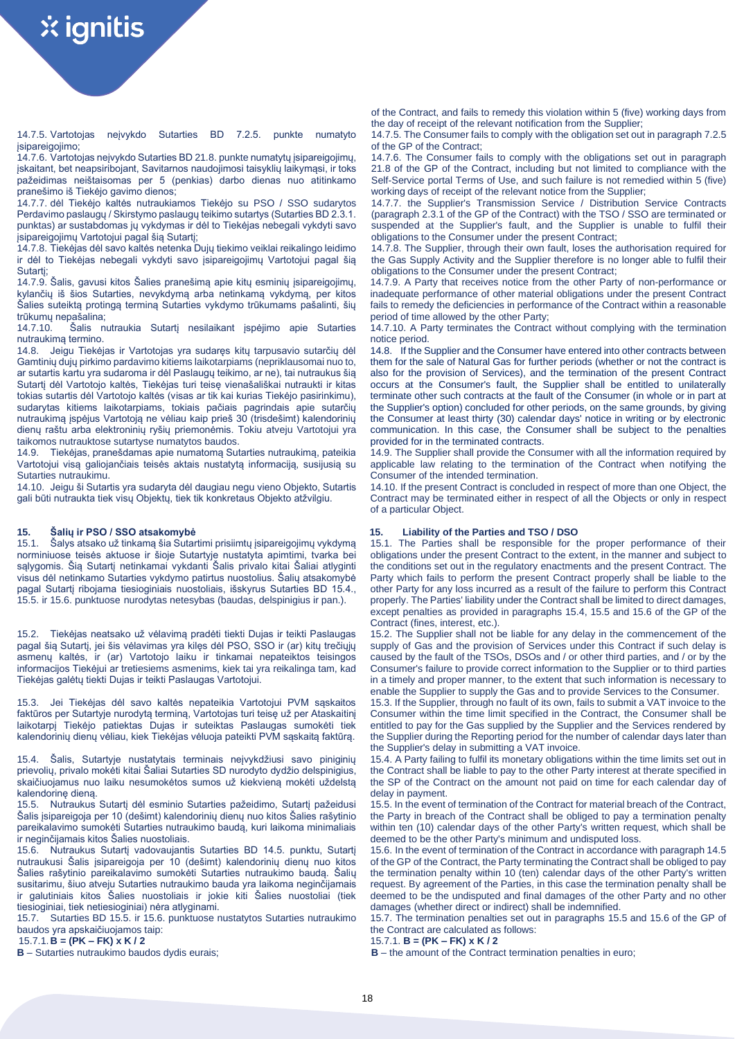14.7.5. Vartotojas neįvykdo Sutarties BD 7.2.5. punkte numatyto įsipareigojimo;

14.7.6. Vartotojas neįvykdo Sutarties BD 21.8. punkte numatytų įsipareigojimų, įskaitant, bet neapsiribojant, Savitarnos naudojimosi taisyklių laikymąsi, ir toks pažeidimas neištaisomas per 5 (penkias) darbo dienas nuo atitinkamo pranešimo iš Tiekėjo gavimo dienos;

14.7.7. dėl Tiekėjo kaltės nutraukiamos Tiekėjo su PSO / SSO sudarytos Perdavimo paslaugų / Skirstymo paslaugų teikimo sutartys (Sutarties BD 2.3.1. punktas) ar sustabdomas jų vykdymas ir dėl to Tiekėjas nebegali vykdyti savo įsipareigojimų Vartotojui pagal šią Sutartį;

14.7.8. Tiekėjas dėl savo kaltės netenka Dujų tiekimo veiklai reikalingo leidimo ir dėl to Tiekėjas nebegali vykdyti savo įsipareigojimų Vartotojui pagal šią Sutartį;

14.7.9. Šalis, gavusi kitos Šalies pranešimą apie kitų esminių įsipareigojimų, kylančių iš šios Sutarties, nevykdymą arba netinkamą vykdymą, per kitos Šalies suteiktą protingą terminą Sutarties vykdymo trūkumams pašalinti, šių trūkumų nepašalina;

14.7.10. Šalis nutraukia Sutartį nesilaikant įspėjimo apie Sutarties nutraukimą termino.

14.8. Jeigu Tiekėjas ir Vartotojas yra sudaręs kitų tarpusavio sutarčių dėl Gamtinių dujų pirkimo pardavimo kitiems laikotarpiams (nepriklausomai nuo to, ar sutartis kartu yra sudaroma ir dėl Paslaugų teikimo, ar ne), tai nutraukus šią Sutartį dėl Vartotojo kaltės, Tiekėjas turi teisę vienašališkai nutraukti ir kitas tokias sutartis dėl Vartotojo kaltės (visas ar tik kai kurias Tiekėjo pasirinkimu), sudarytas kitiems laikotarpiams, tokiais pačiais pagrindais apie sutarčių nutraukimą įspėjus Vartotoją ne vėliau kaip prieš 30 (trisdešimt) kalendorinių dienų raštu arba elektroninių ryšių priemonėmis. Tokiu atveju Vartotojui yra taikomos nutrauktose sutartyse numatytos baudos.

14.9. Tiekėjas, pranešdamas apie numatomą Sutarties nutraukimą, pateikia Vartotojui visą galiojančiais teisės aktais nustatytą informaciją, susijusią su Sutarties nutraukimu.

14.10. Jeigu ši Sutartis yra sudaryta dėl daugiau negu vieno Objekto, Sutartis gali būti nutraukta tiek visų Objektų, tiek tik konkretaus Objekto atžvilgiu.

## 15. Šalių ir PSO / SSO atsakomybė

15.1. Šalys atsako už tinkamą šia Sutartimi prisiimtų įsipareigojimų vykdymą norminiuose teisės aktuose ir šioje Sutartyje nustatyta apimtimi, tvarka bei sąlygomis. Šią Sutartį netinkamai vykdanti Šalis privalo kitai Šaliai atlyginti visus dėl netinkamo Sutarties vykdymo patirtus nuostolius. Šalių atsakomybė pagal Sutartį ribojama tiesioginiais nuostoliais, išskyrus Sutarties BD 15.4., 15.5. ir 15.6. punktuose nurodytas netesybas (baudas, delspinigius ir pan.).

15.2. Tiekėjas neatsako už vėlavimą pradėti tiekti Dujas ir teikti Paslaugas pagal šią Sutartį, jei šis vėlavimas yra kilęs dėl PSO, SSO ir (ar) kitų trečiųjų asmenų kaltės, ir (ar) Vartotojo laiku ir tinkamai nepateiktos teisingos informacijos Tiekėjui ar tretiesiems asmenims, kiek tai yra reikalinga tam, kad Tiekėjas galėtų tiekti Dujas ir teikti Paslaugas Vartotojui.

15.3. Jei Tiekėjas dėl savo kaltės nepateikia Vartotojui PVM sąskaitos faktūros per Sutartyje nurodytą terminą, Vartotojas turi teisę už per Ataskaitinį laikotarpį Tiekėjo patiektas Dujas ir suteiktas Paslaugas sumokėti tiek kalendorinių dienų vėliau, kiek Tiekėjas vėluoja pateikti PVM sąskaitą faktūrą.

15.4. Šalis, Sutartyje nustatytais terminais neįvykdžiusi savo piniginių prievolių, privalo mokėti kitai Šaliai Sutarties SD nurodyto dydžio delspinigius, skaičiuojamus nuo laiku nesumokėtos sumos už kiekvieną mokėti uždelstą kalendorinę dieną.

15.5. Nutraukus Sutartį dėl esminio Sutarties pažeidimo, Sutartį pažeidusi Šalis įsipareigoja per 10 (dešimt) kalendorinių dienų nuo kitos Šalies rašytinio pareikalavimo sumokėti Sutarties nutraukimo baudą, kuri laikoma minimaliais ir neginčijamais kitos Šalies nuostoliais.

15.6. Nutraukus Sutartį vadovaujantis Sutarties BD 14.5. punktu, Sutartį nutraukusi Šalis įsipareigoja per 10 (dešimt) kalendorinių dienų nuo kitos Šalies rašytinio pareikalavimo sumokėti Sutarties nutraukimo baudą. Šalių susitarimu, šiuo atveju Sutarties nutraukimo bauda yra laikoma neginčijamais ir galutiniais kitos Šalies nuostoliais ir jokie kiti Šalies nuostoliai (tiek tiesioginiai, tiek netiesioginiai) nėra atlyginami.

15.7. Sutarties BD 15.5. ir 15.6. punktuose nustatytos Sutarties nutraukimo baudos yra apskaičiuojamos taip:

15.7.1. **B = (PK – FK) x K / 2**

**B** – Sutarties nutraukimo baudos dydis eurais;

of the Contract, and fails to remedy this violation within 5 (five) working days from the day of receipt of the relevant notification from the Supplier;

14.7.5. The Consumer fails to comply with the obligation set out in paragraph 7.2.5 of the GP of the Contract;

14.7.6. The Consumer fails to comply with the obligations set out in paragraph 21.8 of the GP of the Contract, including but not limited to compliance with the Self-Service portal Terms of Use, and such failure is not remedied within 5 (five) working days of receipt of the relevant notice from the Supplier;

14.7.7. the Supplier's Transmission Service / Distribution Service Contracts (paragraph 2.3.1 of the GP of the Contract) with the TSO / SSO are terminated or suspended at the Supplier's fault, and the Supplier is unable to fulfil their obligations to the Consumer under the present Contract;

14.7.8. The Supplier, through their own fault, loses the authorisation required for the Gas Supply Activity and the Supplier therefore is no longer able to fulfil their obligations to the Consumer under the present Contract;

14.7.9. A Party that receives notice from the other Party of non-performance or inadequate performance of other material obligations under the present Contract fails to remedy the deficiencies in performance of the Contract within a reasonable period of time allowed by the other Party;

14.7.10. A Party terminates the Contract without complying with the termination notice period.

14.8. If the Supplier and the Consumer have entered into other contracts between them for the sale of Natural Gas for further periods (whether or not the contract is also for the provision of Services), and the termination of the present Contract occurs at the Consumer's fault, the Supplier shall be entitled to unilaterally terminate other such contracts at the fault of the Consumer (in whole or in part at the Supplier's option) concluded for other periods, on the same grounds, by giving the Consumer at least thirty (30) calendar days' notice in writing or by electronic communication. In this case, the Consumer shall be subject to the penalties provided for in the terminated contracts.

14.9. The Supplier shall provide the Consumer with all the information required by applicable law relating to the termination of the Contract when notifying the Consumer of the intended termination.

14.10. If the present Contract is concluded in respect of more than one Object, the Contract may be terminated either in respect of all the Objects or only in respect of a particular Object.

## 15. Liability of the Parties and TSO / DSO

15.1. The Parties shall be responsible for the proper performance of their obligations under the present Contract to the extent, in the manner and subject to the conditions set out in the regulatory enactments and the present Contract. The Party which fails to perform the present Contract properly shall be liable to the other Party for any loss incurred as a result of the failure to perform this Contract properly. The Parties' liability under the Contract shall be limited to direct damages, except penalties as provided in paragraphs 15.4, 15.5 and 15.6 of the GP of the Contract (fines, interest, etc.).

15.2. The Supplier shall not be liable for any delay in the commencement of the supply of Gas and the provision of Services under this Contract if such delay is caused by the fault of the TSOs, DSOs and / or other third parties, and / or by the Consumer's failure to provide correct information to the Supplier or to third parties in a timely and proper manner, to the extent that such information is necessary to enable the Supplier to supply the Gas and to provide Services to the Consumer.

15.3. If the Supplier, through no fault of its own, fails to submit a VAT invoice to the Consumer within the time limit specified in the Contract, the Consumer shall be entitled to pay for the Gas supplied by the Supplier and the Services rendered by the Supplier during the Reporting period for the number of calendar days later than the Supplier's delay in submitting a VAT invoice.

15.4. A Party failing to fulfil its monetary obligations within the time limits set out in the Contract shall be liable to pay to the other Party interest at therate specified in the SP of the Contract on the amount not paid on time for each calendar day of delay in payment.

15.5. In the event of termination of the Contract for material breach of the Contract, the Party in breach of the Contract shall be obliged to pay a termination penalty within ten (10) calendar days of the other Party's written request, which shall be deemed to be the other Party's minimum and undisputed loss.

15.6. In the event of termination of the Contract in accordance with paragraph 14.5 of the GP of the Contract, the Party terminating the Contract shall be obliged to pay the termination penalty within 10 (ten) calendar days of the other Party's written request. By agreement of the Parties, in this case the termination penalty shall be deemed to be the undisputed and final damages of the other Party and no other damages (whether direct or indirect) shall be indemnified.

15.7. The termination penalties set out in paragraphs 15.5 and 15.6 of the GP of the Contract are calculated as follows:

15.7.1. **B = (PK – FK) x K / 2**

**B** – the amount of the Contract termination penalties in euro;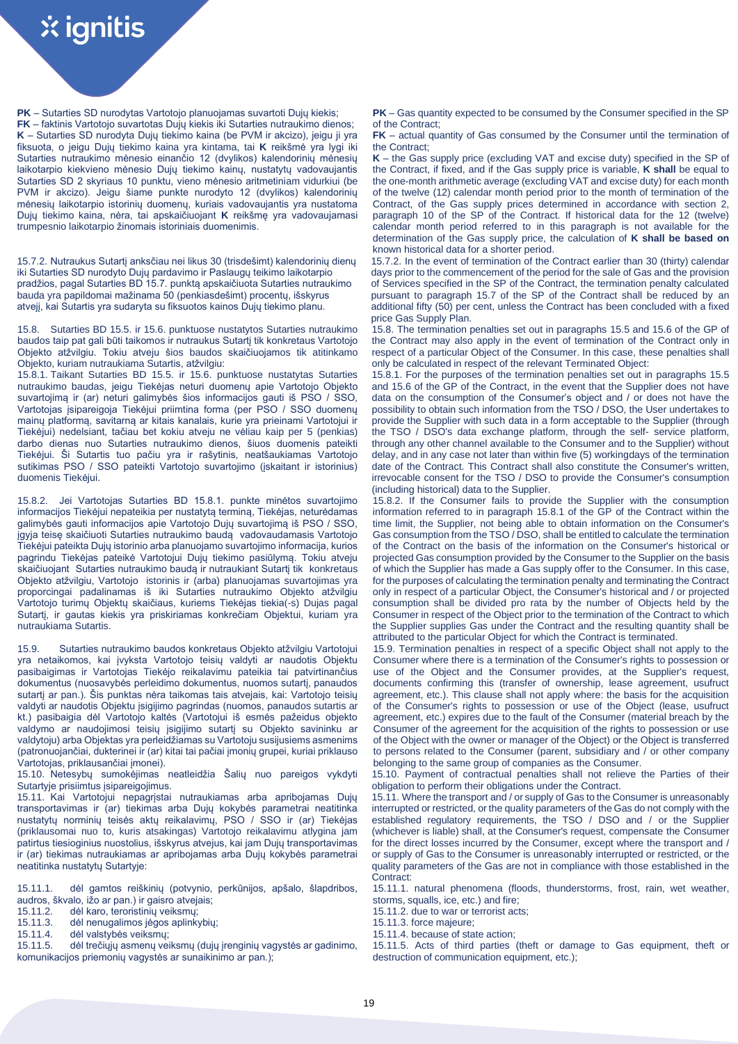**PK** – Sutarties SD nurodytas Vartotojo planuojamas suvartoti Dujų kiekis;
**FK** – faktinis Vartotojo suvartotas Dujų kiekis iki Sutarties nutraukimo dienos;
**K** – Sutarties SD nurodyta Dujų tiekimo kaina (be PVM ir akcizo), jeigu ji yra fiksuota, o jeigu Dujų tiekimo kaina yra kintama, tai **K** reikšmė yra lygi iki Sutarties nutraukimo mėnesio einančio 12 (dvylikos) kalendorinių mėnesių laikotarpio kiekvieno mėnesio Dujų tiekimo kainų, nustatytų vadovaujantis Sutarties SD 2 skyriaus 10 punktu, vieno mėnesio aritmetiniam vidurkiui (be PVM ir akcizo). Jeigu šiame punkte nurodyto 12 (dvylikos) kalendorinių mėnesių laikotarpio istorinių duomenų, kuriais vadovaujantis yra nustatoma Dujų tiekimo kaina, nėra, tai apskaičiuojant **K** reikšmę yra vadovaujamasi trumpesnio laikotarpio žinomais istoriniais duomenimis.

15.7.2. Nutraukus Sutartį anksčiau nei likus 30 (trisdešimt) kalendorinių dienų iki Sutarties SD nurodyto Dujų pardavimo ir Paslaugų teikimo laikotarpio pradžios, pagal Sutarties BD 15.7. punktą apskaičiuota Sutarties nutraukimo bauda yra papildomai mažinama 50 (penkiasdešimt) procentų, išskyrus atvejį, kai Sutartis yra sudaryta su fiksuotos kainos Dujų tiekimo planu.

15.8. Sutarties BD 15.5. ir 15.6. punktuose nustatytos Sutarties nutraukimo baudos taip pat gali būti taikomos ir nutraukus Sutartį tik konkretaus Vartotojo Objekto atžvilgiu. Tokiu atveju šios baudos skaičiuojamos tik atitinkamo Objekto, kuriam nutraukiama Sutartis, atžvilgiu:

15.8.1. Taikant Sutarties BD 15.5. ir 15.6. punktuose nustatytas Sutarties nutraukimo baudas, jeigu Tiekėjas neturi duomenų apie Vartotojo Objekto suvartojimą ir (ar) neturi galimybės šios informacijos gauti iš PSO / SSO, Vartotojas įsipareigoja Tiekėjui priimtina forma (per PSO / SSO duomenų mainų platformą, savitarną ar kitais kanalais, kurie yra prieinami Vartotojui ir Tiekėjui) nedelsiant, tačiau bet kokiu atveju ne vėliau kaip per 5 (penkias) darbo dienas nuo Sutarties nutraukimo dienos, šiuos duomenis pateikti Tiekėjui. Ši Sutartis tuo pačiu yra ir rašytinis, neatšaukiamas Vartotojo sutikimas PSO / SSO pateikti Vartotojo suvartojimo (įskaitant ir istorinius) duomenis Tiekėjui.

15.8.2. Jei Vartotojas Sutarties BD 15.8.1. punkte minėtos suvartojimo informacijos Tiekėjui nepateikia per nustatytą terminą, Tiekėjas, neturėdamas galimybės gauti informacijos apie Vartotojo Dujų suvartojimą iš PSO / SSO, įgyja teisę skaičiuoti Sutarties nutraukimo baudą vadovaudamasis Vartotojo Tiekėjui pateikta Dujų istorinio arba planuojamo suvartojimo informacija, kurios pagrindu Tiekėjas pateikė Vartotojui Dujų tiekimo pasiūlymą. Tokiu atveju skaičiuojant Sutarties nutraukimo baudą ir nutraukiant Sutartį tik konkretaus Objekto atžvilgiu, Vartotojo istorinis ir (arba) planuojamas suvartojimas yra proporcingai padalinamas iš iki Sutarties nutraukimo Objekto atžvilgiu Vartotojo turimų Objektų skaičiaus, kuriems Tiekėjas tiekia(-s) Dujas pagal Sutartį, ir gautas kiekis yra priskiriamas konkrečiam Objektui, kuriam yra nutraukiama Sutartis.

15.9. Sutarties nutraukimo baudos konkretaus Objekto atžvilgiu Vartotojui yra netaikomos, kai įvyksta Vartotojo teisių valdyti ar naudotis Objektu pasibaigimas ir Vartotojas Tiekėjo reikalavimu pateikia tai patvirtinančius dokumentus (nuosavybės perleidimo dokumentus, nuomos sutartį, panaudos sutartį ar pan.). Šis punktas nėra taikomas tais atvejais, kai: Vartotojo teisių valdyti ar naudotis Objektu įsigijimo pagrindas (nuomos, panaudos sutartis ar kt.) pasibaigia dėl Vartotojo kaltės (Vartotojui iš esmės pažeidus objekto valdymo ar naudojimosi teisių įsigijimo sutartį su Objekto savininku ar valdytoju) arba Objektas yra perleidžiamas su Vartotoju susijusiems asmenims (patronuojančiai, dukterinei ir (ar) kitai tai pačiai įmonių grupei, kuriai priklauso Vartotojas, priklausančiai įmonei).

15.10. Netesybų sumokėjimas neatleidžia Šalių nuo pareigos vykdyti Sutartyje prisiimtus įsipareigojimus.

15.11. Kai Vartotojui nepagrįstai nutraukiamas arba apribojamas Dujų transportavimas ir (ar) tiekimas arba Dujų kokybės parametrai neatitinka nustatytų norminių teisės aktų reikalavimų, PSO / SSO ir (ar) Tiekėjas (priklausomai nuo to, kuris atsakingas) Vartotojo reikalavimu atlygina jam patirtus tiesioginius nuostolius, išskyrus atvejus, kai jam Dujų transportavimas ir (ar) tiekimas nutraukiamas ar apribojamas arba Dujų kokybės parametrai neatitinka nustatytų Sutartyje:

15.11.1. dėl gamtos reiškinių (potvynio, perkūnijos, apšalo, šlapdribos, audros, škvalo, ižo ar pan.) ir gaisro atvejais;

15.11.2. dėl karo, teroristinių veiksmų;

15.11.3. dėl nenugalimos jėgos aplinkybių;

15.11.4. dėl valstybės veiksmų;

15.11.5. dėl trečiųjų asmenų veiksmų (dujų įrenginių vagystės ar gadinimo, komunikacijos priemonių vagystės ar sunaikinimo ar pan.);

---

**PK** – Gas quantity expected to be consumed by the Consumer specified in the SP of the Contract;
**FK** – actual quantity of Gas consumed by the Consumer until the termination of the Contract;
**K** – the Gas supply price (excluding VAT and excise duty) specified in the SP of the Contract, if fixed, and if the Gas supply price is variable, **K shall** be equal to the one-month arithmetic average (excluding VAT and excise duty) for each month of the twelve (12) calendar month period prior to the month of termination of the Contract, of the Gas supply prices determined in accordance with section 2, paragraph 10 of the SP of the Contract. If historical data for the 12 (twelve) calendar month period referred to in this paragraph is not available for the determination of the Gas supply price, the calculation of **K shall be based on** known historical data for a shorter period.

15.7.2. In the event of termination of the Contract earlier than 30 (thirty) calendar days prior to the commencement of the period for the sale of Gas and the provision of Services specified in the SP of the Contract, the termination penalty calculated pursuant to paragraph 15.7 of the SP of the Contract shall be reduced by an additional fifty (50) per cent, unless the Contract has been concluded with a fixed price Gas Supply Plan.

15.8. The termination penalties set out in paragraphs 15.5 and 15.6 of the GP of the Contract may also apply in the event of termination of the Contract only in respect of a particular Object of the Consumer. In this case, these penalties shall only be calculated in respect of the relevant Terminated Object:

15.8.1. For the purposes of the termination penalties set out in paragraphs 15.5 and 15.6 of the GP of the Contract, in the event that the Supplier does not have data on the consumption of the Consumer's object and / or does not have the possibility to obtain such information from the TSO / DSO, the User undertakes to provide the Supplier with such data in a form acceptable to the Supplier (through the TSO / DSO's data exchange platform, through the self- service platform, through any other channel available to the Consumer and to the Supplier) without delay, and in any case not later than within five (5) workingdays of the termination date of the Contract. This Contract shall also constitute the Consumer's written, irrevocable consent for the TSO / DSO to provide the Consumer's consumption (including historical) data to the Supplier.

15.8.2. If the Consumer fails to provide the Supplier with the consumption information referred to in paragraph 15.8.1 of the GP of the Contract within the time limit, the Supplier, not being able to obtain information on the Consumer's Gas consumption from the TSO / DSO, shall be entitled to calculate the termination of the Contract on the basis of the information on the Consumer's historical or projected Gas consumption provided by the Consumer to the Supplier on the basis of which the Supplier has made a Gas supply offer to the Consumer. In this case, for the purposes of calculating the termination penalty and terminating the Contract only in respect of a particular Object, the Consumer's historical and / or projected consumption shall be divided pro rata by the number of Objects held by the Consumer in respect of the Object prior to the termination of the Contract to which the Supplier supplies Gas under the Contract and the resulting quantity shall be attributed to the particular Object for which the Contract is terminated.

15.9. Termination penalties in respect of a specific Object shall not apply to the Consumer where there is a termination of the Consumer's rights to possession or use of the Object and the Consumer provides, at the Supplier's request, documents confirming this (transfer of ownership, lease agreement, usufruct agreement, etc.). This clause shall not apply where: the basis for the acquisition of the Consumer's rights to possession or use of the Object (lease, usufruct agreement, etc.) expires due to the fault of the Consumer (material breach by the Consumer of the agreement for the acquisition of the rights to possession or use of the Object with the owner or manager of the Object) or the Object is transferred to persons related to the Consumer (parent, subsidiary and / or other company belonging to the same group of companies as the Consumer.

15.10. Payment of contractual penalties shall not relieve the Parties of their obligation to perform their obligations under the Contract.

15.11. Where the transport and / or supply of Gas to the Consumer is unreasonably interrupted or restricted, or the quality parameters of the Gas do not comply with the established regulatory requirements, the TSO / DSO and / or the Supplier (whichever is liable) shall, at the Consumer's request, compensate the Consumer for the direct losses incurred by the Consumer, except where the transport and / or supply of Gas to the Consumer is unreasonably interrupted or restricted, or the quality parameters of the Gas are not in compliance with those established in the Contract:

15.11.1. natural phenomena (floods, thunderstorms, frost, rain, wet weather, storms, squalls, ice, etc.) and fire;

15.11.2. due to war or terrorist acts;

15.11.3. force majeure;

15.11.4. because of state action;

15.11.5. Acts of third parties (theft or damage to Gas equipment, theft or destruction of communication equipment, etc.);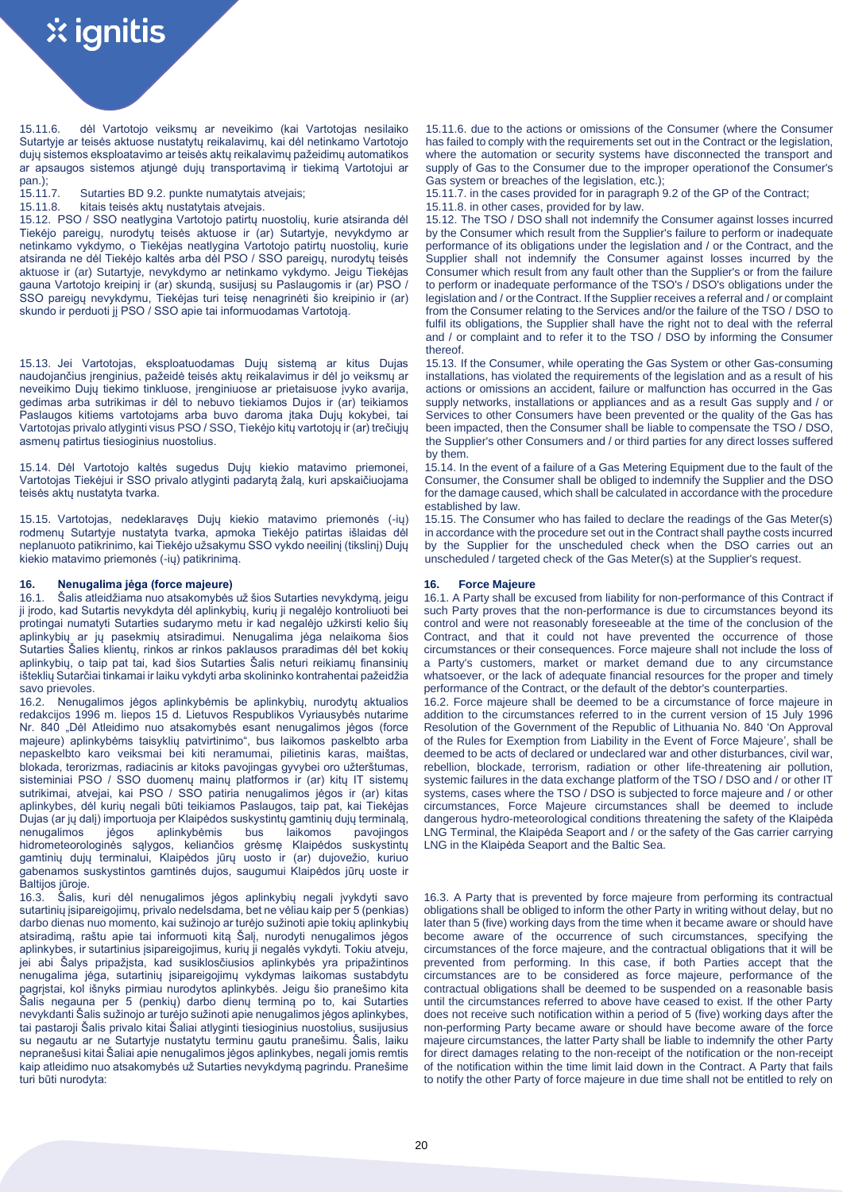15.11.6. dėl Vartotojo veiksmų ar neveikimo (kai Vartotojas nesilaiko Sutartyje ar teisės aktuose nustatytų reikalavimų, kai dėl netinkamo Vartotojo dujų sistemos eksploatavimo ar teisės aktų reikalavimų pažeidimų automatikos ar apsaugos sistemos atjungė dujų transportavimą ir tiekimą Vartotojui ar pan.);

15.11.7. Sutarties BD 9.2. punkte numatytais atvejais;

15.11.8. kitais teisės aktų nustatytais atvejais.

15.12. PSO / SSO neatlygina Vartotojo patirtų nuostolių, kurie atsiranda dėl Tiekėjo pareigų, nurodytų teisės aktuose ir (ar) Sutartyje, nevykdymo ar netinkamo vykdymo, o Tiekėjas neatlygina Vartotojo patirtų nuostolių, kurie atsiranda ne dėl Tiekėjo kaltės arba dėl PSO / SSO pareigų, nurodytų teisės aktuose ir (ar) Sutartyje, nevykdymo ar netinkamo vykdymo. Jeigu Tiekėjas gauna Vartotojo kreipinį ir (ar) skundą, susijusį su Paslaugomis ir (ar) PSO / SSO pareigų nevykdymu, Tiekėjas turi teisę nenagrinėti šio kreipinio ir (ar) skundo ir perduoti jį PSO / SSO apie tai informuodamas Vartotoją.

15.13. Jei Vartotojas, eksploatuodamas Dujų sistemą ar kitus Dujas naudojančius įrenginius, pažeidė teisės aktų reikalavimus ir dėl jo veiksmų ar neveikimo Dujų tiekimo tinkluose, įrenginiuose ar prietaisuose įvyko avarija, gedimas arba sutrikimas ir dėl to nebuvo tiekiamos Dujos ir (ar) teikiamos Paslaugos kitiems vartotojams arba buvo daroma įtaka Dujų kokybei, tai Vartotojas privalo atlyginti visus PSO / SSO, Tiekėjo kitų vartotojų ir (ar) trečiųjų asmenų patirtus tiesioginius nuostolius.

15.14. Dėl Vartotojo kaltės sugedus Dujų kiekio matavimo priemonei, Vartotojas Tiekėjui ir SSO privalo atlyginti padarytą žalą, kuri apskaičiuojama teisės aktų nustatyta tvarka.

15.15. Vartotojas, nedeklaravęs Dujų kiekio matavimo priemonės (-ių) rodmenų Sutartyje nustatyta tvarka, apmoka Tiekėjo patirtas išlaidas dėl neplanuoto patikrinimo, kai Tiekėjo užsakymu SSO vykdo neeilinį (tikslinį) Dujų kiekio matavimo priemonės (-ių) patikrinimą.

## 16. Nenugalima jėga (force majeure)

16.1. Šalis atleidžiama nuo atsakomybės už šios Sutarties nevykdymą, jeigu ji įrodo, kad Sutartis nevykdyta dėl aplinkybių, kurių ji negalėjo kontroliuoti bei protingai numatyti Sutarties sudarymo metu ir kad negalėjo užkirsti kelio šių aplinkybių ar jų pasekmių atsiradimui. Nenugalima jėga nelaikoma šios Sutarties Šalies klientų, rinkos ar rinkos paklausos praradimas dėl bet kokių aplinkybių, o taip pat tai, kad šios Sutarties Šalis neturi reikiamų finansinių išteklių Sutarčiai tinkamai ir laiku vykdyti arba skolininko kontrahentai pažeidžia savo prievoles.

16.2. Nenugalimos jėgos aplinkybėmis be aplinkybių, nurodytų aktualios redakcijos 1996 m. liepos 15 d. Lietuvos Respublikos Vyriausybės nutarime Nr. 840 „Dėl Atleidimo nuo atsakomybės esant nenugalimos jėgos (force majeure) aplinkybėms taisyklių patvirtinimo", bus laikomos paskelbto arba nepaskelbto karo veiksmai bei kiti neramumai, pilietinis karas, maištas, blokada, terorizmas, radiacinis ar kitoks pavojingas gyvybei oro užterštumas, sisteminiai PSO / SSO duomenų mainų platformos ir (ar) kitų IT sistemų sutrikimai, atvejai, kai PSO / SSO patiria nenugalimos jėgos ir (ar) kitas aplinkybes, dėl kurių negali būti teikiamos Paslaugos, taip pat, kai Tiekėjas Dujas (ar jų dalį) importuoja per Klaipėdos suskystintų gamtinių dujų terminalą, nenugalimos jėgos aplinkybėmis bus laikomos pavojingos hidrometeorologinės sąlygos, keliančios grėsmę Klaipėdos suskystintų gamtinių dujų terminalui, Klaipėdos jūrų uosto ir (ar) dujovežio, kuriuo gabenamos suskystintos gamtinės dujos, saugumui Klaipėdos jūrų uoste ir Baltijos jūroje.

16.3. Šalis, kuri dėl nenugalimos jėgos aplinkybių negali įvykdyti savo sutartinių įsipareigojimų, privalo nedelsdama, bet ne vėliau kaip per 5 (penkias) darbo dienas nuo momento, kai sužinojo ar turėjo sužinoti apie tokių aplinkybių atsiradimą, raštu apie tai informuoti kitą Šalį, nurodyti nenugalimos jėgos aplinkybes, ir sutartinius įsipareigojimus, kurių ji negalės vykdyti. Tokiu atveju, jei abi Šalys pripažįsta, kad susiklosčiusios aplinkybės yra pripažintinos nenugalima jėga, sutartinių įsipareigojimų vykdymas laikomas sustabdytu pagrįstai, kol išnyks pirmiau nurodytos aplinkybės. Jeigu šio pranešimo kita Šalis negauna per 5 (penkių) darbo dienų terminą po to, kai Sutarties nevykdanti Šalis sužinojo ar turėjo sužinoti apie nenugalimos jėgos aplinkybes, tai pastaroji Šalis privalo kitai Šaliai atlyginti tiesioginius nuostolius, susijusius su negautu ar ne Sutartyje nustatytu terminu gautu pranešimu. Šalis, laiku nepranešusi kitai Šaliai apie nenugalimos jėgos aplinkybes, negali jomis remtis kaip atleidimo nuo atsakomybės už Sutarties nevykdymą pagrindu. Pranešime turi būti nurodyta:

---

15.11.6. due to the actions or omissions of the Consumer (where the Consumer has failed to comply with the requirements set out in the Contract or the legislation, where the automation or security systems have disconnected the transport and supply of Gas to the Consumer due to the improper operationof the Consumer's Gas system or breaches of the legislation, etc.);

15.11.7. in the cases provided for in paragraph 9.2 of the GP of the Contract;

15.11.8. in other cases, provided for by law.

15.12. The TSO / DSO shall not indemnify the Consumer against losses incurred by the Consumer which result from the Supplier's failure to perform or inadequate performance of its obligations under the legislation and / or the Contract, and the Supplier shall not indemnify the Consumer against losses incurred by the Consumer which result from any fault other than the Supplier's or from the failure to perform or inadequate performance of the TSO's / DSO's obligations under the legislation and / or the Contract. If the Supplier receives a referral and / or complaint from the Consumer relating to the Services and/or the failure of the TSO / DSO to fulfil its obligations, the Supplier shall have the right not to deal with the referral and / or complaint and to refer it to the TSO / DSO by informing the Consumer thereof.

15.13. If the Consumer, while operating the Gas System or other Gas-consuming installations, has violated the requirements of the legislation and as a result of his actions or omissions an accident, failure or malfunction has occurred in the Gas supply networks, installations or appliances and as a result Gas supply and / or Services to other Consumers have been prevented or the quality of the Gas has been impacted, then the Consumer shall be liable to compensate the TSO / DSO, the Supplier's other Consumers and / or third parties for any direct losses suffered by them.

15.14. In the event of a failure of a Gas Metering Equipment due to the fault of the Consumer, the Consumer shall be obliged to indemnify the Supplier and the DSO for the damage caused, which shall be calculated in accordance with the procedure established by law.

15.15. The Consumer who has failed to declare the readings of the Gas Meter(s) in accordance with the procedure set out in the Contract shall paythe costs incurred by the Supplier for the unscheduled check when the DSO carries out an unscheduled / targeted check of the Gas Meter(s) at the Supplier's request.

## 16. Force Majeure

16.1. A Party shall be excused from liability for non-performance of this Contract if such Party proves that the non-performance is due to circumstances beyond its control and were not reasonably foreseeable at the time of the conclusion of the Contract, and that it could not have prevented the occurrence of those circumstances or their consequences. Force majeure shall not include the loss of a Party's customers, market or market demand due to any circumstance whatsoever, or the lack of adequate financial resources for the proper and timely performance of the Contract, or the default of the debtor's counterparties.

16.2. Force majeure shall be deemed to be a circumstance of force majeure in addition to the circumstances referred to in the current version of 15 July 1996 Resolution of the Government of the Republic of Lithuania No. 840 'On Approval of the Rules for Exemption from Liability in the Event of Force Majeure', shall be deemed to be acts of declared or undeclared war and other disturbances, civil war, rebellion, blockade, terrorism, radiation or other life-threatening air pollution, systemic failures in the data exchange platform of the TSO / DSO and / or other IT systems, cases where the TSO / DSO is subjected to force majeure and / or other circumstances, Force Majeure circumstances shall be deemed to include dangerous hydro-meteorological conditions threatening the safety of the Klaipėda LNG Terminal, the Klaipėda Seaport and / or the safety of the Gas carrier carrying LNG in the Klaipėda Seaport and the Baltic Sea.

16.3. A Party that is prevented by force majeure from performing its contractual obligations shall be obliged to inform the other Party in writing without delay, but no later than 5 (five) working days from the time when it became aware or should have become aware of the occurrence of such circumstances, specifying the circumstances of the force majeure, and the contractual obligations that it will be prevented from performing. In this case, if both Parties accept that the circumstances are to be considered as force majeure, performance of the contractual obligations shall be deemed to be suspended on a reasonable basis until the circumstances referred to above have ceased to exist. If the other Party does not receive such notification within a period of 5 (five) working days after the non-performing Party became aware or should have become aware of the force majeure circumstances, the latter Party shall be liable to indemnify the other Party for direct damages relating to the non-receipt of the notification or the non-receipt of the notification within the time limit laid down in the Contract. A Party that fails to notify the other Party of force majeure in due time shall not be entitled to rely on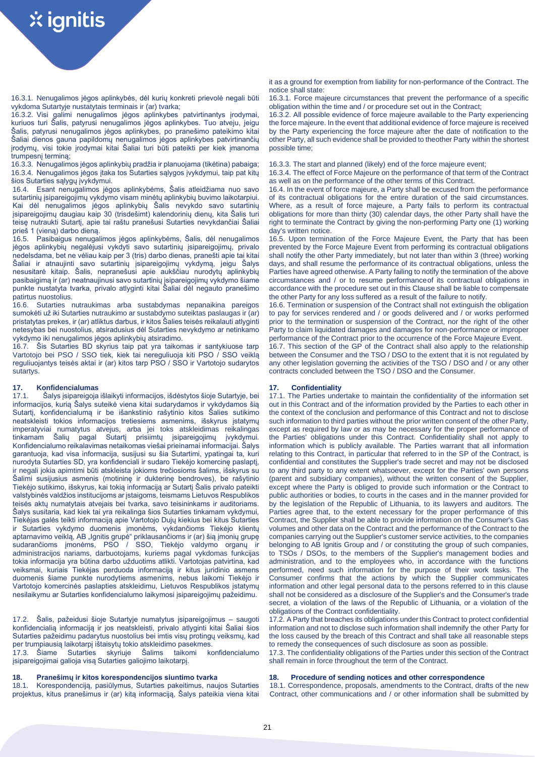16.3.1. Nenugalimos jėgos aplinkybės, dėl kurių konkreti prievolė negali būti vykdoma Sutartyje nustatytais terminais ir (ar) tvarka;

16.3.2. Visi galimi nenugalimos jėgos aplinkybes patvirtinantys įrodymai, kuriuos turi Šalis, patyrusi nenugalimos jėgos aplinkybes. Tuo atveju, jeigu Šalis, patyrusi nenugalimos jėgos aplinkybes, po pranešimo pateikimo kitai Šaliai dienos gauna papildomų nenugalimos jėgos aplinkybes patvirtinančių įrodymų, visi tokie įrodymai kitai Šaliai turi būti pateikti per kiek įmanoma trumpesnį terminą;

16.3.3. Nenugalimos jėgos aplinkybių pradžia ir planuojama (tikėtina) pabaiga;

16.3.4. Nenugalimos jėgos įtaka tos Sutarties sąlygos įvykdymui, taip pat kitų šios Sutarties sąlygų įvykdymui.

16.4. Esant nenugalimos jėgos aplinkybėms, Šalis atleidžiama nuo savo sutartinių įsipareigojimų vykdymo visam minėtų aplinkybių buvimo laikotarpiui. Kai dėl nenugalimos jėgos aplinkybių Šalis nevykdo savo sutartinių įsipareigojimų daugiau kaip 30 (trisdešimt) kalendorinių dienų, kita Šalis turi teisę nutraukti Sutartį, apie tai raštu pranešusi Sutarties nevykdančiai Šaliai prieš 1 (vieną) darbo dieną.

16.5. Pasibaigus nenugalimos jėgos aplinkybėms, Šalis, dėl nenugalimos jėgos aplinkybių negalėjusi vykdyti savo sutartinių įsipareigojimų, privalo nedelsdama, bet ne vėliau kaip per 3 (tris) darbo dienas, pranešti apie tai kitai Šaliai ir atnaujinti savo sutartinių įsipareigojimų vykdymą, jeigu Šalys nesusitarė kitaip. Šalis, nepranešusi apie aukščiau nurodytų aplinkybių pasibaigimą ir (ar) neatnaujinusi savo sutartinių įsipareigojimų vykdymo šiame punkte nustatyta tvarka, privalo atlyginti kitai Šaliai dėl negauto pranešimo patirtus nuostolius.

16.6. Sutarties nutraukimas arba sustabdymas nepanaikina pareigos sumokėti už iki Sutarties nutraukimo ar sustabdymo suteiktas paslaugas ir (ar) pristatytas prekes, ir (ar) atliktus darbus, ir kitos Šalies teisės reikalauti atlyginti netesybas bei nuostolius, atsiradusius dėl Sutarties nevykdymo ar netinkamo vykdymo iki nenugalimos jėgos aplinkybių atsiradimo.

16.7. Šis Sutarties BD skyrius taip pat yra taikomas ir santykiuose tarp Vartotojo bei PSO / SSO tiek, kiek tai nereguliuoja kiti PSO / SSO veiklą reguliuojantys teisės aktai ir (ar) kitos tarp PSO / SSO ir Vartotojo sudarytos sutartys.

## 17. Konfidencialumas

17.1. Šalys įsipareigoja išlaikyti informacijos, išdėstytos šioje Sutartyje, bei informacijos, kurią Šalys suteikė viena kitai sudarydamos ir vykdydamos šią Sutartį, konfidencialumą ir be išankstinio rašytinio kitos Šalies sutikimo neatskleisti tokios informacijos tretiesiems asmenims, išskyrus įstatymų imperatyviai numatytus atvejus, arba jei toks atskleidimas reikalingas tinkamam Šalių pagal Sutartį prisiimtų įsipareigojimų įvykdymui. Konfidencialumo reikalavimas netaikomas viešai prieinamai informacijai. Šalys garantuoja, kad visa informacija, susijusi su šia Sutartimi, ypatingai ta, kuri nurodyta Sutarties SD, yra konfidenciali ir sudaro Tiekėjo komercinę paslaptį, ir negali jokia apimtimi būti atskleista jokioms trečiosioms šalims, išskyrus su Šalimi susijusius asmenis (motininę ir dukterinę bendroves), be rašytinio Tiekėjo sutikimo, išskyrus, kai tokią informaciją ar Sutartį Šalis privalo pateikti valstybinės valdžios institucijoms ar įstaigoms, teismams Lietuvos Respublikos teisės aktų numatytais atvejais bei tvarka, savo teisininkams ir auditoriams. Šalys susitaria, kad kiek tai yra reikalinga šios Sutarties tinkamam vykdymui, Tiekėjas galės teikti informaciją apie Vartotojo Dujų kiekius bei kitus Sutarties ir Sutarties vykdymo duomenis įmonėms, vykdančioms Tiekėjo klientų aptarnavimo veiklą, AB „Ignitis grupė" priklausančioms ir (ar) šią įmonių grupę sudarančioms įmonėms, PSO / SSO, Tiekėjo valdymo organų ir administracijos nariams, darbuotojams, kuriems pagal vykdomas funkcijas tokia informacija yra būtina darbo užduotims atlikti. Vartotojas patvirtina, kad veiksmai, kuriais Tiekėjas perduoda informaciją ir kitus juridinio asmens duomenis šiame punkte nurodytiems asmenims, nebus laikomi Tiekėjo ir Vartotojo komercinės paslapties atskleidimu, Lietuvos Respublikos įstatymų nesilaikymu ar Sutarties konfidencialumo laikymosi įsipareigojimų pažeidimu.

17.2. Šalis, pažeidusi šioje Sutartyje numatytus įsipareigojimus – saugoti konfidencialią informaciją ir jos neatskleisti, privalo atlyginti kitai Šaliai šios Sutarties pažeidimu padarytus nuostolius bei imtis visų protingų veiksmų, kad per trumpiausią laikotarpį ištaisytų tokio atskleidimo pasekmes.

17.3. Šiame Sutarties skyriuje Šalims taikomi konfidencialumo įsipareigojimai galioja visą Sutarties galiojimo laikotarpį.

## 18. Pranešimų ir kitos korespondencijos siuntimo tvarka

18.1. Korespondenciją, pasiūlymus, Sutarties pakeitimus, naujos Sutarties projektus, kitus pranešimus ir (ar) kitą informaciją, Šalys pateikia viena kitai

---

it as a ground for exemption from liability for non-performance of the Contract. The notice shall state:

16.3.1. Force majeure circumstances that prevent the performance of a specific obligation within the time and / or procedure set out in the Contract;

16.3.2. All possible evidence of force majeure available to the Party experiencing the force majeure. In the event that additional evidence of force majeure is received by the Party experiencing the force majeure after the date of notification to the other Party, all such evidence shall be provided to theother Party within the shortest possible time;

16.3.3. The start and planned (likely) end of the force majeure event;

16.3.4. The effect of Force Majeure on the performance of that term of the Contract as well as on the performance of the other terms of this Contract.

16.4. In the event of force majeure, a Party shall be excused from the performance of its contractual obligations for the entire duration of the said circumstances. Where, as a result of force majeure, a Party fails to perform its contractual obligations for more than thirty (30) calendar days, the other Party shall have the right to terminate the Contract by giving the non-performing Party one (1) working day's written notice.

16.5. Upon termination of the Force Majeure Event, the Party that has been prevented by the Force Majeure Event from performing its contractual obligations shall notify the other Party immediately, but not later than within 3 (three) working days, and shall resume the performance of its contractual obligations, unless the Parties have agreed otherwise. A Party failing to notify the termination of the above circumstances and / or to resume performanceof its contractual obligations in accordance with the procedure set out in this Clause shall be liable to compensate the other Party for any loss suffered as a result of the failure to notify.

16.6. Termination or suspension of the Contract shall not extinguish the obligation to pay for services rendered and / or goods delivered and / or works performed prior to the termination or suspension of the Contract, nor the right of the other Party to claim liquidated damages and damages for non-performance or improper performance of the Contract prior to the occurrence of the Force Majeure Event.

16.7. This section of the GP of the Contract shall also apply to the relationship between the Consumer and the TSO / DSO to the extent that it is not regulated by any other legislation governing the activities of the TSO / DSO and / or any other contracts concluded between the TSO / DSO and the Consumer.

## 17. Confidentiality

17.1. The Parties undertake to maintain the confidentiality of the information set out in this Contract and of the information provided by the Parties to each other in the context of the conclusion and performance of this Contract and not to disclose such information to third parties without the prior written consent of the other Party, except as required by law or as may be necessary for the proper performance of the Parties' obligations under this Contract. Confidentiality shall not apply to information which is publicly available. The Parties warrant that all information relating to this Contract, in particular that referred to in the SP of the Contract, is confidential and constitutes the Supplier's trade secret and may not be disclosed to any third party to any extent whatsoever, except for the Parties' own persons (parent and subsidiary companies), without the written consent of the Supplier, except where the Party is obliged to provide such information or the Contract to public authorities or bodies, to courts in the cases and in the manner provided for by the legislation of the Republic of Lithuania, to its lawyers and auditors. The Parties agree that, to the extent necessary for the proper performance of this Contract, the Supplier will be able to provide information on the Consumer's Gas volumes and other data on the Contract and the performance of the Contract to the companies carrying out the Supplier's customer service activities, to the companies belonging to AB Ignitis Group and / or constituting the group of such companies, to TSOs / DSOs, to the members of the Supplier's management bodies and administration, and to the employees who, in accordance with the functions performed, need such information for the purpose of their work tasks. The Consumer confirms that the actions by which the Supplier communicates information and other legal personal data to the persons referred to in this clause shall not be considered as a disclosure of the Supplier's and the Consumer's trade secret, a violation of the laws of the Republic of Lithuania, or a violation of the obligations of the Contract confidentiality.

17.2. A Party that breaches its obligations under this Contract to protect confidential information and not to disclose such information shall indemnify the other Party for the loss caused by the breach of this Contract and shall take all reasonable steps to remedy the consequences of such disclosure as soon as possible.

17.3. The confidentiality obligations of the Parties under this section of the Contract shall remain in force throughout the term of the Contract.

## 18. Procedure of sending notices and other correspondence

18.1. Correspondence, proposals, amendments to the Contract, drafts of the new Contract, other communications and / or other information shall be submitted by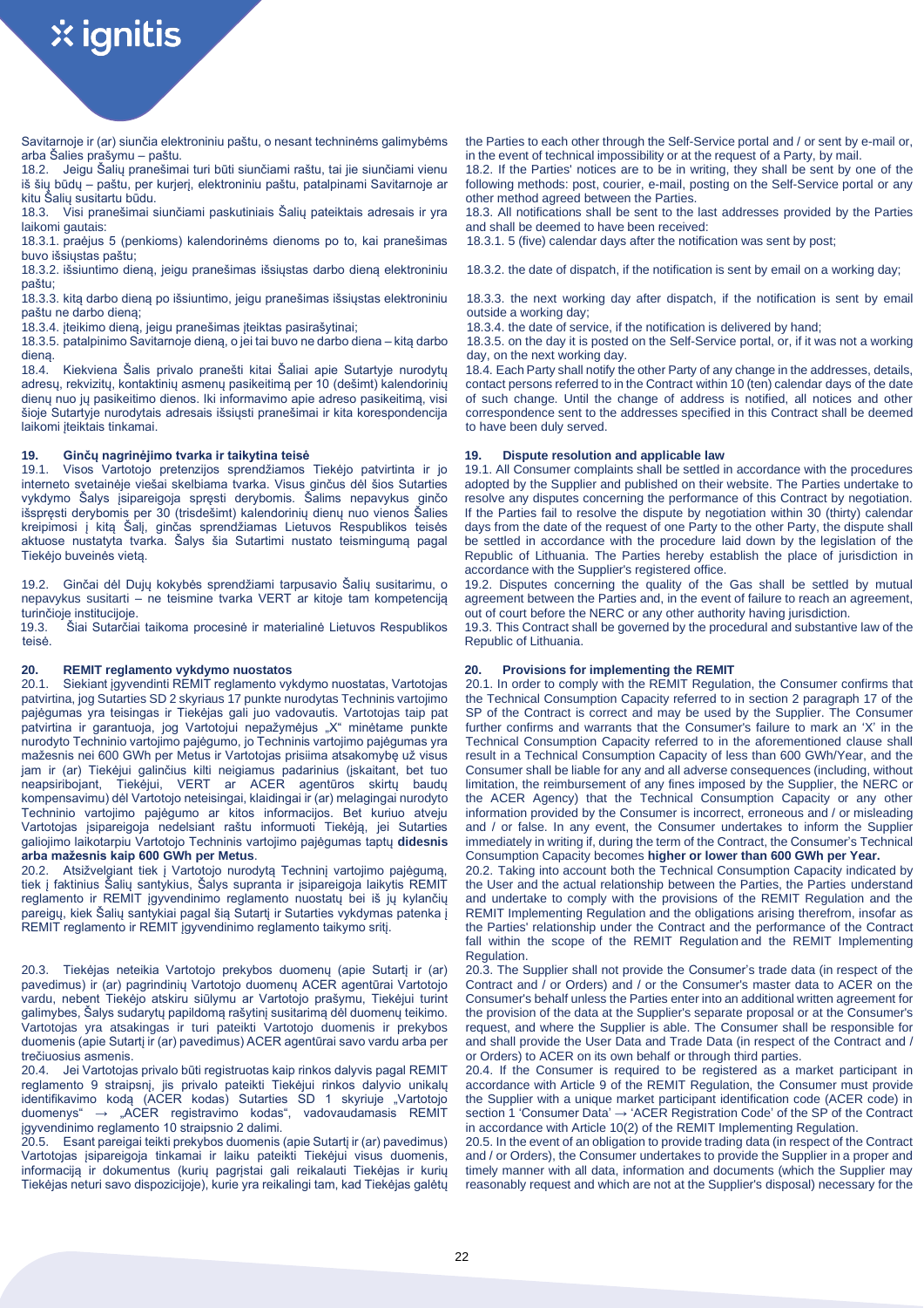Savitarnoje ir (ar) siunčia elektroniniu paštu, o nesant techninėms galimybėms arba Šalies prašymu – paštu.

18.2. Jeigu Šalių pranešimai turi būti siunčiami raštu, tai jie siunčiami vienu iš šių būdų – paštu, per kurjerį, elektroniniu paštu, patalpinami Savitarnoje ar kitu Šalių susitartu būdu.

18.3. Visi pranešimai siunčiami paskutiniais Šalių pateiktais adresais ir yra laikomi gautais:

18.3.1. praėjus 5 (penkioms) kalendorinėms dienoms po to, kai pranešimas buvo išsiųstas paštu;

18.3.2. išsiuntimo dieną, jeigu pranešimas išsiųstas darbo dieną elektroniniu paštu;

18.3.3. kitą darbo dieną po išsiuntimo, jeigu pranešimas išsiųstas elektroniniu paštu ne darbo dieną;

18.3.4. įteikimo dieną, jeigu pranešimas įteiktas pasirašytinai;

18.3.5. patalpinimo Savitarnoje dieną, o jei tai buvo ne darbo diena – kitą darbo dieną.

18.4. Kiekviena Šalis privalo pranešti kitai Šaliai apie Sutartyje nurodytų adresų, rekvizitų, kontaktinių asmenų pasikeitimą per 10 (dešimt) kalendorinių dienų nuo jų pasikeitimo dienos. Iki informavimo apie adreso pasikeitimą, visi šioje Sutartyje nurodytais adresais išsiųsti pranešimai ir kita korespondencija laikomi įteiktais tinkamai.

## 19. Ginčų nagrinėjimo tvarka ir taikytina teisė

19.1. Visos Vartotojo pretenzijos sprendžiamos Tiekėjo patvirtinta ir jo interneto svetainėje viešai skelbiama tvarka. Visus ginčus dėl šios Sutarties vykdymo Šalys įsipareigoja spręsti derybomis. Šalims nepavykus ginčo išspręsti derybomis per 30 (trisdešimt) kalendorinių dienų nuo vienos Šalies kreipimosi į kitą Šalį, ginčas sprendžiamas Lietuvos Respublikos teisės aktuose nustatyta tvarka. Šalys šia Sutartimi nustato teismingumą pagal Tiekėjo buveinės vietą.

19.2. Ginčai dėl Dujų kokybės sprendžiami tarpusavio Šalių susitarimu, o nepavykus susitarti – ne teismine tvarka VERT ar kitoje tam kompetenciją turinčioje institucijoje.

19.3. Šiai Sutarčiai taikoma procesinė ir materialinė Lietuvos Respublikos teisė.

## 20. REMIT reglamento vykdymo nuostatos

20.1. Siekiant įgyvendinti REMIT reglamento vykdymo nuostatas, Vartotojas patvirtina, jog Sutarties SD 2 skyriaus 17 punkte nurodytas Techninis vartojimo pajėgumas yra teisingas ir Tiekėjas gali juo vadovautis. Vartotojas taip pat patvirtina ir garantuoja, jog Vartotojui nepažymėjus „X" minėtame punkte nurodyto Techninio vartojimo pajėgumo, jo Techninis vartojimo pajėgumas yra mažesnis nei 600 GWh per Metus ir Vartotojas prisiima atsakomybę už visus jam ir (ar) Tiekėjui galinčius kilti neigiamus padarinius (įskaitant, bet tuo neapsiribojant, Tiekėjui, VERT ar ACER agentūros skirtų baudų kompensavimu) dėl Vartotojo neteisingai, klaidingai ir (ar) melagingai nurodyto Techninio vartojimo pajėgumo ar kitos informacijos. Bet kuriuo atveju Vartotojas įsipareigoja nedelsiant raštu informuoti Tiekėją, jei Sutarties galiojimo laikotarpiu Vartotojo Techninis vartojimo pajėgumas taptų **didesnis arba mažesnis kaip 600 GWh per Metus**.

20.2. Atsižvelgiant tiek į Vartotojo nurodytą Techninį vartojimo pajėgumą, tiek į faktinius Šalių santykius, Šalys supranta ir įsipareigoja laikytis REMIT reglamento ir REMIT įgyvendinimo reglamento nuostatų bei iš jų kylančių pareigų, kiek Šalių santykiai pagal šią Sutartį ir Sutarties vykdymas patenka į REMIT reglamento ir REMIT įgyvendinimo reglamento taikymo sritį.

20.3. Tiekėjas neteikia Vartotojo prekybos duomenų (apie Sutartį ir (ar) pavedimus) ir (ar) pagrindinių Vartotojo duomenų ACER agentūrai Vartotojo vardu, nebent Tiekėjo atskiru siūlymu ar Vartotojo prašymu, Tiekėjui turint galimybes, Šalys sudarytų papildomą rašytinį susitarimą dėl duomenų teikimo. Vartotojas yra atsakingas ir turi pateikti Vartotojo duomenis ir prekybos duomenis (apie Sutartį ir (ar) pavedimus) ACER agentūrai savo vardu arba per trečiuosius asmenis.

20.4. Jei Vartotojas privalo būti registruotas kaip rinkos dalyvis pagal REMIT reglamento 9 straipsnį, jis privalo pateikti Tiekėjui rinkos dalyvio unikalų identifikavimo kodą (ACER kodas) Sutarties SD 1 skyriuje „Vartotojo duomenys" → „ACER registravimo kodas", vadovaudamasis REMIT įgyvendinimo reglamento 10 straipsnio 2 dalimi.

20.5. Esant pareigai teikti prekybos duomenis (apie Sutartį ir (ar) pavedimus) Vartotojas įsipareigoja tinkamai ir laiku pateikti Tiekėjui visus duomenis, informaciją ir dokumentus (kurių pagrįstai gali reikalauti Tiekėjas ir kurių Tiekėjas neturi savo dispozicijoje), kurie yra reikalingi tam, kad Tiekėjas galėtų

---

the Parties to each other through the Self-Service portal and / or sent by e-mail or, in the event of technical impossibility or at the request of a Party, by mail.

18.2. If the Parties' notices are to be in writing, they shall be sent by one of the following methods: post, courier, e-mail, posting on the Self-Service portal or any other method agreed between the Parties.

18.3. All notifications shall be sent to the last addresses provided by the Parties and shall be deemed to have been received:

18.3.1. 5 (five) calendar days after the notification was sent by post;

18.3.2. the date of dispatch, if the notification is sent by email on a working day;

18.3.3. the next working day after dispatch, if the notification is sent by email outside a working day;

18.3.4. the date of service, if the notification is delivered by hand;

18.3.5. on the day it is posted on the Self-Service portal, or, if it was not a working day, on the next working day.

18.4. Each Party shall notify the other Party of any change in the addresses, details, contact persons referred to in the Contract within 10 (ten) calendar days of the date of such change. Until the change of address is notified, all notices and other correspondence sent to the addresses specified in this Contract shall be deemed to have been duly served.

## 19. Dispute resolution and applicable law

19.1. All Consumer complaints shall be settled in accordance with the procedures adopted by the Supplier and published on their website. The Parties undertake to resolve any disputes concerning the performance of this Contract by negotiation. If the Parties fail to resolve the dispute by negotiation within 30 (thirty) calendar days from the date of the request of one Party to the other Party, the dispute shall be settled in accordance with the procedure laid down by the legislation of the Republic of Lithuania. The Parties hereby establish the place of jurisdiction in accordance with the Supplier's registered office.

19.2. Disputes concerning the quality of the Gas shall be settled by mutual agreement between the Parties and, in the event of failure to reach an agreement, out of court before the NERC or any other authority having jurisdiction.

19.3. This Contract shall be governed by the procedural and substantive law of the Republic of Lithuania.

## 20. Provisions for implementing the REMIT

20.1. In order to comply with the REMIT Regulation, the Consumer confirms that the Technical Consumption Capacity referred to in section 2 paragraph 17 of the SP of the Contract is correct and may be used by the Supplier. The Consumer further confirms and warrants that the Consumer's failure to mark an 'X' in the Technical Consumption Capacity referred to in the aforementioned clause shall result in a Technical Consumption Capacity of less than 600 GWh/Year, and the Consumer shall be liable for any and all adverse consequences (including, without limitation, the reimbursement of any fines imposed by the Supplier, the NERC or the ACER Agency) that the Technical Consumption Capacity or any other information provided by the Consumer is incorrect, erroneous and / or misleading and / or false. In any event, the Consumer undertakes to inform the Supplier immediately in writing if, during the term of the Contract, the Consumer's Technical Consumption Capacity becomes **higher or lower than 600 GWh per Year.**

20.2. Taking into account both the Technical Consumption Capacity indicated by the User and the actual relationship between the Parties, the Parties understand and undertake to comply with the provisions of the REMIT Regulation and the REMIT Implementing Regulation and the obligations arising therefrom, insofar as the Parties' relationship under the Contract and the performance of the Contract fall within the scope of the REMIT Regulation and the REMIT Implementing Regulation.

20.3. The Supplier shall not provide the Consumer's trade data (in respect of the Contract and / or Orders) and / or the Consumer's master data to ACER on the Consumer's behalf unless the Parties enter into an additional written agreement for the provision of the data at the Supplier's separate proposal or at the Consumer's request, and where the Supplier is able. The Consumer shall be responsible for and shall provide the User Data and Trade Data (in respect of the Contract and / or Orders) to ACER on its own behalf or through third parties.

20.4. If the Consumer is required to be registered as a market participant in accordance with Article 9 of the REMIT Regulation, the Consumer must provide the Supplier with a unique market participant identification code (ACER code) in section 1 'Consumer Data' → 'ACER Registration Code' of the SP of the Contract in accordance with Article 10(2) of the REMIT Implementing Regulation.

20.5. In the event of an obligation to provide trading data (in respect of the Contract and / or Orders), the Consumer undertakes to provide the Supplier in a proper and timely manner with all data, information and documents (which the Supplier may reasonably request and which are not at the Supplier's disposal) necessary for the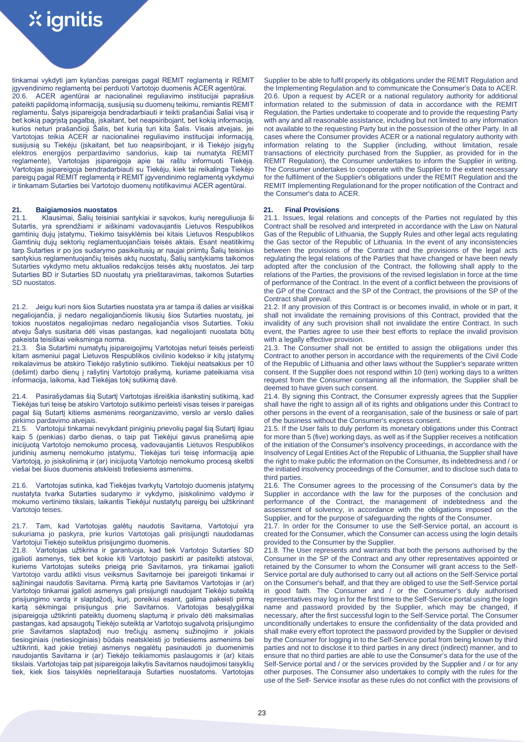tinkamai vykdyti jam kylančias pareigas pagal REMIT reglamentą ir REMIT įgyvendinimo reglamentą bei perduoti Vartotojo duomenis ACER agentūrai.

20.6. ACER agentūrai ar nacionalinei reguliavimo institucijai paprašius pateikti papildomą informaciją, susijusią su duomenų teikimu, remiantis REMIT reglamentu, Šalys įsipareigoja bendradarbiauti ir teikti prašančiai Šaliai visą ir bet kokią pagrįstą pagalbą, įskaitant, bet neapsiribojant, bet kokią informaciją, kurios neturi prašančioji Šalis, bet kurią turi kita Šalis. Visais atvejais, jei Vartotojas teikia ACER ar nacionalinei reguliavimo institucijai informaciją, susijusią su Tiekėju (įskaitant, bet tuo neapsiribojant, ir iš Tiekėjo įsigytų elektros energijos perpardavimo sandorius, kaip tai numatyta REMIT reglamente), Vartotojas įsipareigoja apie tai raštu informuoti Tiekėją. Vartotojas įsipareigoja bendradarbiauti su Tiekėju, kiek tai reikalinga Tiekėjo pareigų pagal REMIT reglamentą ir REMIT įgyvendinimo reglamentą vykdymui ir tinkamam Sutarties bei Vartotojo duomenų notifikavimui ACER agentūrai.

## 21. Baigiamosios nuostatos

21.1. Klausimai, Šalių teisiniai santykiai ir sąvokos, kurių nereguliuoja ši Sutartis, yra sprendžiami ir aiškinami vadovaujantis Lietuvos Respublikos gamtinių dujų įstatymu, Tiekimo taisyklėmis bei kitais Lietuvos Respublikos Gamtinių dujų sektorių reglamentuojančiais teisės aktais. Esant neatitikimų tarp Sutarties ir po jos sudarymo pasikeitusių ar naujai priimtų Šalių teisinius santykius reglamentuojančių teisės aktų nuostatų, Šalių santykiams taikomos Sutarties vykdymo metu aktualios redakcijos teisės aktų nuostatos. Jei tarp Sutarties BD ir Sutarties SD nuostatų yra prieštaravimas, taikomos Sutarties SD nuostatos.

21.2. Jeigu kuri nors šios Sutarties nuostata yra ar tampa iš dalies ar visiškai negaliojančia, ji nedaro negaliojančiomis likusių šios Sutarties nuostatų, jei tokios nuostatos negaliojimas nedaro negaliojančia visos Sutarties. Tokiu atveju Šalys susitaria dėti visas pastangas, kad negaliojanti nuostata būtų pakeista teisiškai veiksminga norma.

21.3. Šia Sutartimi numatytų įsipareigojimų Vartotojas neturi teisės perleisti kitam asmeniui pagal Lietuvos Respublikos civilinio kodekso ir kitų įstatymų reikalavimus be atskiro Tiekėjo rašytinio sutikimo. Tiekėjui neatsakius per 10 (dešimt) darbo dienų į rašytinį Vartotojo prašymą, kuriame pateikiama visa informacija, laikoma, kad Tiekėjas tokį sutikimą davė.

21.4. Pasirašydamas šią Sutartį Vartotojas išreiškia išankstinį sutikimą, kad Tiekėjas turi teisę be atskiro Vartotojo sutikimo perleisti visas teises ir pareigas pagal šią Sutartį kitiems asmenims reorganizavimo, verslo ar verslo dalies pirkimo pardavimo atvejais.

21.5. Vartotojui tinkamai nevykdant piniginių prievolių pagal šią Sutartį ilgiau kaip 5 (penkias) darbo dienas, o taip pat Tiekėjui gavus pranešimą apie inicijuotą Vartotojo nemokumo procesą, vadovaujantis Lietuvos Respublikos juridinių asmenų nemokumo įstatymu, Tiekėjas turi teisę informaciją apie Vartotoją, jo įsiskolinimą ir (ar) inicijuotą Vartotojo nemokumo procesą skelbti viešai bei šiuos duomenis atskleisti tretiesiems asmenims.

21.6. Vartotojas sutinka, kad Tiekėjas tvarkytų Vartotojo duomenis įstatymų nustatyta tvarka Sutarties sudarymo ir vykdymo, įsiskolinimo valdymo ir mokumo vertinimo tikslais, laikantis Tiekėjui nustatytų pareigų bei užtikrinant Vartotojo teises.

21.7. Tam, kad Vartotojas galėtų naudotis Savitarna, Vartotojui yra sukuriama jo paskyra, prie kurios Vartotojas gali prisijungti naudodamas Vartotojui Tiekėjo suteiktus prisijungimo duomenis.

21.8. Vartotojas užtikrina ir garantuoja, kad tiek Vartotojo Sutarties SD įgalioti asmenys, tiek bet kokie kiti Vartotojo paskirti ar pasitelkti atstovai, kuriems Vartotojas suteiks prieigą prie Savitarnos, yra tinkamai įgalioti Vartotojo vardu atlikti visus veiksmus Savitarnoje bei įpareigoti tinkamai ir sąžiningai naudotis Savitarna. Pirmą kartą prie Savitarnos Vartotojas ir (ar) Vartotojo tinkamai įgalioti asmenys gali prisijungti naudojant Tiekėjo suteiktą prisijungimo vardą ir slaptažodį, kurį, poreikiui esant, galima pakeisti pirmą kartą sėkmingai prisijungus prie Savitarnos. Vartotojas besąlygiškai įsipareigoja užtikrinti pateiktų duomenų slaptumą ir privalo dėti maksimalias pastangas, kad apsaugotų Tiekėjo suteiktą ar Vartotojo sugalvotą prisijungimo prie Savitarnos slaptažodį nuo trečiųjų asmenų sužinojimo ir jokiais tiesioginiais (netiesioginiais) būdais neatskleisti jo tretiesiems asmenims bei užtikrinti, kad jokie tretieji asmenys negalėtų pasinaudoti jo duomenimis naudojantis Savitarna ir (ar) Tiekėjo teikiamomis paslaugomis ir (ar) kitais tikslais. Vartotojas taip pat įsipareigoja laikytis Savitarnos naudojimosi taisyklių tiek, kiek šios taisyklės neprieštarauja Sutarties nuostatoms. Vartotojas

Supplier to be able to fulfil properly its obligations under the REMIT Regulation and the Implementing Regulation and to communicate the Consumer's Data to ACER.

20.6. Upon a request by ACER or a national regulatory authority for additional information related to the submission of data in accordance with the REMIT Regulation, the Parties undertake to cooperate and to provide the requesting Party with any and all reasonable assistance, including but not limited to any information not available to the requesting Party but in the possession of the other Party. In all cases where the Consumer provides ACER or a national regulatory authority with information relating to the Supplier (including, without limitation, resale transactions of electricity purchased from the Supplier, as provided for in the REMIT Regulation), the Consumer undertakes to inform the Supplier in writing. The Consumer undertakes to cooperate with the Supplier to the extent necessary for the fulfilment of the Supplier's obligations under the REMIT Regulation and the REMIT Implementing Regulationand for the proper notification of the Contract and the Consumer's data to ACER.

## 21. Final Provisions

21.1. Issues, legal relations and concepts of the Parties not regulated by this Contract shall be resolved and interpreted in accordance with the Law on Natural Gas of the Republic of Lithuania, the Supply Rules and other legal acts regulating the Gas sector of the Republic of Lithuania. In the event of any inconsistencies between the provisions of the Contract and the provisions of the legal acts regulating the legal relations of the Parties that have changed or have been newly adopted after the conclusion of the Contract, the following shall apply to the relations of the Parties, the provisions of the revised legislation in force at the time of performance of the Contract. In the event of a conflict between the provisions of the GP of the Contract and the SP of the Contract, the provisions of the SP of the Contract shall prevail.

21.2. If any provision of this Contract is or becomes invalid, in whole or in part, it shall not invalidate the remaining provisions of this Contract, provided that the invalidity of any such provision shall not invalidate the entire Contract. In such event, the Parties agree to use their best efforts to replace the invalid provision with a legally effective provision.

21.3. The Consumer shall not be entitled to assign the obligations under this Contract to another person in accordance with the requirements of the Civil Code of the Republic of Lithuania and other laws without the Supplier's separate written consent. If the Supplier does not respond within 10 (ten) working days to a written request from the Consumer containing all the information, the Supplier shall be deemed to have given such consent.

21.4. By signing this Contract, the Consumer expressly agrees that the Supplier shall have the right to assign all of its rights and obligations under this Contract to other persons in the event of a reorganisation, sale of the business or sale of part of the business without the Consumer's express consent.

21.5. If the User fails to duly perform its monetary obligations under this Contract for more than 5 (five) working days, as well as if the Supplier receives a notification of the initiation of the Consumer's insolvency proceedings, in accordance with the Insolvency of Legal Entities Act of the Republic of Lithuania, the Supplier shall have the right to make public the information on the Consumer, its indebtedness and / or the initiated insolvency proceedings of the Consumer, and to disclose such data to third parties.

21.6. The Consumer agrees to the processing of the Consumer's data by the Supplier in accordance with the law for the purposes of the conclusion and performance of the Contract, the management of indebtedness and the assessment of solvency, in accordance with the obligations imposed on the Supplier, and for the purpose of safeguarding the rights of the Consumer.

21.7. In order for the Consumer to use the Self-Service portal, an account is created for the Consumer, which the Consumer can access using the login details provided to the Consumer by the Supplier.

21.8. The User represents and warrants that both the persons authorised by the Consumer in the SP of the Contract and any other representatives appointed or retained by the Consumer to whom the Consumer will grant access to the Self-Service portal are duly authorised to carry out all actions on the Self-Service portal on the Consumer's behalf, and that they are obliged to use the Self-Service portal in good faith. The Consumer and / or the Consumer's duly authorised representatives may log in for the first time to the Self-Service portal using the login name and password provided by the Supplier, which may be changed, if necessary, after the first successful login to the Self-Service portal. The Consumer unconditionally undertakes to ensure the confidentiality of the data provided and shall make every effort toprotect the password provided by the Supplier or devised by the Consumer for logging in to the Self-Service portal from being known by third parties and not to disclose it to third parties in any direct (indirect) manner, and to ensure that no third parties are able to use the Consumer's data for the use of the Self-Service portal and / or the services provided by the Supplier and / or for any other purposes. The Consumer also undertakes to comply with the rules for the use of the Self- Service insofar as these rules do not conflict with the provisions of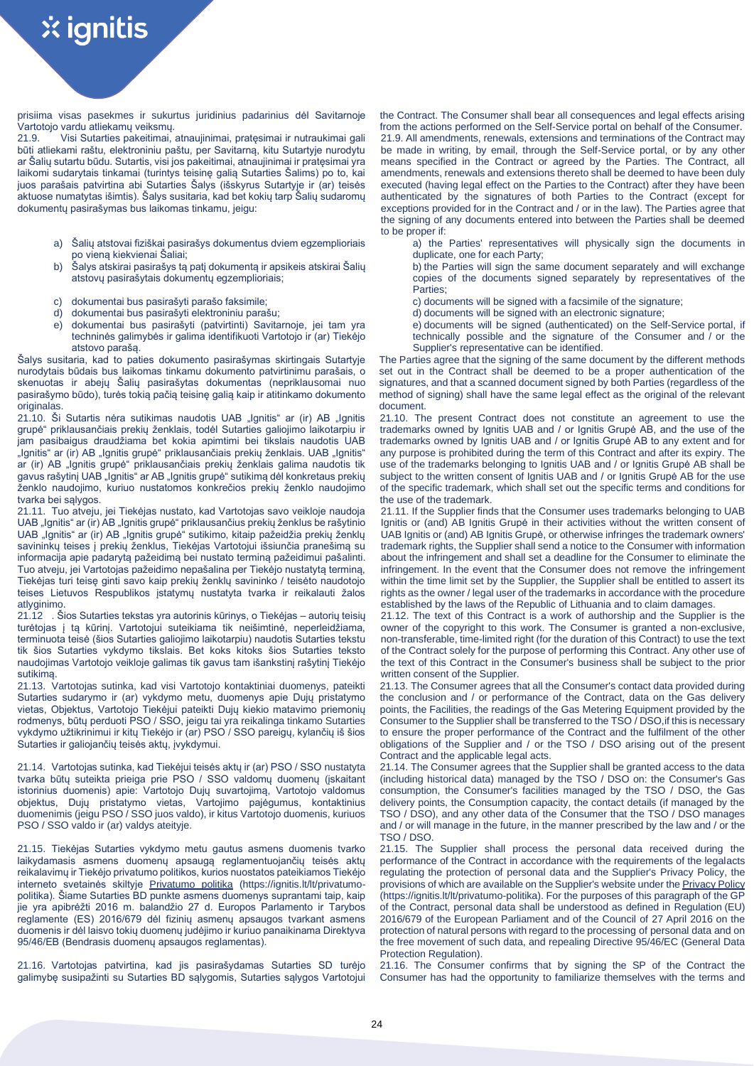prisiima visas pasekmes ir sukurtus juridinius padarinius dėl Savitarnoje Vartotojo vardu atliekamų veiksmų.

21.9. Visi Sutarties pakeitimai, atnaujinimai, pratęsimai ir nutraukimai gali būti atliekami raštu, elektroniniu paštu, per Savitarną, kitu Sutartyje nurodytu ar Šalių sutartu būdu. Sutartis, visi jos pakeitimai, atnaujinimai ir pratęsimai yra laikomi sudarytais tinkamai (turintys teisinę galią Sutarties Šalims) po to, kai juos parašais patvirtina abi Sutarties Šalys (išskyrus Sutartyje ir (ar) teisės aktuose numatytas išimtis). Šalys susitaria, kad bet kokių tarp Šalių sudaromų dokumentų pasirašymas bus laikomas tinkamu, jeigu:

a) Šalių atstovai fiziškai pasirašys dokumentus dviem egzemplioriais po vieną kiekvienai Šaliai;
b) Šalys atskirai pasirašys tą patį dokumentą ir apsikeis atskirai Šalių atstovų pasirašytais dokumentų egzemplioriais;
c) dokumentai bus pasirašyti parašo faksimile;
d) dokumentai bus pasirašyti elektroniniu parašu;
e) dokumentai bus pasirašyti (patvirtinti) Savitarnoje, jei tam yra techninės galimybės ir galima identifikuoti Vartotojo ir (ar) Tiekėjo atstovo parašą.

Šalys susitaria, kad to paties dokumento pasirašymas skirtingais Sutartyje nurodytais būdais bus laikomas tinkamu dokumento patvirtinimu parašais, o skenuotas ir abiejų Šalių pasirašytas dokumentas (nepriklausomai nuo pasirašymo būdo), turės tokią pačią teisinę galią kaip ir atitinkamo dokumento originalas.

21.10. Ši Sutartis nėra sutikimas naudoti UAB „Ignitis" ar (ir) AB „Ignitis grupė" priklausančias prekių ženklais, todėl Sutarties galiojimo laikotarpiu ir jam pasibaigus draudžiama bet kokia apimtimi bei tikslais naudotis UAB „Ignitis" ar (ir) AB „Ignitis grupė" priklausančiais prekių ženklais. UAB „Ignitis" ar (ir) AB „Ignitis grupė" priklausančiais prekių ženklais galima naudotis tik gavus rašytinį UAB „Ignitis" ar AB „Ignitis grupė" sutikimą dėl konkretaus prekių ženklo naudojimo, kuriuo nustatomos konkrečios prekių ženklo naudojimo tvarka bei sąlygos.

21.11. Tuo atveju, jei Tiekėjas nustato, kad Vartotojas savo veikloje naudoja UAB „Ignitis" ar (ir) AB „Ignitis grupė" priklausančius prekių ženklus be rašytinio UAB „Ignitis" ar (ir) AB „Ignitis grupė" sutikimo, kitaip pažeidžia prekių ženklų savininkų teises į prekių ženklus, Tiekėjas Vartotojui išsiunčia pranešimą su informacija apie padarytą pažeidimą bei nustato terminą pažeidimui pašalinti. Tuo atveju, jei Vartotojas pažeidimo nepašalina per Tiekėjo nustatytą terminą, Tiekėjas turi teisę ginti savo kaip prekių ženklų savininko / teisėto naudotojo teises Lietuvos Respublikos įstatymų nustatyta tvarka ir reikalauti žalos atlyginimo.

21.12 . Šios Sutarties tekstas yra autorinis kūrinys, o Tiekėjas – autorių teisių turėtojas į tą kūrinį. Vartotojui suteikiama tik neišimtinė, neperleidžiama, terminuota teisė (šios Sutarties galiojimo laikotarpiu) naudotis Sutarties tekstu tik šios Sutarties vykdymo tikslais. Bet koks kitoks šios Sutarties teksto naudojimas Vartotojo veikloje galimas tik gavus tam išankstinį rašytinį Tiekėjo sutikimą.

21.13. Vartotojas sutinka, kad visi Vartotojo kontaktiniai duomenys, pateikti Sutarties sudarymo ir (ar) vykdymo metu, duomenys apie Dujų pristatymo vietas, Objektus, Vartotojo Tiekėjui pateikti Dujų kiekio matavimo priemonių rodmenys, būtų perduoti PSO / SSO, jeigu tai yra reikalinga tinkamo Sutarties vykdymo užtikrinimui ir kitų Tiekėjo ir (ar) PSO / SSO pareigų, kylančių iš šios Sutarties ir galiojančių teisės aktų, įvykdymui.

21.14. Vartotojas sutinka, kad Tiekėjui teisės aktų ir (ar) PSO / SSO nustatyta tvarka būtų suteikta prieiga prie PSO / SSO valdomų duomenų (įskaitant istorinius duomenis) apie: Vartotojo Dujų suvartojimą, Vartotojo valdomus objektus, Dujų pristatymo vietas, Vartojimo pajėgumus, kontaktiniais duomenimis (jeigu PSO / SSO juos valdo), ir kitus Vartotojo duomenis, kuriuos PSO / SSO valdo ir (ar) valdys ateityje.

21.15. Tiekėjas Sutarties vykdymo metu gautus asmens duomenis tvarko laikydamasis asmens duomenų apsaugą reglamentuojančių teisės aktų reikalavimų ir Tiekėjo privatumo politikos, kurios nuostatos pateikiamos Tiekėjo interneto svetainės skiltyje Privatumo politika (https://ignitis.lt/lt/privatumo-politika). Šiame Sutarties BD punkte asmens duomenys suprantami taip, kaip jie yra apibrėžti 2016 m. balandžio 27 d. Europos Parlamento ir Tarybos reglamente (ES) 2016/679 dėl fizinių asmenų apsaugos tvarkant asmens duomenis ir dėl laisvo tokių duomenų judėjimo ir kuriuo panaikinama Direktyva 95/46/EB (Bendrasis duomenų apsaugos reglamentas).

21.16. Vartotojas patvirtina, kad jis pasirašydamas Sutarties SD turėjo galimybę susipažinti su Sutarties BD sąlygomis, Sutarties sąlygos Vartotojui

the Contract. The Consumer shall bear all consequences and legal effects arising from the actions performed on the Self-Service portal on behalf of the Consumer.

21.9. All amendments, renewals, extensions and terminations of the Contract may be made in writing, by email, through the Self-Service portal, or by any other means specified in the Contract or agreed by the Parties. The Contract, all amendments, renewals and extensions thereto shall be deemed to have been duly executed (having legal effect on the Parties to the Contract) after they have been authenticated by the signatures of both Parties to the Contract (except for exceptions provided for in the Contract and / or in the law). The Parties agree that the signing of any documents entered into between the Parties shall be deemed to be proper if:

a) the Parties' representatives will physically sign the documents in duplicate, one for each Party;
b) the Parties will sign the same document separately and will exchange copies of the documents signed separately by representatives of the Parties;
c) documents will be signed with a facsimile of the signature;
d) documents will be signed with an electronic signature;
e) documents will be signed (authenticated) on the Self-Service portal, if technically possible and the signature of the Consumer and / or the Supplier's representative can be identified.

The Parties agree that the signing of the same document by the different methods set out in the Contract shall be deemed to be a proper authentication of the signatures, and that a scanned document signed by both Parties (regardless of the method of signing) shall have the same legal effect as the original of the relevant document.

21.10. The present Contract does not constitute an agreement to use the trademarks owned by Ignitis UAB and / or Ignitis Grupė AB, and the use of the trademarks owned by Ignitis UAB and / or Ignitis Grupė AB to any extent and for any purpose is prohibited during the term of this Contract and after its expiry. The use of the trademarks belonging to Ignitis UAB and / or Ignitis Grupė AB shall be subject to the written consent of Ignitis UAB and / or Ignitis Grupė AB for the use of the specific trademark, which shall set out the specific terms and conditions for the use of the trademark.

21.11. If the Supplier finds that the Consumer uses trademarks belonging to UAB Ignitis or (and) AB Ignitis Grupė in their activities without the written consent of UAB Ignitis or (and) AB Ignitis Grupė, or otherwise infringes the trademark owners' trademark rights, the Supplier shall send a notice to the Consumer with information about the infringement and shall set a deadline for the Consumer to eliminate the infringement. In the event that the Consumer does not remove the infringement within the time limit set by the Supplier, the Supplier shall be entitled to assert its rights as the owner / legal user of the trademarks in accordance with the procedure established by the laws of the Republic of Lithuania and to claim damages.

21.12. The text of this Contract is a work of authorship and the Supplier is the owner of the copyright to this work. The Consumer is granted a non-exclusive, non-transferable, time-limited right (for the duration of this Contract) to use the text of the Contract solely for the purpose of performing this Contract. Any other use of the text of this Contract in the Consumer's business shall be subject to the prior written consent of the Supplier.

21.13. The Consumer agrees that all the Consumer's contact data provided during the conclusion and / or performance of the Contract, data on the Gas delivery points, the Facilities, the readings of the Gas Metering Equipment provided by the Consumer to the Supplier shall be transferred to the TSO / DSO,if this is necessary to ensure the proper performance of the Contract and the fulfilment of the other obligations of the Supplier and / or the TSO / DSO arising out of the present Contract and the applicable legal acts.

21.14. The Consumer agrees that the Supplier shall be granted access to the data (including historical data) managed by the TSO / DSO on: the Consumer's Gas consumption, the Consumer's facilities managed by the TSO / DSO, the Gas delivery points, the Consumption capacity, the contact details (if managed by the TSO / DSO), and any other data of the Consumer that the TSO / DSO manages and / or will manage in the future, in the manner prescribed by the law and / or the TSO / DSO.

21.15. The Supplier shall process the personal data received during the performance of the Contract in accordance with the requirements of the legalacts regulating the protection of personal data and the Supplier's Privacy Policy, the provisions of which are available on the Supplier's website under the Privacy Policy (https://ignitis.lt/lt/privatumo-politika). For the purposes of this paragraph of the GP of the Contract, personal data shall be understood as defined in Regulation (EU) 2016/679 of the European Parliament and of the Council of 27 April 2016 on the protection of natural persons with regard to the processing of personal data and on the free movement of such data, and repealing Directive 95/46/EC (General Data Protection Regulation).

21.16. The Consumer confirms that by signing the SP of the Contract the Consumer has had the opportunity to familiarize themselves with the terms and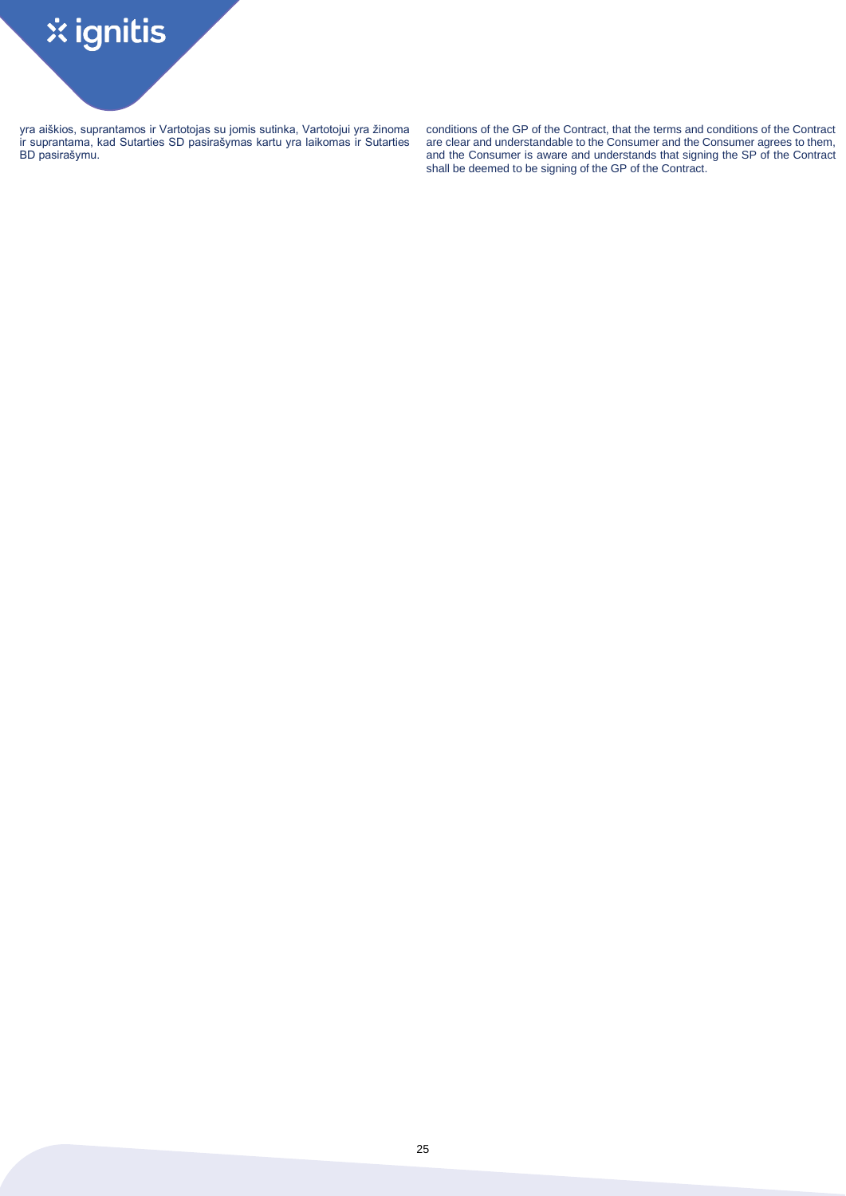yra aiškios, suprantamos ir Vartotojas su jomis sutinka, Vartotojui yra žinoma ir suprantama, kad Sutarties SD pasirašymas kartu yra laikomas ir Sutarties BD pasirašymu.

conditions of the GP of the Contract, that the terms and conditions of the Contract are clear and understandable to the Consumer and the Consumer agrees to them, and the Consumer is aware and understands that signing the SP of the Contract shall be deemed to be signing of the GP of the Contract.